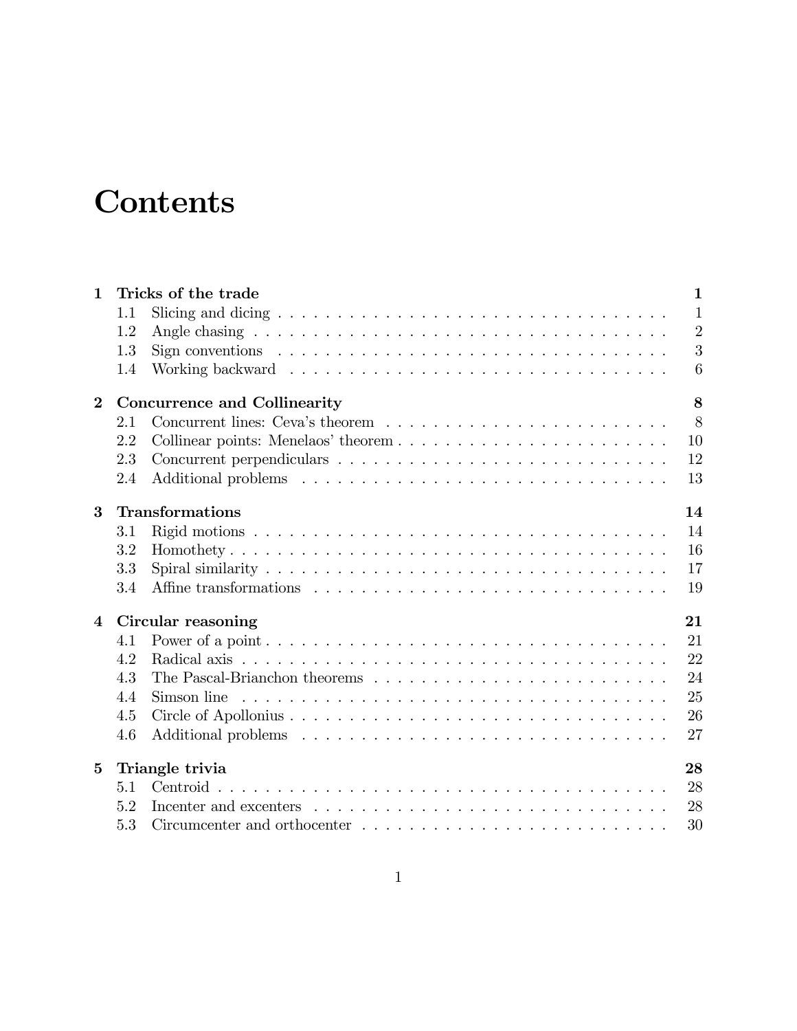# Contents

| | | |
|---|---|---|
| **1** | **Tricks of the trade** | **1** |
| 1.1 | Slicing and dicing | 1 |
| 1.2 | Angle chasing | 2 |
| 1.3 | Sign conventions | 3 |
| 1.4 | Working backward | 6 |
| **2** | **Concurrence and Collinearity** | **8** |
| 2.1 | Concurrent lines: Ceva's theorem | 8 |
| 2.2 | Collinear points: Menelaos' theorem | 10 |
| 2.3 | Concurrent perpendiculars | 12 |
| 2.4 | Additional problems | 13 |
| **3** | **Transformations** | **14** |
| 3.1 | Rigid motions | 14 |
| 3.2 | Homothety | 16 |
| 3.3 | Spiral similarity | 17 |
| 3.4 | Affine transformations | 19 |
| **4** | **Circular reasoning** | **21** |
| 4.1 | Power of a point | 21 |
| 4.2 | Radical axis | 22 |
| 4.3 | The Pascal-Brianchon theorems | 24 |
| 4.4 | Simson line | 25 |
| 4.5 | Circle of Apollonius | 26 |
| 4.6 | Additional problems | 27 |
| **5** | **Triangle trivia** | **28** |
| 5.1 | Centroid | 28 |
| 5.2 | Incenter and excenters | 28 |
| 5.3 | Circumcenter and orthocenter | 30 |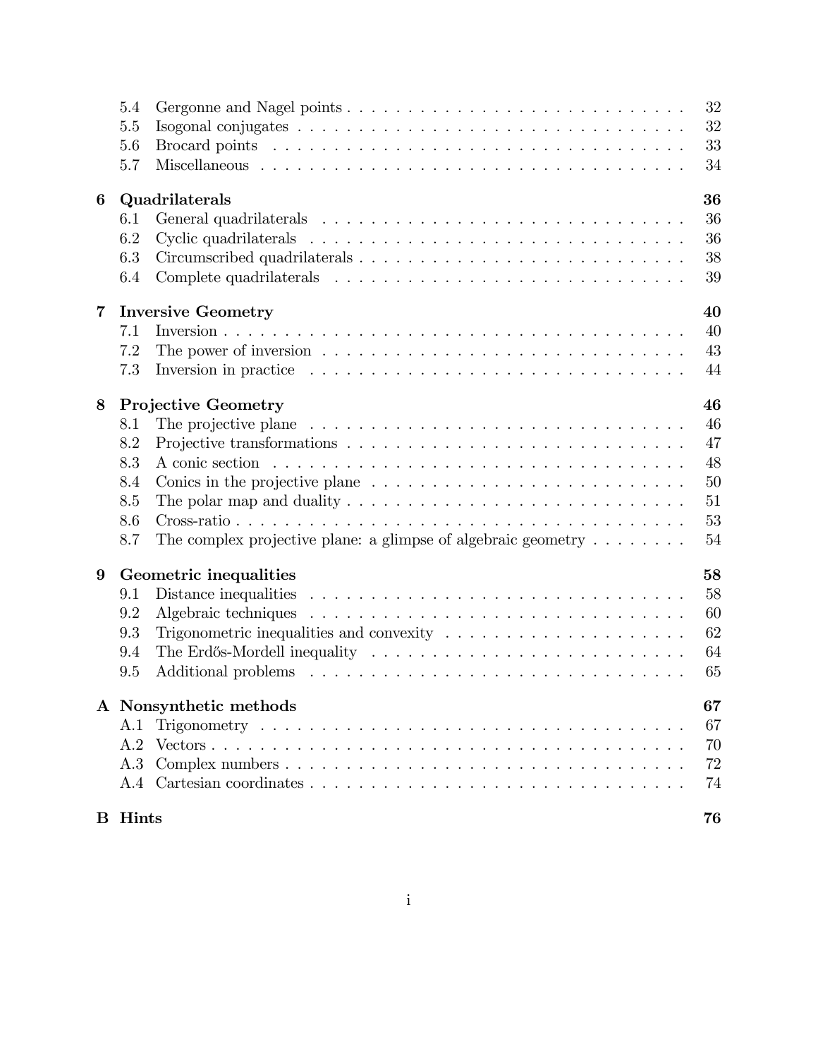5.4 Gergonne and Nagel points . . . . . . . . . . . . . . . . . . . . . . . . . . . 32
5.5 Isogonal conjugates . . . . . . . . . . . . . . . . . . . . . . . . . . . . . . 32
5.6 Brocard points . . . . . . . . . . . . . . . . . . . . . . . . . . . . . . . . 33
5.7 Miscellaneous . . . . . . . . . . . . . . . . . . . . . . . . . . . . . . . . . 34

**6 Quadrilaterals** **36**
6.1 General quadrilaterals . . . . . . . . . . . . . . . . . . . . . . . . . . . . 36
6.2 Cyclic quadrilaterals . . . . . . . . . . . . . . . . . . . . . . . . . . . . . 36
6.3 Circumscribed quadrilaterals . . . . . . . . . . . . . . . . . . . . . . . . . 38
6.4 Complete quadrilaterals . . . . . . . . . . . . . . . . . . . . . . . . . . . . 39

**7 Inversive Geometry** **40**
7.1 Inversion . . . . . . . . . . . . . . . . . . . . . . . . . . . . . . . . . . . . 40
7.2 The power of inversion . . . . . . . . . . . . . . . . . . . . . . . . . . . . 43
7.3 Inversion in practice . . . . . . . . . . . . . . . . . . . . . . . . . . . . . 44

**8 Projective Geometry** **46**
8.1 The projective plane . . . . . . . . . . . . . . . . . . . . . . . . . . . . . 46
8.2 Projective transformations . . . . . . . . . . . . . . . . . . . . . . . . . . 47
8.3 A conic section . . . . . . . . . . . . . . . . . . . . . . . . . . . . . . . . 48
8.4 Conics in the projective plane . . . . . . . . . . . . . . . . . . . . . . . . 50
8.5 The polar map and duality . . . . . . . . . . . . . . . . . . . . . . . . . . 51
8.6 Cross-ratio . . . . . . . . . . . . . . . . . . . . . . . . . . . . . . . . . . . 53
8.7 The complex projective plane: a glimpse of algebraic geometry . . . . . . . . 54

**9 Geometric inequalities** **58**
9.1 Distance inequalities . . . . . . . . . . . . . . . . . . . . . . . . . . . . . 58
9.2 Algebraic techniques . . . . . . . . . . . . . . . . . . . . . . . . . . . . . 60
9.3 Trigonometric inequalities and convexity . . . . . . . . . . . . . . . . . . . 62
9.4 The Erdős-Mordell inequality . . . . . . . . . . . . . . . . . . . . . . . . . 64
9.5 Additional problems . . . . . . . . . . . . . . . . . . . . . . . . . . . . . . 65

**A Nonsynthetic methods** **67**
A.1 Trigonometry . . . . . . . . . . . . . . . . . . . . . . . . . . . . . . . . . . 67
A.2 Vectors . . . . . . . . . . . . . . . . . . . . . . . . . . . . . . . . . . . . . 70
A.3 Complex numbers . . . . . . . . . . . . . . . . . . . . . . . . . . . . . . . . 72
A.4 Cartesian coordinates . . . . . . . . . . . . . . . . . . . . . . . . . . . . . 74

**B Hints** **76**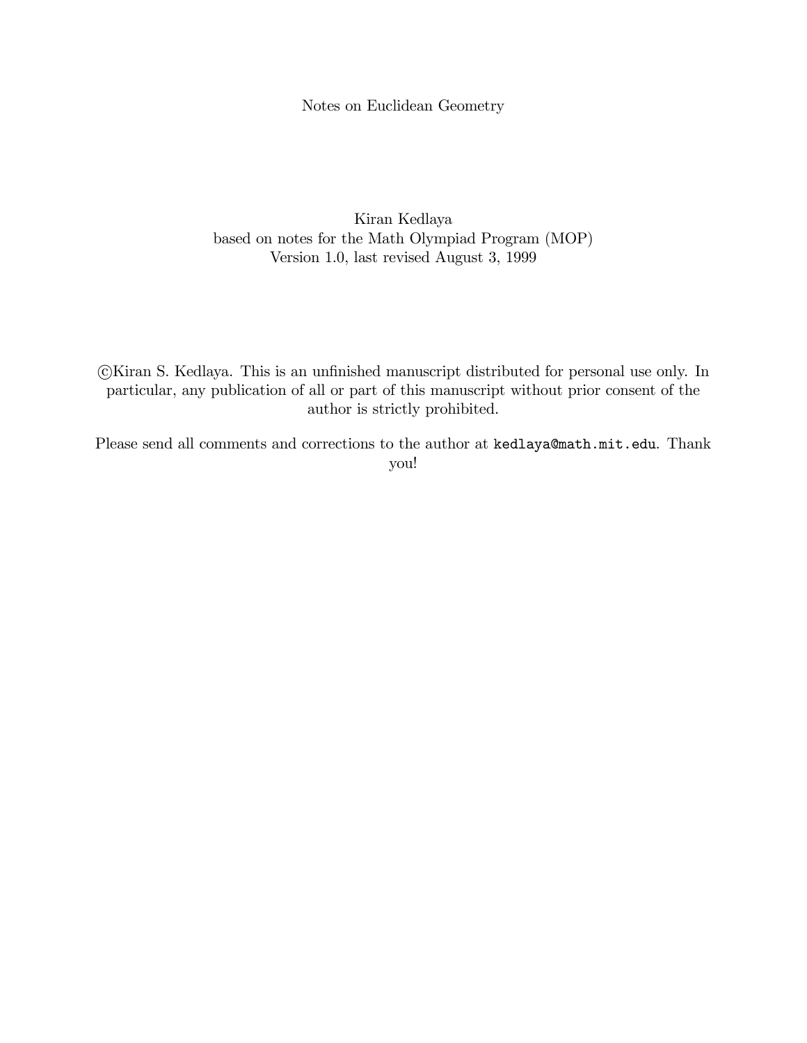Notes on Euclidean Geometry

Kiran Kedlaya
based on notes for the Math Olympiad Program (MOP)
Version 1.0, last revised August 3, 1999

©Kiran S. Kedlaya. This is an unfinished manuscript distributed for personal use only. In particular, any publication of all or part of this manuscript without prior consent of the author is strictly prohibited.

Please send all comments and corrections to the author at `kedlaya@math.mit.edu`. Thank you!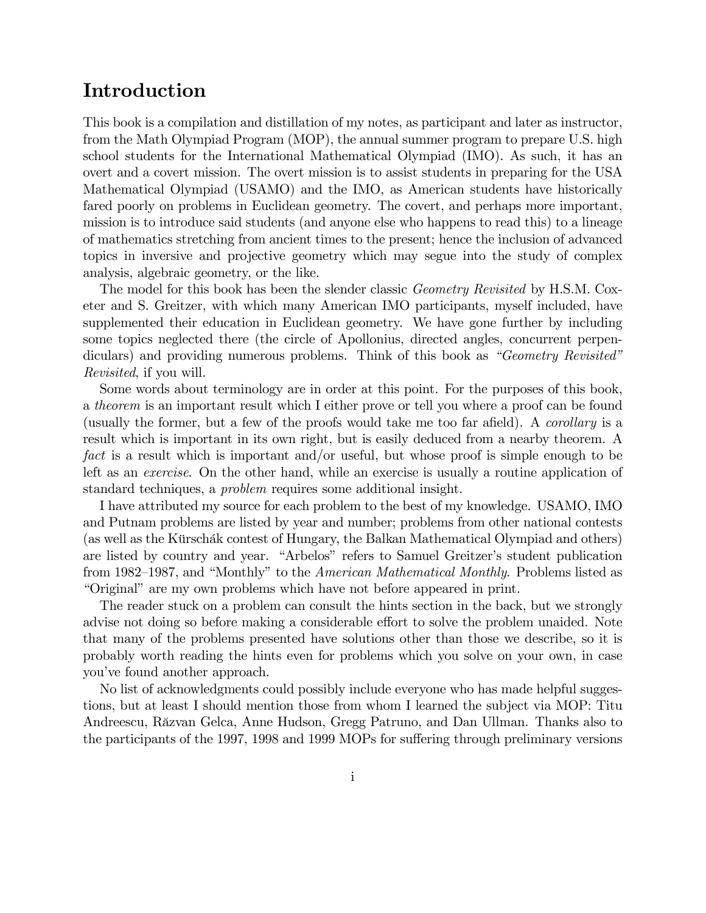## Introduction

This book is a compilation and distillation of my notes, as participant and later as instructor, from the Math Olympiad Program (MOP), the annual summer program to prepare U.S. high school students for the International Mathematical Olympiad (IMO). As such, it has an overt and a covert mission. The overt mission is to assist students in preparing for the USA Mathematical Olympiad (USAMO) and the IMO, as American students have historically fared poorly on problems in Euclidean geometry. The covert, and perhaps more important, mission is to introduce said students (and anyone else who happens to read this) to a lineage of mathematics stretching from ancient times to the present; hence the inclusion of advanced topics in inversive and projective geometry which may segue into the study of complex analysis, algebraic geometry, or the like.

The model for this book has been the slender classic *Geometry Revisited* by H.S.M. Coxeter and S. Greitzer, with which many American IMO participants, myself included, have supplemented their education in Euclidean geometry. We have gone further by including some topics neglected there (the circle of Apollonius, directed angles, concurrent perpendiculars) and providing numerous problems. Think of this book as *"Geometry Revisited" Revisited*, if you will.

Some words about terminology are in order at this point. For the purposes of this book, a *theorem* is an important result which I either prove or tell you where a proof can be found (usually the former, but a few of the proofs would take me too far afield). A *corollary* is a result which is important in its own right, but is easily deduced from a nearby theorem. A *fact* is a result which is important and/or useful, but whose proof is simple enough to be left as an *exercise*. On the other hand, while an exercise is usually a routine application of standard techniques, a *problem* requires some additional insight.

I have attributed my source for each problem to the best of my knowledge. USAMO, IMO and Putnam problems are listed by year and number; problems from other national contests (as well as the Kürschák contest of Hungary, the Balkan Mathematical Olympiad and others) are listed by country and year. "Arbelos" refers to Samuel Greitzer's student publication from 1982–1987, and "Monthly" to the *American Mathematical Monthly*. Problems listed as "Original" are my own problems which have not before appeared in print.

The reader stuck on a problem can consult the hints section in the back, but we strongly advise not doing so before making a considerable effort to solve the problem unaided. Note that many of the problems presented have solutions other than those we describe, so it is probably worth reading the hints even for problems which you solve on your own, in case you've found another approach.

No list of acknowledgments could possibly include everyone who has made helpful suggestions, but at least I should mention those from whom I learned the subject via MOP: Titu Andreescu, Răzvan Gelca, Anne Hudson, Gregg Patruno, and Dan Ullman. Thanks also to the participants of the 1997, 1998 and 1999 MOPs for suffering through preliminary versions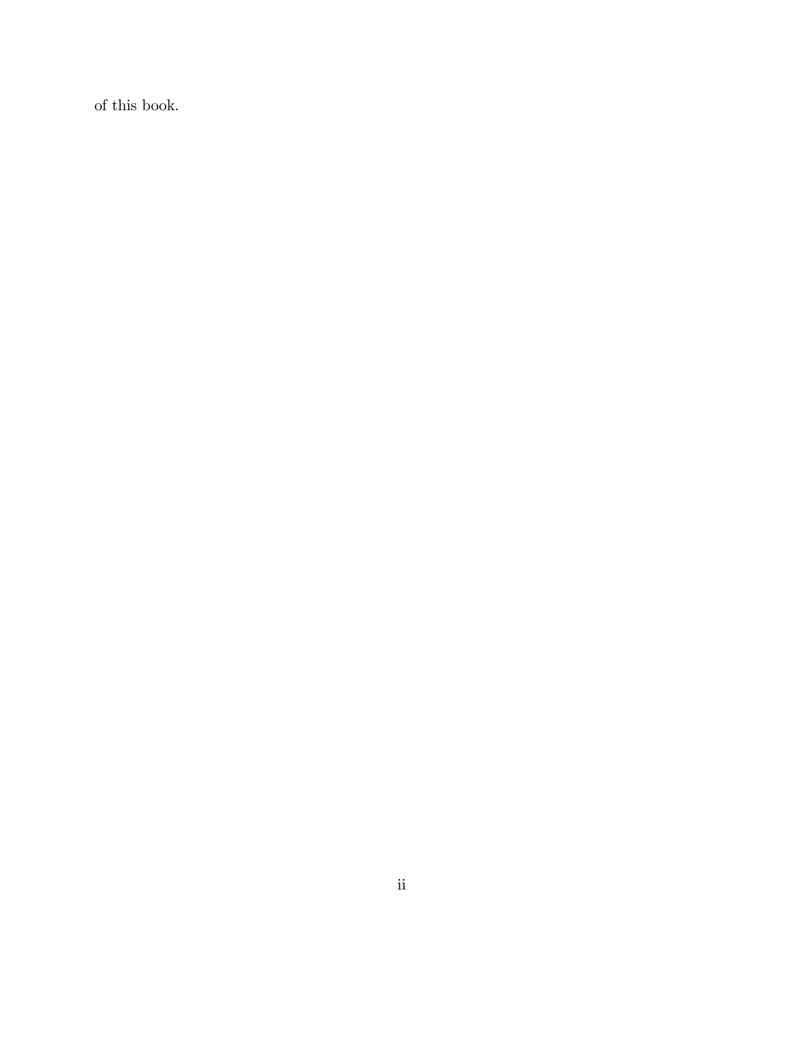of this book.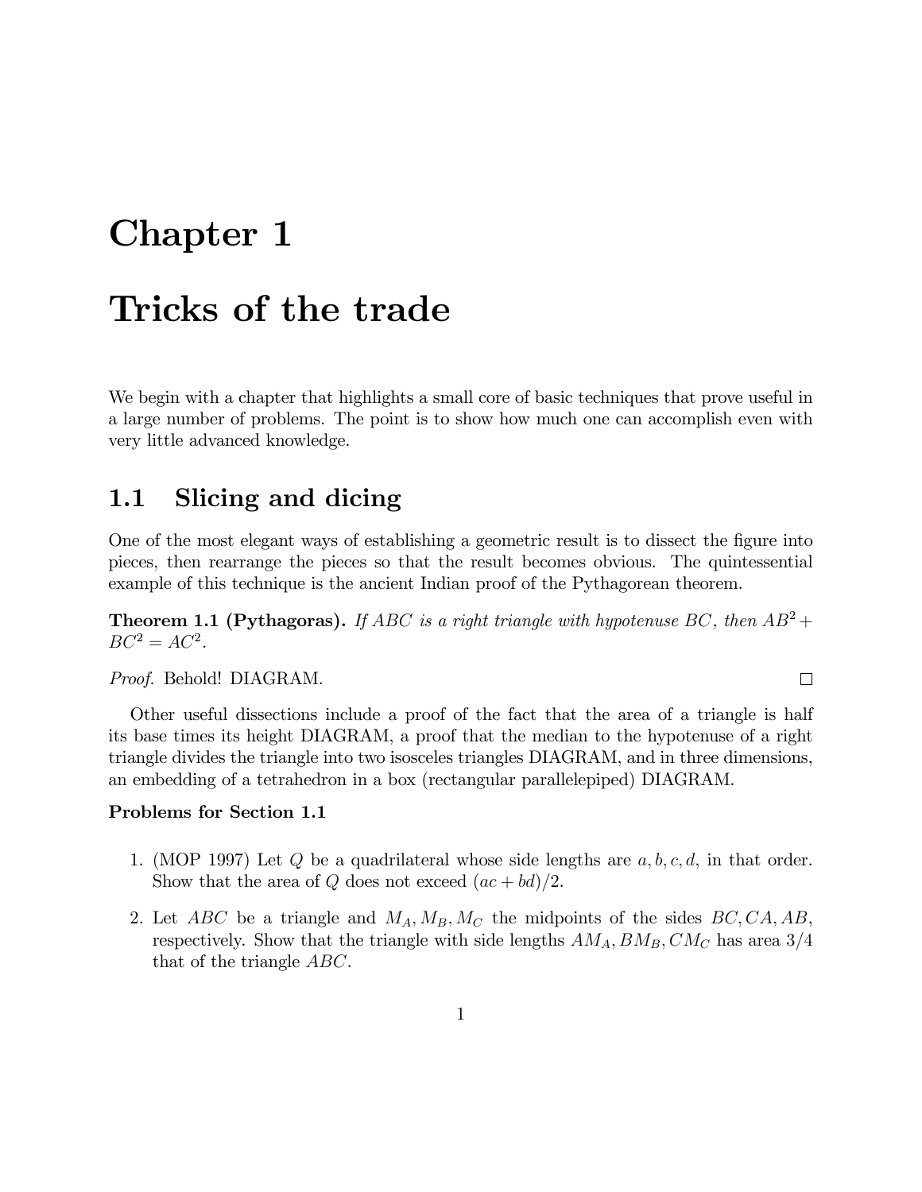# Chapter 1

# Tricks of the trade

We begin with a chapter that highlights a small core of basic techniques that prove useful in a large number of problems. The point is to show how much one can accomplish even with very little advanced knowledge.

## 1.1 Slicing and dicing

One of the most elegant ways of establishing a geometric result is to dissect the figure into pieces, then rearrange the pieces so that the result becomes obvious. The quintessential example of this technique is the ancient Indian proof of the Pythagorean theorem.

**Theorem 1.1 (Pythagoras).** *If $ABC$ is a right triangle with hypotenuse $BC$, then $AB^2 + BC^2 = AC^2$.*

*Proof.* Behold! DIAGRAM. □

Other useful dissections include a proof of the fact that the area of a triangle is half its base times its height DIAGRAM, a proof that the median to the hypotenuse of a right triangle divides the triangle into two isosceles triangles DIAGRAM, and in three dimensions, an embedding of a tetrahedron in a box (rectangular parallelepiped) DIAGRAM.

**Problems for Section 1.1**

1. (MOP 1997) Let $Q$ be a quadrilateral whose side lengths are $a, b, c, d$, in that order. Show that the area of $Q$ does not exceed $(ac + bd)/2$.

2. Let $ABC$ be a triangle and $M_A, M_B, M_C$ the midpoints of the sides $BC, CA, AB$, respectively. Show that the triangle with side lengths $AM_A, BM_B, CM_C$ has area 3/4 that of the triangle $ABC$.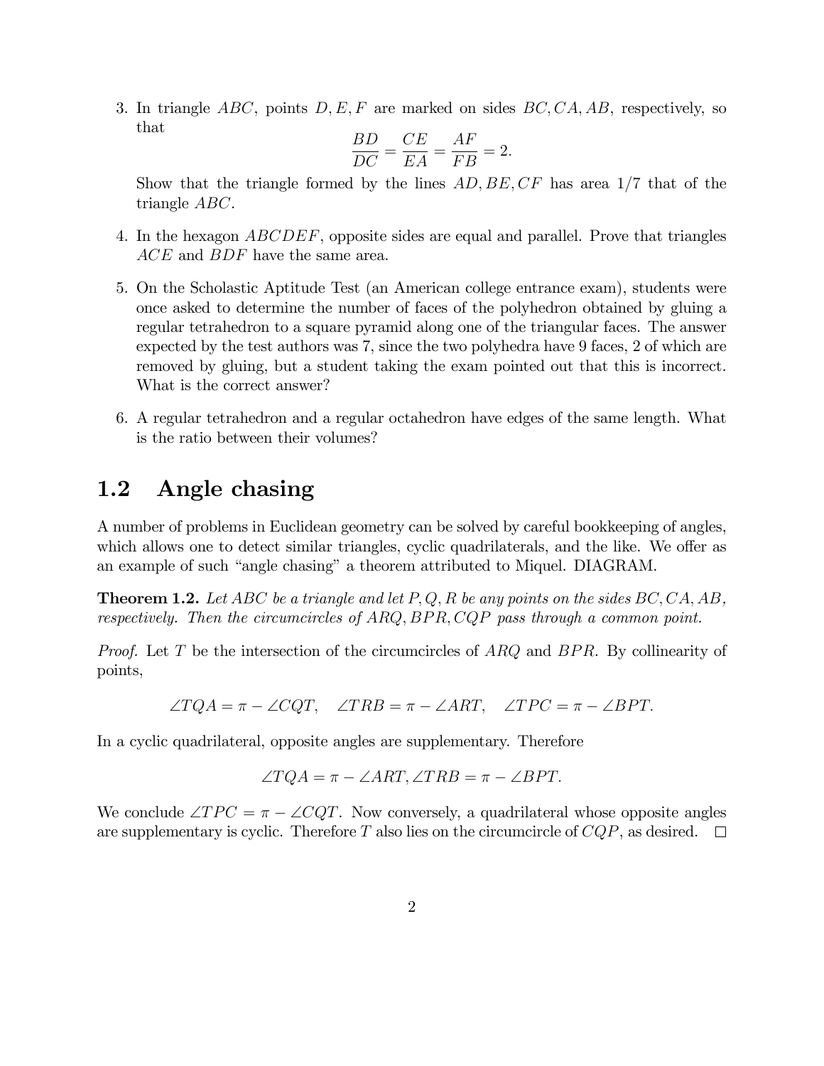3. In triangle $ABC$, points $D, E, F$ are marked on sides $BC, CA, AB$, respectively, so that
$$\frac{BD}{DC} = \frac{CE}{EA} = \frac{AF}{FB} = 2.$$
Show that the triangle formed by the lines $AD, BE, CF$ has area $1/7$ that of the triangle $ABC$.

4. In the hexagon $ABCDEF$, opposite sides are equal and parallel. Prove that triangles $ACE$ and $BDF$ have the same area.

5. On the Scholastic Aptitude Test (an American college entrance exam), students were once asked to determine the number of faces of the polyhedron obtained by gluing a regular tetrahedron to a square pyramid along one of the triangular faces. The answer expected by the test authors was 7, since the two polyhedra have 9 faces, 2 of which are removed by gluing, but a student taking the exam pointed out that this is incorrect. What is the correct answer?

6. A regular tetrahedron and a regular octahedron have edges of the same length. What is the ratio between their volumes?

## 1.2 Angle chasing

A number of problems in Euclidean geometry can be solved by careful bookkeeping of angles, which allows one to detect similar triangles, cyclic quadrilaterals, and the like. We offer as an example of such "angle chasing" a theorem attributed to Miquel. DIAGRAM.

**Theorem 1.2.** *Let $ABC$ be a triangle and let $P, Q, R$ be any points on the sides $BC, CA, AB$, respectively. Then the circumcircles of $ARQ, BPR, CQP$ pass through a common point.*

*Proof.* Let $T$ be the intersection of the circumcircles of $ARQ$ and $BPR$. By collinearity of points,

$$\angle TQA = \pi - \angle CQT, \quad \angle TRB = \pi - \angle ART, \quad \angle TPC = \pi - \angle BPT.$$

In a cyclic quadrilateral, opposite angles are supplementary. Therefore

$$\angle TQA = \pi - \angle ART, \angle TRB = \pi - \angle BPT.$$

We conclude $\angle TPC = \pi - \angle CQT$. Now conversely, a quadrilateral whose opposite angles are supplementary is cyclic. Therefore $T$ also lies on the circumcircle of $CQP$, as desired. □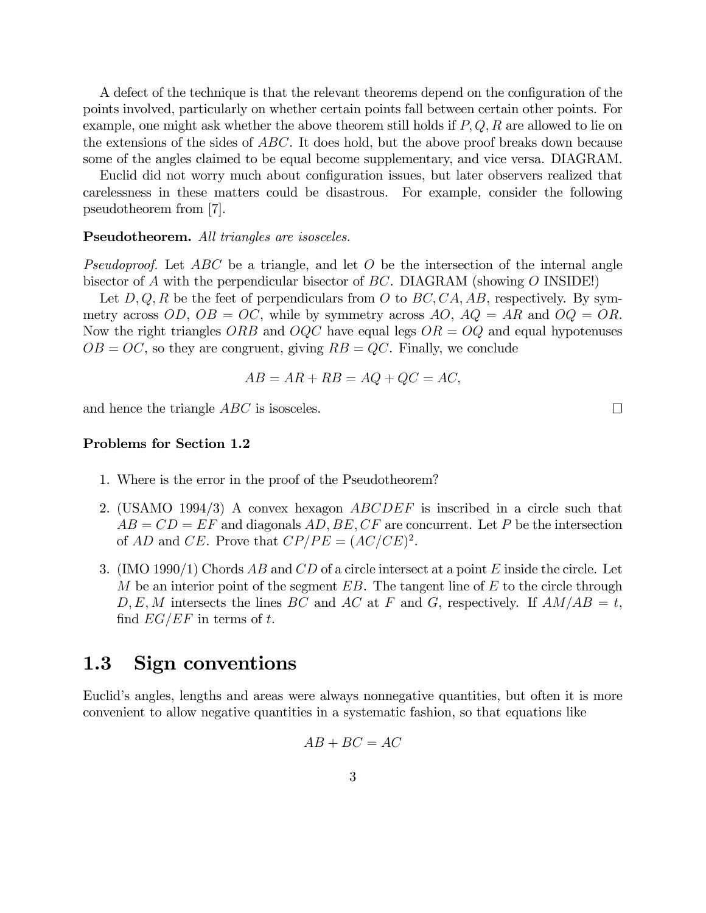A defect of the technique is that the relevant theorems depend on the configuration of the points involved, particularly on whether certain points fall between certain other points. For example, one might ask whether the above theorem still holds if $P, Q, R$ are allowed to lie on the extensions of the sides of $ABC$. It does hold, but the above proof breaks down because some of the angles claimed to be equal become supplementary, and vice versa. DIAGRAM.

Euclid did not worry much about configuration issues, but later observers realized that carelessness in these matters could be disastrous. For example, consider the following pseudotheorem from [7].

**Pseudotheorem.** *All triangles are isosceles.*

*Pseudoproof.* Let $ABC$ be a triangle, and let $O$ be the intersection of the internal angle bisector of $A$ with the perpendicular bisector of $BC$. DIAGRAM (showing $O$ INSIDE!)

Let $D, Q, R$ be the feet of perpendiculars from $O$ to $BC, CA, AB$, respectively. By symmetry across $OD$, $OB = OC$, while by symmetry across $AO$, $AQ = AR$ and $OQ = OR$. Now the right triangles $ORB$ and $OQC$ have equal legs $OR = OQ$ and equal hypotenuses $OB = OC$, so they are congruent, giving $RB = QC$. Finally, we conclude

$$AB = AR + RB = AQ + QC = AC,$$

and hence the triangle $ABC$ is isosceles. □

### Problems for Section 1.2

1. Where is the error in the proof of the Pseudotheorem?
2. (USAMO 1994/3) A convex hexagon $ABCDEF$ is inscribed in a circle such that $AB = CD = EF$ and diagonals $AD, BE, CF$ are concurrent. Let $P$ be the intersection of $AD$ and $CE$. Prove that $CP/PE = (AC/CE)^2$.
3. (IMO 1990/1) Chords $AB$ and $CD$ of a circle intersect at a point $E$ inside the circle. Let $M$ be an interior point of the segment $EB$. The tangent line of $E$ to the circle through $D, E, M$ intersects the lines $BC$ and $AC$ at $F$ and $G$, respectively. If $AM/AB = t$, find $EG/EF$ in terms of $t$.

## 1.3 Sign conventions

Euclid's angles, lengths and areas were always nonnegative quantities, but often it is more convenient to allow negative quantities in a systematic fashion, so that equations like

$$AB + BC = AC$$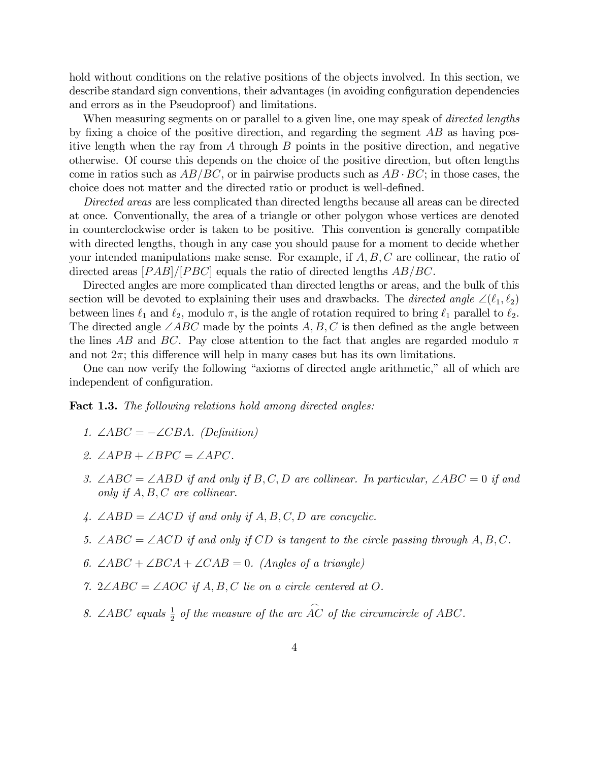hold without conditions on the relative positions of the objects involved. In this section, we describe standard sign conventions, their advantages (in avoiding configuration dependencies and errors as in the Pseudoproof) and limitations.

When measuring segments on or parallel to a given line, one may speak of *directed lengths* by fixing a choice of the positive direction, and regarding the segment $AB$ as having positive length when the ray from $A$ through $B$ points in the positive direction, and negative otherwise. Of course this depends on the choice of the positive direction, but often lengths come in ratios such as $AB/BC$, or in pairwise products such as $AB \cdot BC$; in those cases, the choice does not matter and the directed ratio or product is well-defined.

*Directed areas* are less complicated than directed lengths because all areas can be directed at once. Conventionally, the area of a triangle or other polygon whose vertices are denoted in counterclockwise order is taken to be positive. This convention is generally compatible with directed lengths, though in any case you should pause for a moment to decide whether your intended manipulations make sense. For example, if $A, B, C$ are collinear, the ratio of directed areas $[PAB]/[PBC]$ equals the ratio of directed lengths $AB/BC$.

Directed angles are more complicated than directed lengths or areas, and the bulk of this section will be devoted to explaining their uses and drawbacks. The *directed angle* $\angle(\ell_1, \ell_2)$ between lines $\ell_1$ and $\ell_2$, modulo $\pi$, is the angle of rotation required to bring $\ell_1$ parallel to $\ell_2$. The directed angle $\angle ABC$ made by the points $A, B, C$ is then defined as the angle between the lines $AB$ and $BC$. Pay close attention to the fact that angles are regarded modulo $\pi$ and not $2\pi$; this difference will help in many cases but has its own limitations.

One can now verify the following "axioms of directed angle arithmetic," all of which are independent of configuration.

**Fact 1.3.** *The following relations hold among directed angles:*

1. *$\angle ABC = -\angle CBA$. (Definition)*
2. *$\angle APB + \angle BPC = \angle APC$.*
3. *$\angle ABC = \angle ABD$ if and only if $B, C, D$ are collinear. In particular, $\angle ABC = 0$ if and only if $A, B, C$ are collinear.*
4. *$\angle ABD = \angle ACD$ if and only if $A, B, C, D$ are concyclic.*
5. *$\angle ABC = \angle ACD$ if and only if $CD$ is tangent to the circle passing through $A, B, C$.*
6. *$\angle ABC + \angle BCA + \angle CAB = 0$. (Angles of a triangle)*
7. *$2\angle ABC = \angle AOC$ if $A, B, C$ lie on a circle centered at $O$.*
8. *$\angle ABC$ equals $\frac{1}{2}$ of the measure of the arc $\overset{\frown}{AC}$ of the circumcircle of $ABC$.*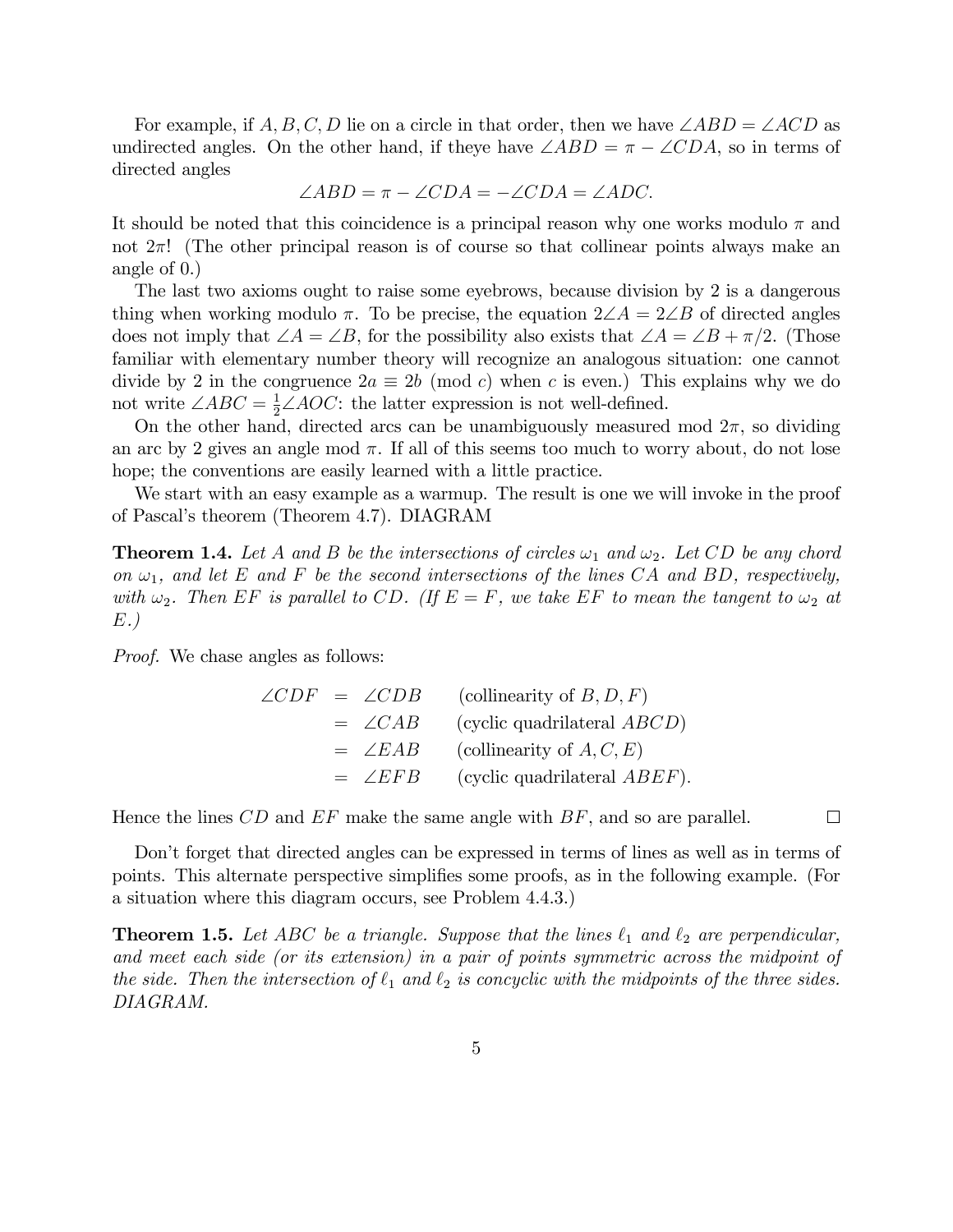For example, if $A, B, C, D$ lie on a circle in that order, then we have $\angle ABD = \angle ACD$ as undirected angles. On the other hand, if theye have $\angle ABD = \pi - \angle CDA$, so in terms of directed angles

$$\angle ABD = \pi - \angle CDA = -\angle CDA = \angle ADC.$$

It should be noted that this coincidence is a principal reason why one works modulo $\pi$ and not $2\pi$! (The other principal reason is of course so that collinear points always make an angle of 0.)

The last two axioms ought to raise some eyebrows, because division by 2 is a dangerous thing when working modulo $\pi$. To be precise, the equation $2\angle A = 2\angle B$ of directed angles does not imply that $\angle A = \angle B$, for the possibility also exists that $\angle A = \angle B + \pi/2$. (Those familiar with elementary number theory will recognize an analogous situation: one cannot divide by 2 in the congruence $2a \equiv 2b \pmod{c}$ when $c$ is even.) This explains why we do not write $\angle ABC = \frac{1}{2}\angle AOC$: the latter expression is not well-defined.

On the other hand, directed arcs can be unambiguously measured mod $2\pi$, so dividing an arc by 2 gives an angle mod $\pi$. If all of this seems too much to worry about, do not lose hope; the conventions are easily learned with a little practice.

We start with an easy example as a warmup. The result is one we will invoke in the proof of Pascal's theorem (Theorem 4.7). DIAGRAM

**Theorem 1.4.** *Let $A$ and $B$ be the intersections of circles $\omega_1$ and $\omega_2$. Let $CD$ be any chord on $\omega_1$, and let $E$ and $F$ be the second intersections of the lines $CA$ and $BD$, respectively, with $\omega_2$. Then $EF$ is parallel to $CD$. (If $E = F$, we take $EF$ to mean the tangent to $\omega_2$ at $E$.)*

*Proof.* We chase angles as follows:

$$\begin{aligned}
\angle CDF &= \angle CDB && \text{(collinearity of } B, D, F) \\
&= \angle CAB && \text{(cyclic quadrilateral } ABCD) \\
&= \angle EAB && \text{(collinearity of } A, C, E) \\
&= \angle EFB && \text{(cyclic quadrilateral } ABEF).
\end{aligned}$$

Hence the lines $CD$ and $EF$ make the same angle with $BF$, and so are parallel. $\square$

Don't forget that directed angles can be expressed in terms of lines as well as in terms of points. This alternate perspective simplifies some proofs, as in the following example. (For a situation where this diagram occurs, see Problem 4.4.3.)

**Theorem 1.5.** *Let $ABC$ be a triangle. Suppose that the lines $\ell_1$ and $\ell_2$ are perpendicular, and meet each side (or its extension) in a pair of points symmetric across the midpoint of the side. Then the intersection of $\ell_1$ and $\ell_2$ is concyclic with the midpoints of the three sides. DIAGRAM.*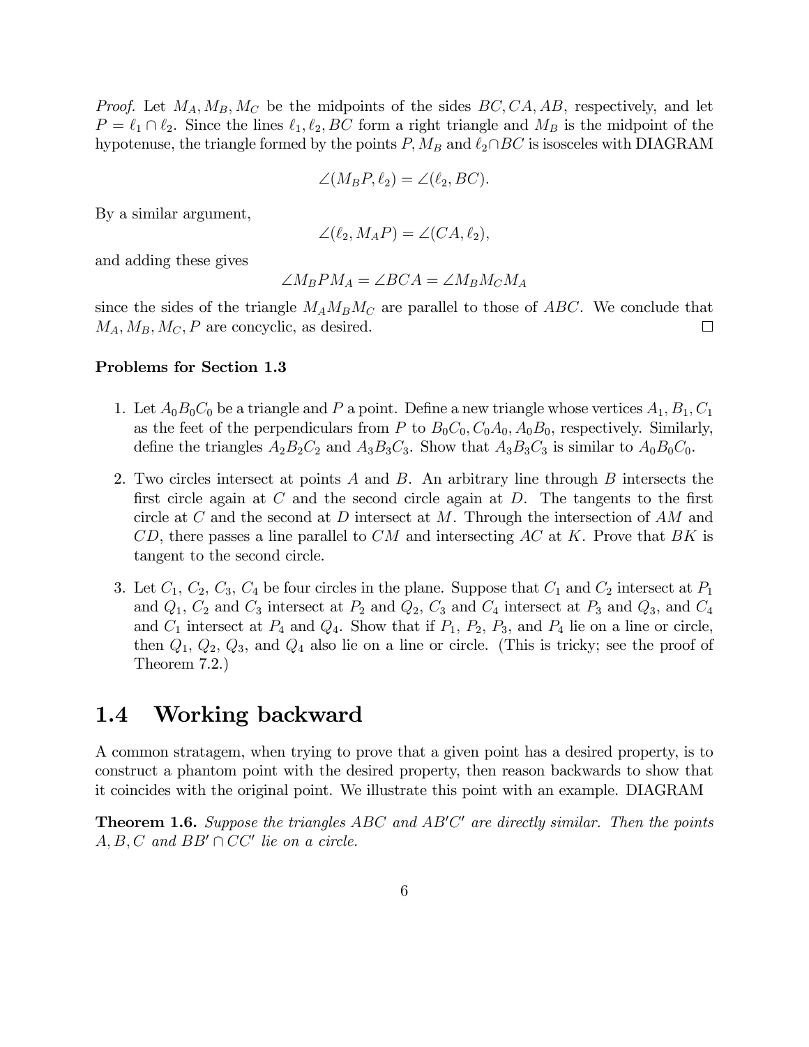*Proof.* Let $M_A, M_B, M_C$ be the midpoints of the sides $BC, CA, AB$, respectively, and let $P = \ell_1 \cap \ell_2$. Since the lines $\ell_1, \ell_2, BC$ form a right triangle and $M_B$ is the midpoint of the hypotenuse, the triangle formed by the points $P, M_B$ and $\ell_2 \cap BC$ is isosceles with DIAGRAM

$$\angle(M_B P, \ell_2) = \angle(\ell_2, BC).$$

By a similar argument,

$$\angle(\ell_2, M_A P) = \angle(CA, \ell_2),$$

and adding these gives

$$\angle M_B P M_A = \angle BCA = \angle M_B M_C M_A$$

since the sides of the triangle $M_A M_B M_C$ are parallel to those of $ABC$. We conclude that $M_A, M_B, M_C, P$ are concyclic, as desired. □

**Problems for Section 1.3**

1. Let $A_0B_0C_0$ be a triangle and $P$ a point. Define a new triangle whose vertices $A_1, B_1, C_1$ as the feet of the perpendiculars from $P$ to $B_0C_0, C_0A_0, A_0B_0$, respectively. Similarly, define the triangles $A_2B_2C_2$ and $A_3B_3C_3$. Show that $A_3B_3C_3$ is similar to $A_0B_0C_0$.

2. Two circles intersect at points $A$ and $B$. An arbitrary line through $B$ intersects the first circle again at $C$ and the second circle again at $D$. The tangents to the first circle at $C$ and the second at $D$ intersect at $M$. Through the intersection of $AM$ and $CD$, there passes a line parallel to $CM$ and intersecting $AC$ at $K$. Prove that $BK$ is tangent to the second circle.

3. Let $C_1$, $C_2$, $C_3$, $C_4$ be four circles in the plane. Suppose that $C_1$ and $C_2$ intersect at $P_1$ and $Q_1$, $C_2$ and $C_3$ intersect at $P_2$ and $Q_2$, $C_3$ and $C_4$ intersect at $P_3$ and $Q_3$, and $C_4$ and $C_1$ intersect at $P_4$ and $Q_4$. Show that if $P_1$, $P_2$, $P_3$, and $P_4$ lie on a line or circle, then $Q_1$, $Q_2$, $Q_3$, and $Q_4$ also lie on a line or circle. (This is tricky; see the proof of Theorem 7.2.)

## 1.4 Working backward

A common stratagem, when trying to prove that a given point has a desired property, is to construct a phantom point with the desired property, then reason backwards to show that it coincides with the original point. We illustrate this point with an example. DIAGRAM

**Theorem 1.6.** *Suppose the triangles $ABC$ and $AB'C'$ are directly similar. Then the points $A, B, C$ and $BB' \cap CC'$ lie on a circle.*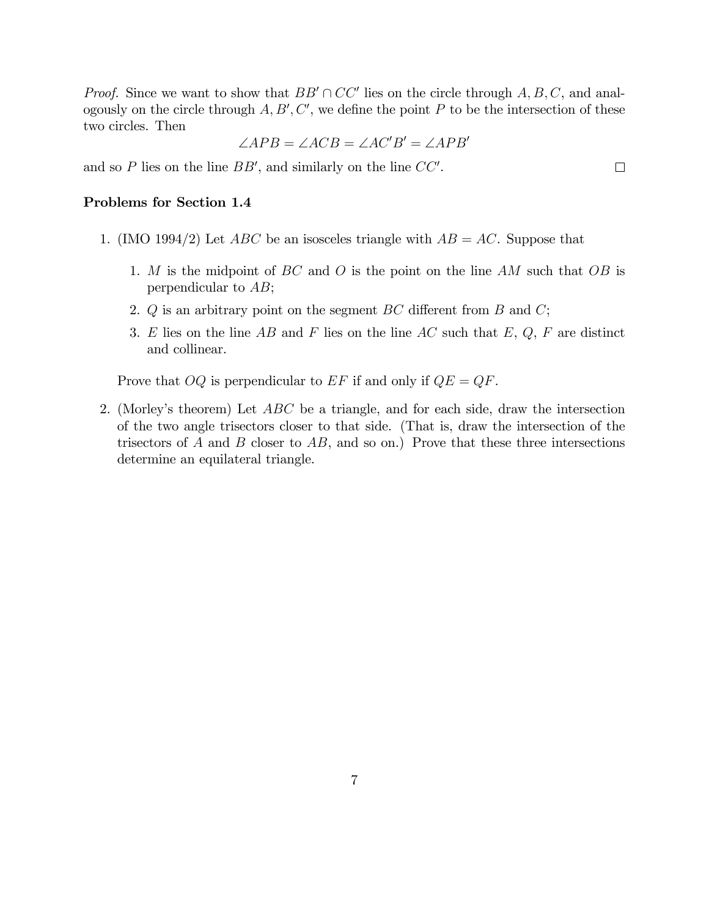*Proof.* Since we want to show that $BB' \cap CC'$ lies on the circle through $A, B, C$, and analogously on the circle through $A, B', C'$, we define the point $P$ to be the intersection of these two circles. Then

$$\angle APB = \angle ACB = \angle AC'B' = \angle APB'$$

and so $P$ lies on the line $BB'$, and similarly on the line $CC'$. □

**Problems for Section 1.4**

1. (IMO 1994/2) Let $ABC$ be an isosceles triangle with $AB = AC$. Suppose that

   1. $M$ is the midpoint of $BC$ and $O$ is the point on the line $AM$ such that $OB$ is perpendicular to $AB$;
   2. $Q$ is an arbitrary point on the segment $BC$ different from $B$ and $C$;
   3. $E$ lies on the line $AB$ and $F$ lies on the line $AC$ such that $E$, $Q$, $F$ are distinct and collinear.

   Prove that $OQ$ is perpendicular to $EF$ if and only if $QE = QF$.

2. (Morley's theorem) Let $ABC$ be a triangle, and for each side, draw the intersection of the two angle trisectors closer to that side. (That is, draw the intersection of the trisectors of $A$ and $B$ closer to $AB$, and so on.) Prove that these three intersections determine an equilateral triangle.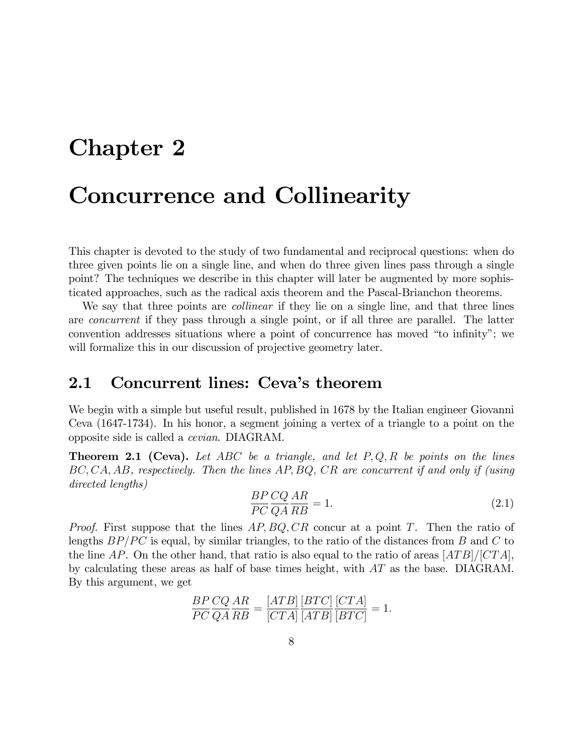# Chapter 2

# Concurrence and Collinearity

This chapter is devoted to the study of two fundamental and reciprocal questions: when do three given points lie on a single line, and when do three given lines pass through a single point? The techniques we describe in this chapter will later be augmented by more sophisticated approaches, such as the radical axis theorem and the Pascal-Brianchon theorems.

We say that three points are *collinear* if they lie on a single line, and that three lines are *concurrent* if they pass through a single point, or if all three are parallel. The latter convention addresses situations where a point of concurrence has moved "to infinity"; we will formalize this in our discussion of projective geometry later.

## 2.1 Concurrent lines: Ceva's theorem

We begin with a simple but useful result, published in 1678 by the Italian engineer Giovanni Ceva (1647-1734). In his honor, a segment joining a vertex of a triangle to a point on the opposite side is called a *cevian*. DIAGRAM.

**Theorem 2.1 (Ceva).** *Let $ABC$ be a triangle, and let $P, Q, R$ be points on the lines $BC, CA, AB$, respectively. Then the lines $AP, BQ, CR$ are concurrent if and only if (using directed lengths)*

$$\frac{BP}{PC}\frac{CQ}{QA}\frac{AR}{RB} = 1. \tag{2.1}$$

*Proof.* First suppose that the lines $AP, BQ, CR$ concur at a point $T$. Then the ratio of lengths $BP/PC$ is equal, by similar triangles, to the ratio of the distances from $B$ and $C$ to the line $AP$. On the other hand, that ratio is also equal to the ratio of areas $[ATB]/[CTA]$, by calculating these areas as half of base times height, with $AT$ as the base. DIAGRAM. By this argument, we get

$$\frac{BP}{PC}\frac{CQ}{QA}\frac{AR}{RB} = \frac{[ATB]}{[CTA]}\frac{[BTC]}{[ATB]}\frac{[CTA]}{[BTC]} = 1.$$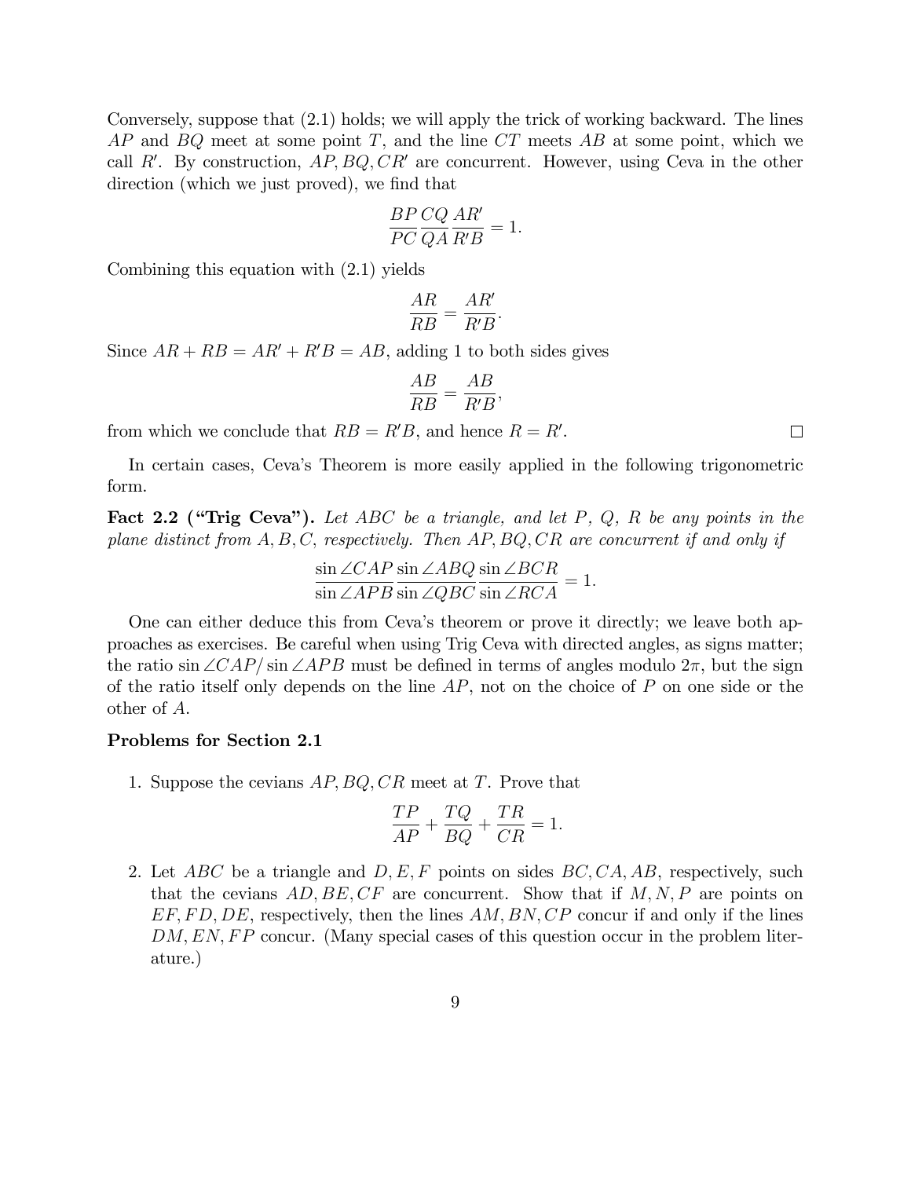Conversely, suppose that (2.1) holds; we will apply the trick of working backward. The lines $AP$ and $BQ$ meet at some point $T$, and the line $CT$ meets $AB$ at some point, which we call $R'$. By construction, $AP, BQ, CR'$ are concurrent. However, using Ceva in the other direction (which we just proved), we find that

$$\frac{BP}{PC}\frac{CQ}{QA}\frac{AR'}{R'B} = 1.$$

Combining this equation with (2.1) yields

$$\frac{AR}{RB} = \frac{AR'}{R'B}.$$

Since $AR + RB = AR' + R'B = AB$, adding 1 to both sides gives

$$\frac{AB}{RB} = \frac{AB}{R'B},$$

from which we conclude that $RB = R'B$, and hence $R = R'$. □

In certain cases, Ceva's Theorem is more easily applied in the following trigonometric form.

**Fact 2.2 ("Trig Ceva").** *Let $ABC$ be a triangle, and let $P$, $Q$, $R$ be any points in the plane distinct from $A, B, C$, respectively. Then $AP, BQ, CR$ are concurrent if and only if*

$$\frac{\sin\angle CAP}{\sin\angle APB}\frac{\sin\angle ABQ}{\sin\angle QBC}\frac{\sin\angle BCR}{\sin\angle RCA} = 1.$$

One can either deduce this from Ceva's theorem or prove it directly; we leave both approaches as exercises. Be careful when using Trig Ceva with directed angles, as signs matter; the ratio $\sin\angle CAP/\sin\angle APB$ must be defined in terms of angles modulo $2\pi$, but the sign of the ratio itself only depends on the line $AP$, not on the choice of $P$ on one side or the other of $A$.

**Problems for Section 2.1**

1. Suppose the cevians $AP, BQ, CR$ meet at $T$. Prove that

$$\frac{TP}{AP} + \frac{TQ}{BQ} + \frac{TR}{CR} = 1.$$

2. Let $ABC$ be a triangle and $D, E, F$ points on sides $BC, CA, AB$, respectively, such that the cevians $AD, BE, CF$ are concurrent. Show that if $M, N, P$ are points on $EF, FD, DE$, respectively, then the lines $AM, BN, CP$ concur if and only if the lines $DM, EN, FP$ concur. (Many special cases of this question occur in the problem literature.)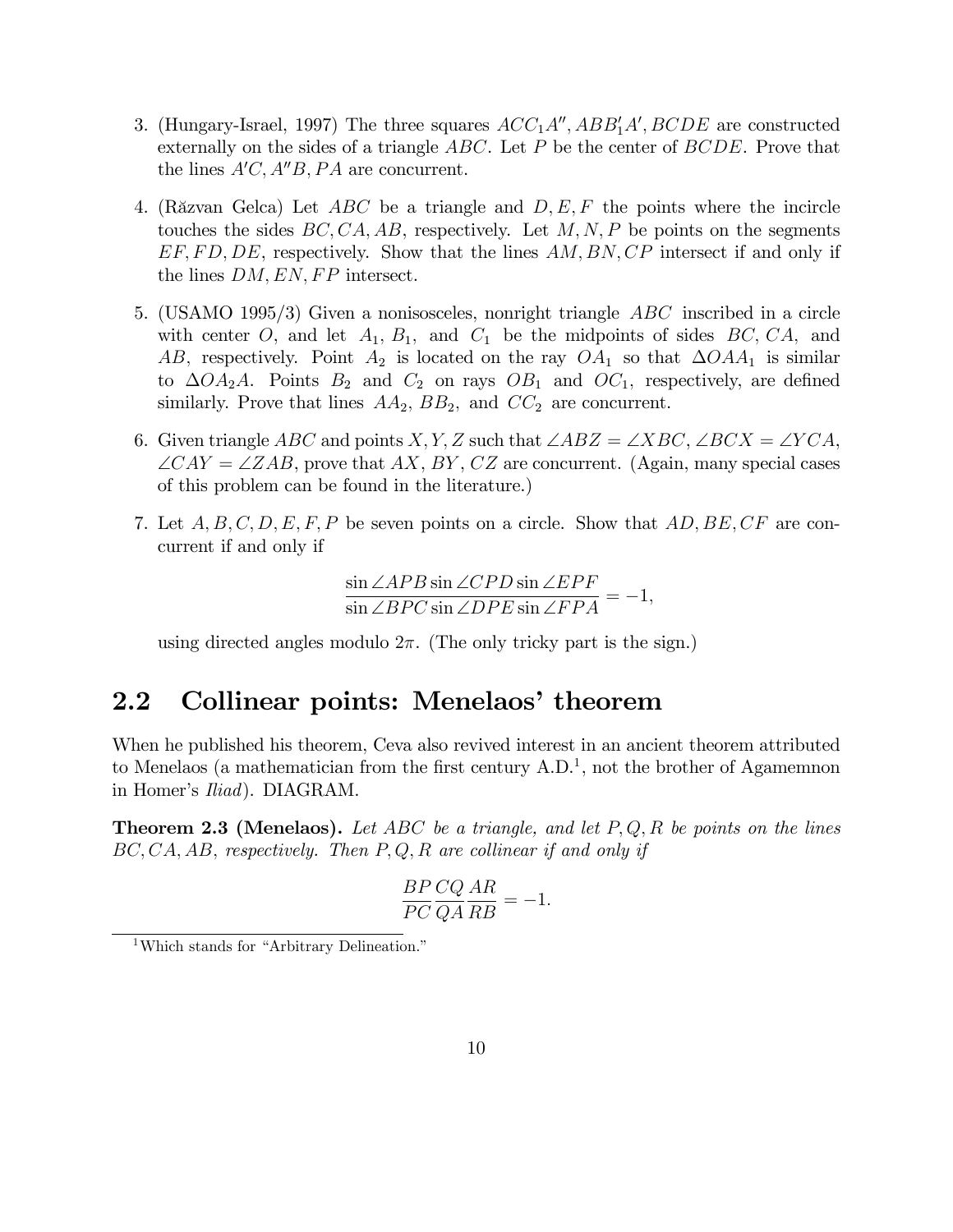3. (Hungary-Israel, 1997) The three squares $ACC_1A''$, $ABB_1'A'$, $BCDE$ are constructed externally on the sides of a triangle $ABC$. Let $P$ be the center of $BCDE$. Prove that the lines $A'C$, $A''B$, $PA$ are concurrent.

4. (Răzvan Gelca) Let $ABC$ be a triangle and $D, E, F$ the points where the incircle touches the sides $BC, CA, AB$, respectively. Let $M, N, P$ be points on the segments $EF, FD, DE$, respectively. Show that the lines $AM, BN, CP$ intersect if and only if the lines $DM, EN, FP$ intersect.

5. (USAMO 1995/3) Given a nonisosceles, nonright triangle $ABC$ inscribed in a circle with center $O$, and let $A_1$, $B_1$, and $C_1$ be the midpoints of sides $BC$, $CA$, and $AB$, respectively. Point $A_2$ is located on the ray $OA_1$ so that $\Delta OAA_1$ is similar to $\Delta OA_2A$. Points $B_2$ and $C_2$ on rays $OB_1$ and $OC_1$, respectively, are defined similarly. Prove that lines $AA_2$, $BB_2$, and $CC_2$ are concurrent.

6. Given triangle $ABC$ and points $X, Y, Z$ such that $\angle ABZ = \angle XBC$, $\angle BCX = \angle YCA$, $\angle CAY = \angle ZAB$, prove that $AX$, $BY$, $CZ$ are concurrent. (Again, many special cases of this problem can be found in the literature.)

7. Let $A, B, C, D, E, F, P$ be seven points on a circle. Show that $AD, BE, CF$ are concurrent if and only if

$$\frac{\sin \angle APB \sin \angle CPD \sin \angle EPF}{\sin \angle BPC \sin \angle DPE \sin \angle FPA} = -1,$$

using directed angles modulo $2\pi$. (The only tricky part is the sign.)

## 2.2 Collinear points: Menelaos' theorem

When he published his theorem, Ceva also revived interest in an ancient theorem attributed to Menelaos (a mathematician from the first century A.D.[1], not the brother of Agamemnon in Homer's *Iliad*). DIAGRAM.

**Theorem 2.3 (Menelaos).** *Let $ABC$ be a triangle, and let $P, Q, R$ be points on the lines $BC, CA, AB$, respectively. Then $P, Q, R$ are collinear if and only if*

$$\frac{BP}{PC}\frac{CQ}{QA}\frac{AR}{RB} = -1.$$

[1] Which stands for "Arbitrary Delineation."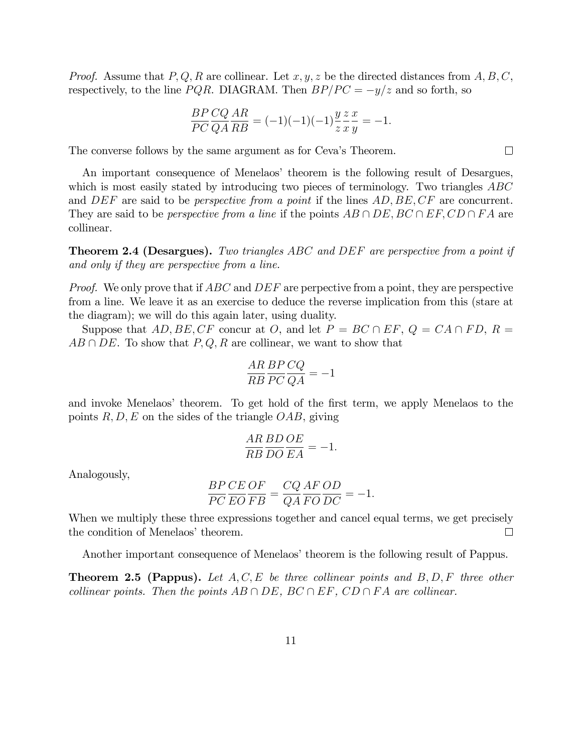*Proof.* Assume that $P, Q, R$ are collinear. Let $x, y, z$ be the directed distances from $A, B, C$, respectively, to the line $PQR$. DIAGRAM. Then $BP/PC = -y/z$ and so forth, so

$$\frac{BP}{PC}\frac{CQ}{QA}\frac{AR}{RB} = (-1)(-1)(-1)\frac{y}{z}\frac{z}{x}\frac{x}{y} = -1.$$

The converse follows by the same argument as for Ceva's Theorem. ☐

An important consequence of Menelaos' theorem is the following result of Desargues, which is most easily stated by introducing two pieces of terminology. Two triangles $ABC$ and $DEF$ are said to be *perspective from a point* if the lines $AD, BE, CF$ are concurrent. They are said to be *perspective from a line* if the points $AB \cap DE, BC \cap EF, CD \cap FA$ are collinear.

**Theorem 2.4 (Desargues).** *Two triangles $ABC$ and $DEF$ are perspective from a point if and only if they are perspective from a line.*

*Proof.* We only prove that if $ABC$ and $DEF$ are perpective from a point, they are perspective from a line. We leave it as an exercise to deduce the reverse implication from this (stare at the diagram); we will do this again later, using duality.

Suppose that $AD, BE, CF$ concur at $O$, and let $P = BC \cap EF$, $Q = CA \cap FD$, $R = AB \cap DE$. To show that $P, Q, R$ are collinear, we want to show that

$$\frac{AR}{RB}\frac{BP}{PC}\frac{CQ}{QA} = -1$$

and invoke Menelaos' theorem. To get hold of the first term, we apply Menelaos to the points $R, D, E$ on the sides of the triangle $OAB$, giving

$$\frac{AR}{RB}\frac{BD}{DO}\frac{OE}{EA} = -1.$$

Analogously,

$$\frac{BP}{PC}\frac{CE}{EO}\frac{OF}{FB} = \frac{CQ}{QA}\frac{AF}{FO}\frac{OD}{DC} = -1.$$

When we multiply these three expressions together and cancel equal terms, we get precisely the condition of Menelaos' theorem. ☐

Another important consequence of Menelaos' theorem is the following result of Pappus.

**Theorem 2.5 (Pappus).** *Let $A, C, E$ be three collinear points and $B, D, F$ three other collinear points. Then the points $AB \cap DE$, $BC \cap EF$, $CD \cap FA$ are collinear.*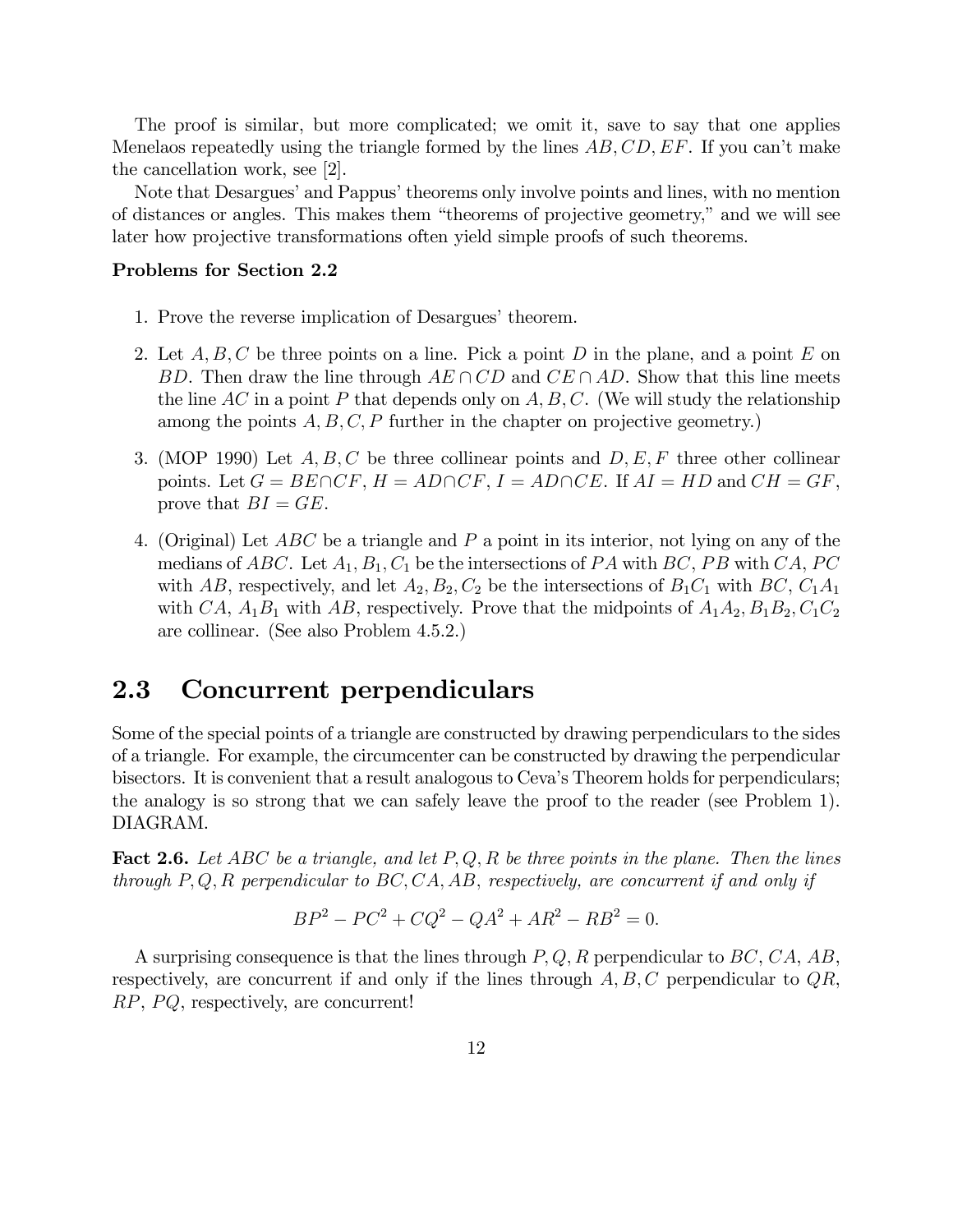The proof is similar, but more complicated; we omit it, save to say that one applies Menelaos repeatedly using the triangle formed by the lines $AB, CD, EF$. If you can't make the cancellation work, see [2].

Note that Desargues' and Pappus' theorems only involve points and lines, with no mention of distances or angles. This makes them "theorems of projective geometry," and we will see later how projective transformations often yield simple proofs of such theorems.

**Problems for Section 2.2**

1. Prove the reverse implication of Desargues' theorem.
2. Let $A, B, C$ be three points on a line. Pick a point $D$ in the plane, and a point $E$ on $BD$. Then draw the line through $AE \cap CD$ and $CE \cap AD$. Show that this line meets the line $AC$ in a point $P$ that depends only on $A, B, C$. (We will study the relationship among the points $A, B, C, P$ further in the chapter on projective geometry.)
3. (MOP 1990) Let $A, B, C$ be three collinear points and $D, E, F$ three other collinear points. Let $G = BE \cap CF$, $H = AD \cap CF$, $I = AD \cap CE$. If $AI = HD$ and $CH = GF$, prove that $BI = GE$.
4. (Original) Let $ABC$ be a triangle and $P$ a point in its interior, not lying on any of the medians of $ABC$. Let $A_1, B_1, C_1$ be the intersections of $PA$ with $BC$, $PB$ with $CA$, $PC$ with $AB$, respectively, and let $A_2, B_2, C_2$ be the intersections of $B_1C_1$ with $BC$, $C_1A_1$ with $CA$, $A_1B_1$ with $AB$, respectively. Prove that the midpoints of $A_1A_2, B_1B_2, C_1C_2$ are collinear. (See also Problem 4.5.2.)

## 2.3 Concurrent perpendiculars

Some of the special points of a triangle are constructed by drawing perpendiculars to the sides of a triangle. For example, the circumcenter can be constructed by drawing the perpendicular bisectors. It is convenient that a result analogous to Ceva's Theorem holds for perpendiculars; the analogy is so strong that we can safely leave the proof to the reader (see Problem 1). DIAGRAM.

**Fact 2.6.** *Let $ABC$ be a triangle, and let $P, Q, R$ be three points in the plane. Then the lines through $P, Q, R$ perpendicular to $BC, CA, AB$, respectively, are concurrent if and only if*

$$BP^2 - PC^2 + CQ^2 - QA^2 + AR^2 - RB^2 = 0.$$

A surprising consequence is that the lines through $P, Q, R$ perpendicular to $BC$, $CA$, $AB$, respectively, are concurrent if and only if the lines through $A, B, C$ perpendicular to $QR$, $RP$, $PQ$, respectively, are concurrent!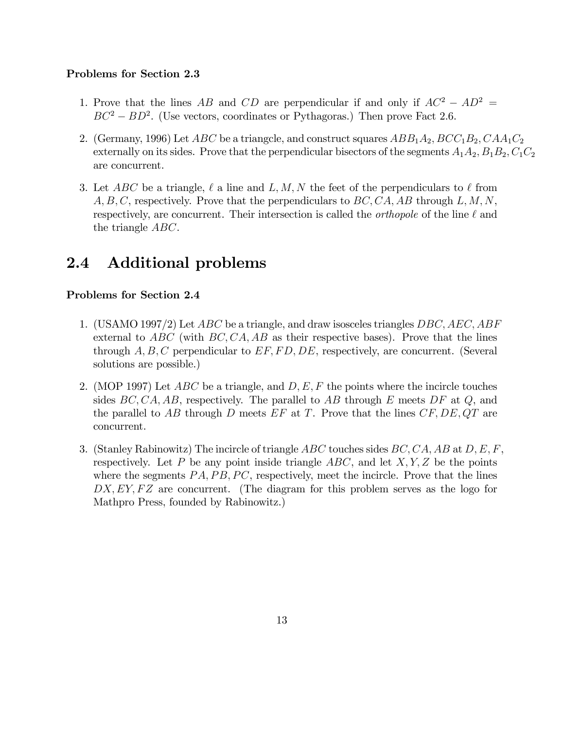**Problems for Section 2.3**

1. Prove that the lines $AB$ and $CD$ are perpendicular if and only if $AC^2 - AD^2 = BC^2 - BD^2$. (Use vectors, coordinates or Pythagoras.) Then prove Fact 2.6.

2. (Germany, 1996) Let $ABC$ be a triangcle, and construct squares $ABB_1A_2, BCC_1B_2, CAA_1C_2$ externally on its sides. Prove that the perpendicular bisectors of the segments $A_1A_2, B_1B_2, C_1C_2$ are concurrent.

3. Let $ABC$ be a triangle, $\ell$ a line and $L, M, N$ the feet of the perpendiculars to $\ell$ from $A, B, C$, respectively. Prove that the perpendiculars to $BC, CA, AB$ through $L, M, N$, respectively, are concurrent. Their intersection is called the *orthopole* of the line $\ell$ and the triangle $ABC$.

## 2.4 Additional problems

**Problems for Section 2.4**

1. (USAMO 1997/2) Let $ABC$ be a triangle, and draw isosceles triangles $DBC, AEC, ABF$ external to $ABC$ (with $BC, CA, AB$ as their respective bases). Prove that the lines through $A, B, C$ perpendicular to $EF, FD, DE$, respectively, are concurrent. (Several solutions are possible.)

2. (MOP 1997) Let $ABC$ be a triangle, and $D, E, F$ the points where the incircle touches sides $BC, CA, AB$, respectively. The parallel to $AB$ through $E$ meets $DF$ at $Q$, and the parallel to $AB$ through $D$ meets $EF$ at $T$. Prove that the lines $CF, DE, QT$ are concurrent.

3. (Stanley Rabinowitz) The incircle of triangle $ABC$ touches sides $BC, CA, AB$ at $D, E, F$, respectively. Let $P$ be any point inside triangle $ABC$, and let $X, Y, Z$ be the points where the segments $PA, PB, PC$, respectively, meet the incircle. Prove that the lines $DX, EY, FZ$ are concurrent. (The diagram for this problem serves as the logo for Mathpro Press, founded by Rabinowitz.)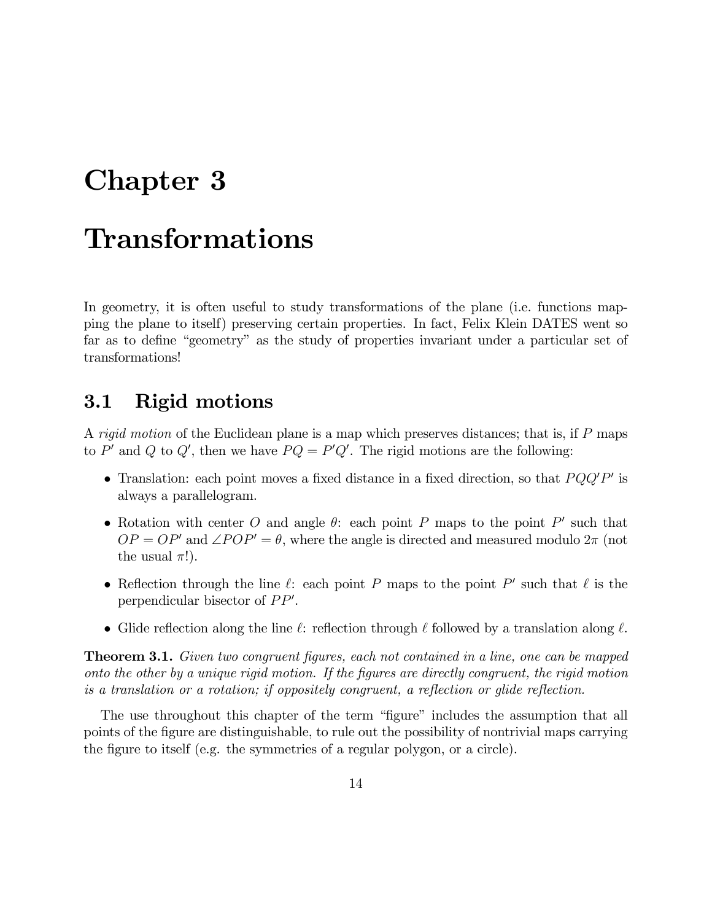# Chapter 3

# Transformations

In geometry, it is often useful to study transformations of the plane (i.e. functions mapping the plane to itself) preserving certain properties. In fact, Felix Klein DATES went so far as to define "geometry" as the study of properties invariant under a particular set of transformations!

## 3.1 Rigid motions

A *rigid motion* of the Euclidean plane is a map which preserves distances; that is, if $P$ maps to $P'$ and $Q$ to $Q'$, then we have $PQ = P'Q'$. The rigid motions are the following:

- Translation: each point moves a fixed distance in a fixed direction, so that $PQQ'P'$ is always a parallelogram.
- Rotation with center $O$ and angle $\theta$: each point $P$ maps to the point $P'$ such that $OP = OP'$ and $\angle POP' = \theta$, where the angle is directed and measured modulo $2\pi$ (not the usual $\pi$!).
- Reflection through the line $\ell$: each point $P$ maps to the point $P'$ such that $\ell$ is the perpendicular bisector of $PP'$.
- Glide reflection along the line $\ell$: reflection through $\ell$ followed by a translation along $\ell$.

**Theorem 3.1.** *Given two congruent figures, each not contained in a line, one can be mapped onto the other by a unique rigid motion. If the figures are directly congruent, the rigid motion is a translation or a rotation; if oppositely congruent, a reflection or glide reflection.*

The use throughout this chapter of the term "figure" includes the assumption that all points of the figure are distinguishable, to rule out the possibility of nontrivial maps carrying the figure to itself (e.g. the symmetries of a regular polygon, or a circle).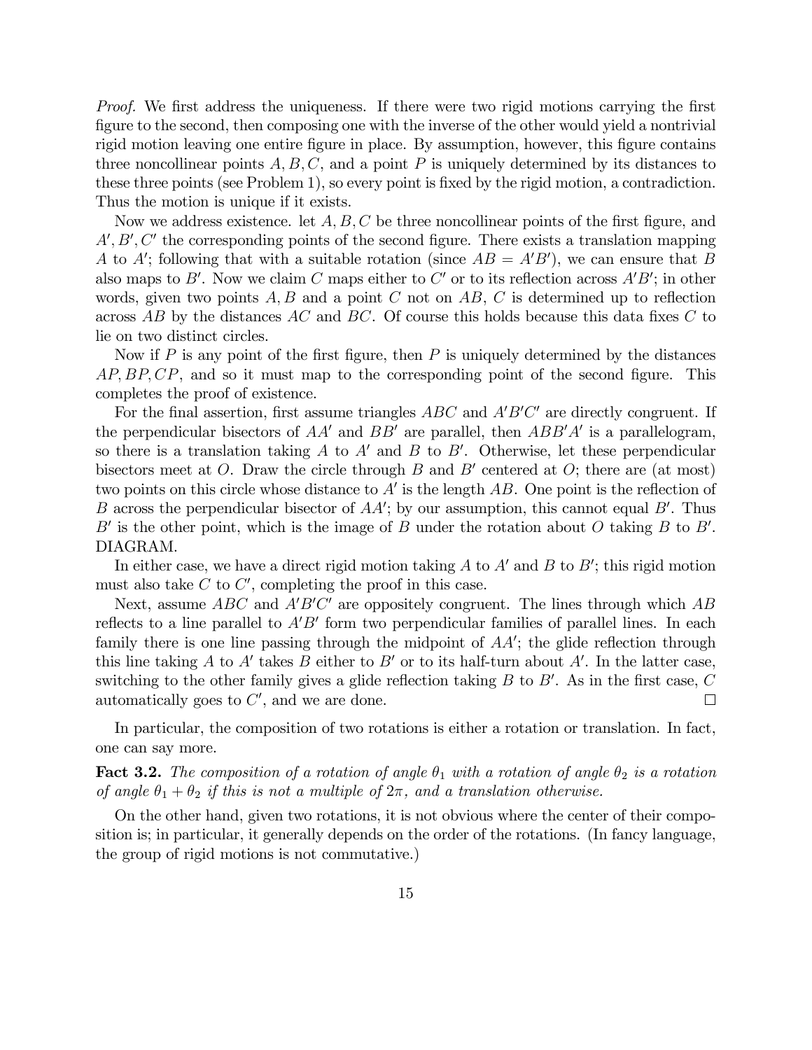*Proof.* We first address the uniqueness. If there were two rigid motions carrying the first figure to the second, then composing one with the inverse of the other would yield a nontrivial rigid motion leaving one entire figure in place. By assumption, however, this figure contains three noncollinear points $A, B, C$, and a point $P$ is uniquely determined by its distances to these three points (see Problem 1), so every point is fixed by the rigid motion, a contradiction. Thus the motion is unique if it exists.

Now we address existence. let $A, B, C$ be three noncollinear points of the first figure, and $A', B', C'$ the corresponding points of the second figure. There exists a translation mapping $A$ to $A'$; following that with a suitable rotation (since $AB = A'B'$), we can ensure that $B$ also maps to $B'$. Now we claim $C$ maps either to $C'$ or to its reflection across $A'B'$; in other words, given two points $A, B$ and a point $C$ not on $AB$, $C$ is determined up to reflection across $AB$ by the distances $AC$ and $BC$. Of course this holds because this data fixes $C$ to lie on two distinct circles.

Now if $P$ is any point of the first figure, then $P$ is uniquely determined by the distances $AP, BP, CP$, and so it must map to the corresponding point of the second figure. This completes the proof of existence.

For the final assertion, first assume triangles $ABC$ and $A'B'C'$ are directly congruent. If the perpendicular bisectors of $AA'$ and $BB'$ are parallel, then $ABB'A'$ is a parallelogram, so there is a translation taking $A$ to $A'$ and $B$ to $B'$. Otherwise, let these perpendicular bisectors meet at $O$. Draw the circle through $B$ and $B'$ centered at $O$; there are (at most) two points on this circle whose distance to $A'$ is the length $AB$. One point is the reflection of $B$ across the perpendicular bisector of $AA'$; by our assumption, this cannot equal $B'$. Thus $B'$ is the other point, which is the image of $B$ under the rotation about $O$ taking $B$ to $B'$. DIAGRAM.

In either case, we have a direct rigid motion taking $A$ to $A'$ and $B$ to $B'$; this rigid motion must also take $C$ to $C'$, completing the proof in this case.

Next, assume $ABC$ and $A'B'C'$ are oppositely congruent. The lines through which $AB$ reflects to a line parallel to $A'B'$ form two perpendicular families of parallel lines. In each family there is one line passing through the midpoint of $AA'$; the glide reflection through this line taking $A$ to $A'$ takes $B$ either to $B'$ or to its half-turn about $A'$. In the latter case, switching to the other family gives a glide reflection taking $B$ to $B'$. As in the first case, $C$ automatically goes to $C'$, and we are done. □

In particular, the composition of two rotations is either a rotation or translation. In fact, one can say more.

**Fact 3.2.** *The composition of a rotation of angle $\theta_1$ with a rotation of angle $\theta_2$ is a rotation of angle $\theta_1 + \theta_2$ if this is not a multiple of $2\pi$, and a translation otherwise.*

On the other hand, given two rotations, it is not obvious where the center of their composition is; in particular, it generally depends on the order of the rotations. (In fancy language, the group of rigid motions is not commutative.)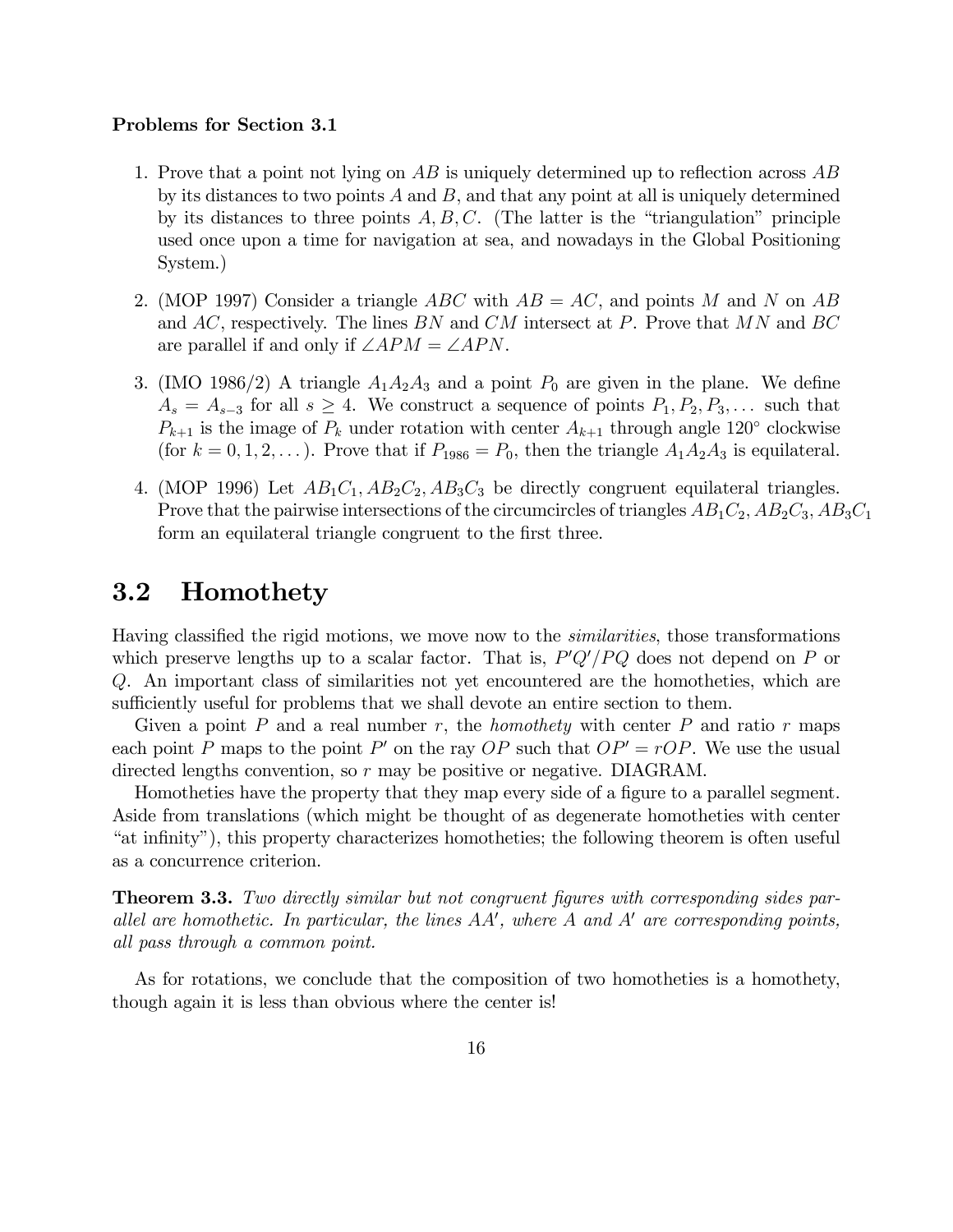**Problems for Section 3.1**

1. Prove that a point not lying on $AB$ is uniquely determined up to reflection across $AB$ by its distances to two points $A$ and $B$, and that any point at all is uniquely determined by its distances to three points $A, B, C$. (The latter is the "triangulation" principle used once upon a time for navigation at sea, and nowadays in the Global Positioning System.)

2. (MOP 1997) Consider a triangle $ABC$ with $AB = AC$, and points $M$ and $N$ on $AB$ and $AC$, respectively. The lines $BN$ and $CM$ intersect at $P$. Prove that $MN$ and $BC$ are parallel if and only if $\angle APM = \angle APN$.

3. (IMO 1986/2) A triangle $A_1A_2A_3$ and a point $P_0$ are given in the plane. We define $A_s = A_{s-3}$ for all $s \geq 4$. We construct a sequence of points $P_1, P_2, P_3, \dots$ such that $P_{k+1}$ is the image of $P_k$ under rotation with center $A_{k+1}$ through angle $120^\circ$ clockwise (for $k = 0, 1, 2, \dots$). Prove that if $P_{1986} = P_0$, then the triangle $A_1A_2A_3$ is equilateral.

4. (MOP 1996) Let $AB_1C_1, AB_2C_2, AB_3C_3$ be directly congruent equilateral triangles. Prove that the pairwise intersections of the circumcircles of triangles $AB_1C_2, AB_2C_3, AB_3C_1$ form an equilateral triangle congruent to the first three.

## 3.2 Homothety

Having classified the rigid motions, we move now to the *similarities*, those transformations which preserve lengths up to a scalar factor. That is, $P'Q'/PQ$ does not depend on $P$ or $Q$. An important class of similarities not yet encountered are the homotheties, which are sufficiently useful for problems that we shall devote an entire section to them.

Given a point $P$ and a real number $r$, the *homothety* with center $P$ and ratio $r$ maps each point $P$ maps to the point $P'$ on the ray $OP$ such that $OP' = rOP$. We use the usual directed lengths convention, so $r$ may be positive or negative. DIAGRAM.

Homotheties have the property that they map every side of a figure to a parallel segment. Aside from translations (which might be thought of as degenerate homotheties with center "at infinity"), this property characterizes homotheties; the following theorem is often useful as a concurrence criterion.

**Theorem 3.3.** *Two directly similar but not congruent figures with corresponding sides parallel are homothetic. In particular, the lines $AA'$, where $A$ and $A'$ are corresponding points, all pass through a common point.*

As for rotations, we conclude that the composition of two homotheties is a homothety, though again it is less than obvious where the center is!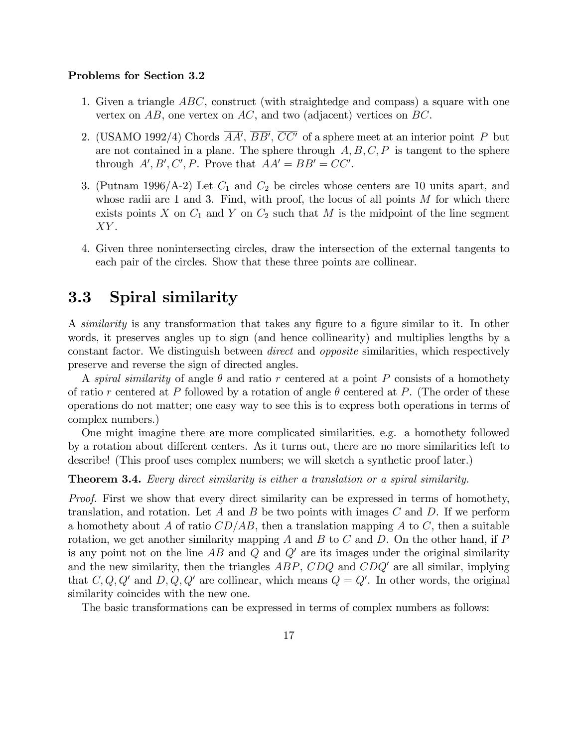**Problems for Section 3.2**

1. Given a triangle $ABC$, construct (with straightedge and compass) a square with one vertex on $AB$, one vertex on $AC$, and two (adjacent) vertices on $BC$.

2. (USAMO 1992/4) Chords $\overline{AA'}$, $\overline{BB'}$, $\overline{CC'}$ of a sphere meet at an interior point $P$ but are not contained in a plane. The sphere through $A, B, C, P$ is tangent to the sphere through $A', B', C', P$. Prove that $AA' = BB' = CC'$.

3. (Putnam 1996/A-2) Let $C_1$ and $C_2$ be circles whose centers are 10 units apart, and whose radii are 1 and 3. Find, with proof, the locus of all points $M$ for which there exists points $X$ on $C_1$ and $Y$ on $C_2$ such that $M$ is the midpoint of the line segment $XY$.

4. Given three nonintersecting circles, draw the intersection of the external tangents to each pair of the circles. Show that these three points are collinear.

## 3.3 Spiral similarity

A *similarity* is any transformation that takes any figure to a figure similar to it. In other words, it preserves angles up to sign (and hence collinearity) and multiplies lengths by a constant factor. We distinguish between *direct* and *opposite* similarities, which respectively preserve and reverse the sign of directed angles.

A *spiral similarity* of angle $\theta$ and ratio $r$ centered at a point $P$ consists of a homothety of ratio $r$ centered at $P$ followed by a rotation of angle $\theta$ centered at $P$. (The order of these operations do not matter; one easy way to see this is to express both operations in terms of complex numbers.)

One might imagine there are more complicated similarities, e.g. a homothety followed by a rotation about different centers. As it turns out, there are no more similarities left to describe! (This proof uses complex numbers; we will sketch a synthetic proof later.)

**Theorem 3.4.** *Every direct similarity is either a translation or a spiral similarity.*

*Proof.* First we show that every direct similarity can be expressed in terms of homothety, translation, and rotation. Let $A$ and $B$ be two points with images $C$ and $D$. If we perform a homothety about $A$ of ratio $CD/AB$, then a translation mapping $A$ to $C$, then a suitable rotation, we get another similarity mapping $A$ and $B$ to $C$ and $D$. On the other hand, if $P$ is any point not on the line $AB$ and $Q$ and $Q'$ are its images under the original similarity and the new similarity, then the triangles $ABP$, $CDQ$ and $CDQ'$ are all similar, implying that $C, Q, Q'$ and $D, Q, Q'$ are collinear, which means $Q = Q'$. In other words, the original similarity coincides with the new one.

The basic transformations can be expressed in terms of complex numbers as follows: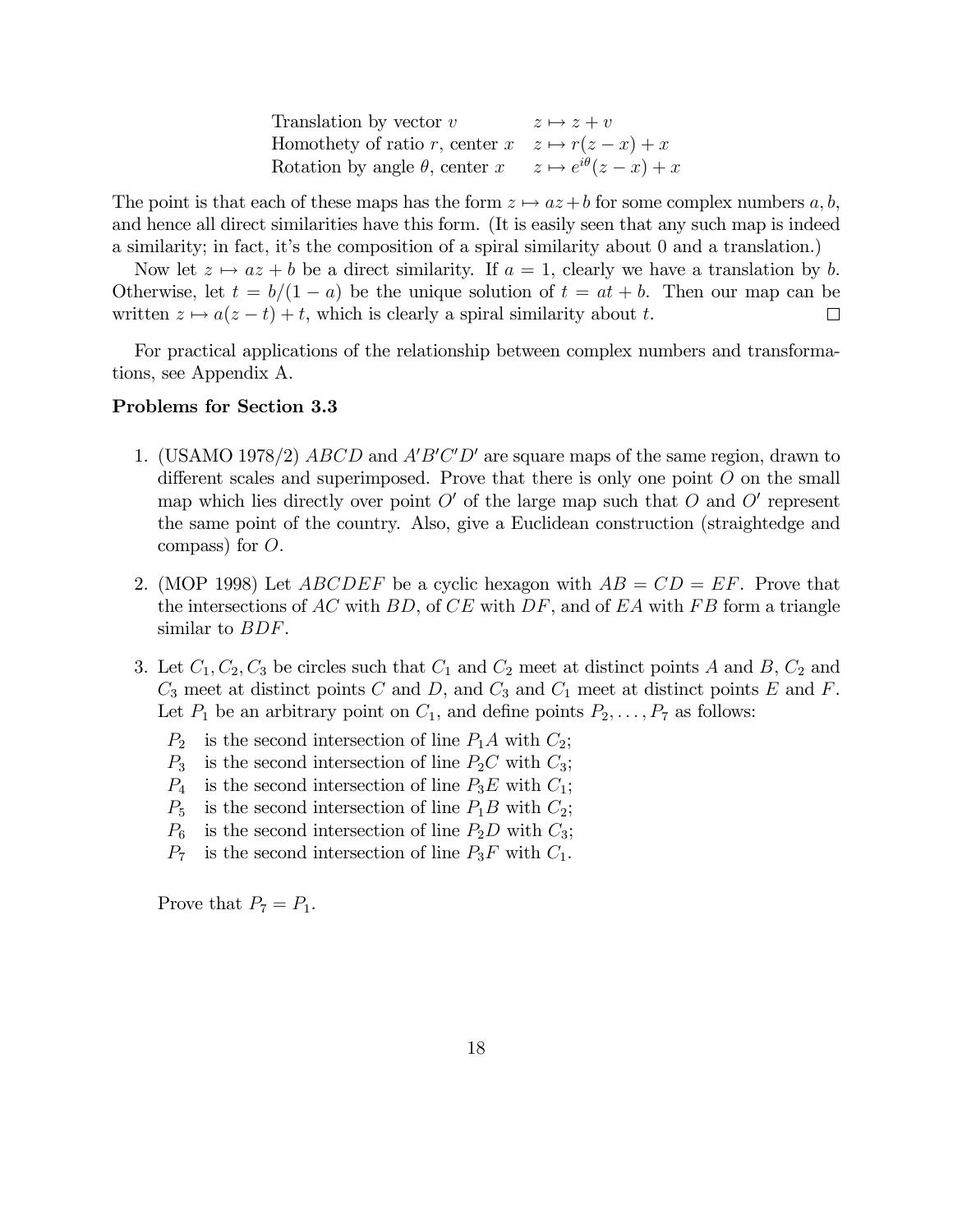| | |
|---|---|
| Translation by vector $v$ | $z \mapsto z + v$ |
| Homothety of ratio $r$, center $x$ | $z \mapsto r(z - x) + x$ |
| Rotation by angle $\theta$, center $x$ | $z \mapsto e^{i\theta}(z - x) + x$ |

The point is that each of these maps has the form $z \mapsto az+b$ for some complex numbers $a, b$, and hence all direct similarities have this form. (It is easily seen that any such map is indeed a similarity; in fact, it's the composition of a spiral similarity about 0 and a translation.)

Now let $z \mapsto az + b$ be a direct similarity. If $a = 1$, clearly we have a translation by $b$. Otherwise, let $t = b/(1 - a)$ be the unique solution of $t = at + b$. Then our map can be written $z \mapsto a(z - t) + t$, which is clearly a spiral similarity about $t$. □

For practical applications of the relationship between complex numbers and transformations, see Appendix A.

### Problems for Section 3.3

1. (USAMO 1978/2) $ABCD$ and $A'B'C'D'$ are square maps of the same region, drawn to different scales and superimposed. Prove that there is only one point $O$ on the small map which lies directly over point $O'$ of the large map such that $O$ and $O'$ represent the same point of the country. Also, give a Euclidean construction (straightedge and compass) for $O$.

2. (MOP 1998) Let $ABCDEF$ be a cyclic hexagon with $AB = CD = EF$. Prove that the intersections of $AC$ with $BD$, of $CE$ with $DF$, and of $EA$ with $FB$ form a triangle similar to $BDF$.

3. Let $C_1, C_2, C_3$ be circles such that $C_1$ and $C_2$ meet at distinct points $A$ and $B$, $C_2$ and $C_3$ meet at distinct points $C$ and $D$, and $C_3$ and $C_1$ meet at distinct points $E$ and $F$. Let $P_1$ be an arbitrary point on $C_1$, and define points $P_2, \ldots, P_7$ as follows:

   $P_2$ is the second intersection of line $P_1A$ with $C_2$;
   $P_3$ is the second intersection of line $P_2C$ with $C_3$;
   $P_4$ is the second intersection of line $P_3E$ with $C_1$;
   $P_5$ is the second intersection of line $P_1B$ with $C_2$;
   $P_6$ is the second intersection of line $P_2D$ with $C_3$;
   $P_7$ is the second intersection of line $P_3F$ with $C_1$.

   Prove that $P_7 = P_1$.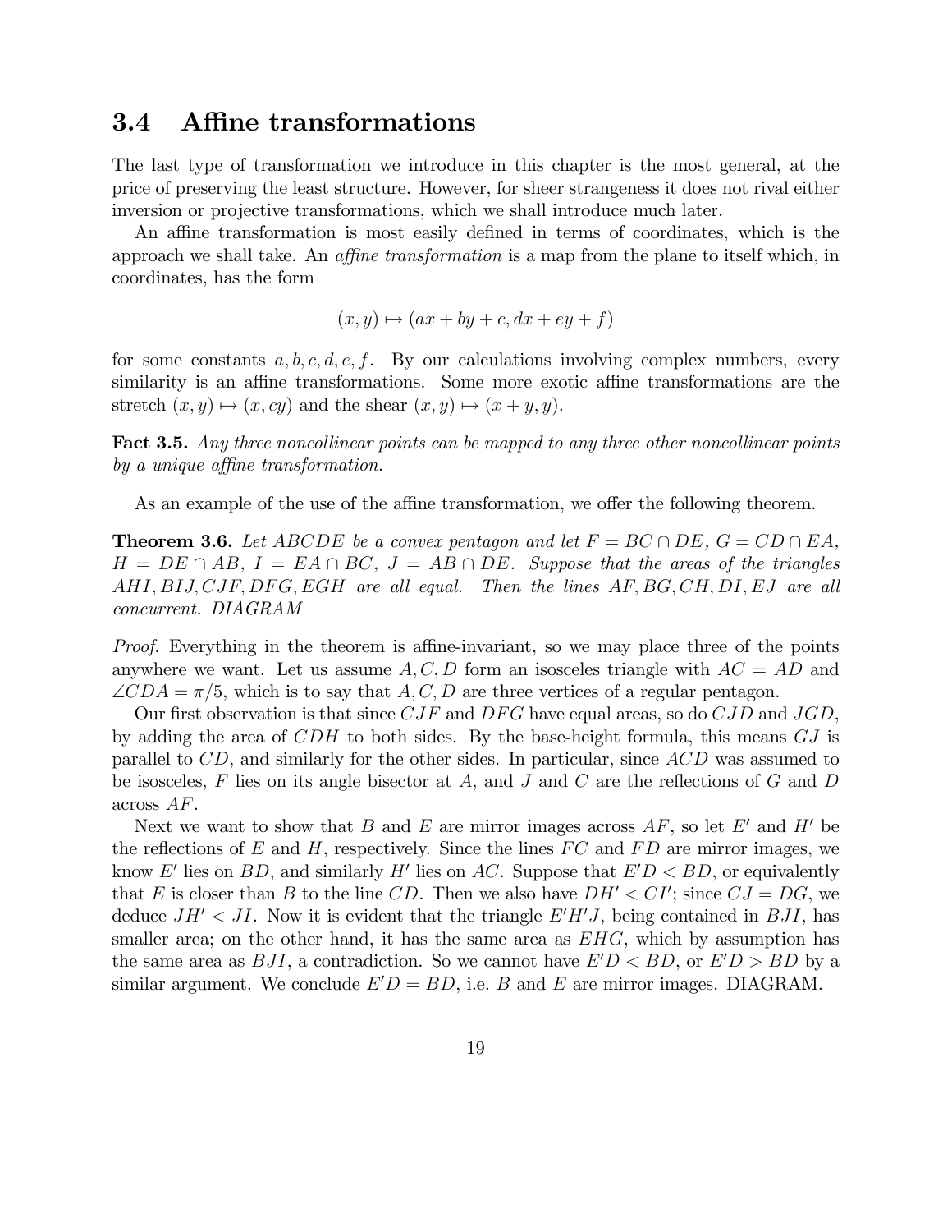## 3.4 Affine transformations

The last type of transformation we introduce in this chapter is the most general, at the price of preserving the least structure. However, for sheer strangeness it does not rival either inversion or projective transformations, which we shall introduce much later.

An affine transformation is most easily defined in terms of coordinates, which is the approach we shall take. An *affine transformation* is a map from the plane to itself which, in coordinates, has the form

$$(x, y) \mapsto (ax + by + c, dx + ey + f)$$

for some constants $a, b, c, d, e, f$. By our calculations involving complex numbers, every similarity is an affine transformations. Some more exotic affine transformations are the stretch $(x, y) \mapsto (x, cy)$ and the shear $(x, y) \mapsto (x + y, y)$.

**Fact 3.5.** *Any three noncollinear points can be mapped to any three other noncollinear points by a unique affine transformation.*

As an example of the use of the affine transformation, we offer the following theorem.

**Theorem 3.6.** *Let $ABCDE$ be a convex pentagon and let $F = BC \cap DE$, $G = CD \cap EA$, $H = DE \cap AB$, $I = EA \cap BC$, $J = AB \cap DE$. Suppose that the areas of the triangles $AHI, BIJ, CJF, DFG, EGH$ are all equal. Then the lines $AF, BG, CH, DI, EJ$ are all concurrent. DIAGRAM*

*Proof.* Everything in the theorem is affine-invariant, so we may place three of the points anywhere we want. Let us assume $A, C, D$ form an isosceles triangle with $AC = AD$ and $\angle CDA = \pi/5$, which is to say that $A, C, D$ are three vertices of a regular pentagon.

Our first observation is that since $CJF$ and $DFG$ have equal areas, so do $CJD$ and $JGD$, by adding the area of $CDH$ to both sides. By the base-height formula, this means $GJ$ is parallel to $CD$, and similarly for the other sides. In particular, since $ACD$ was assumed to be isosceles, $F$ lies on its angle bisector at $A$, and $J$ and $C$ are the reflections of $G$ and $D$ across $AF$.

Next we want to show that $B$ and $E$ are mirror images across $AF$, so let $E'$ and $H'$ be the reflections of $E$ and $H$, respectively. Since the lines $FC$ and $FD$ are mirror images, we know $E'$ lies on $BD$, and similarly $H'$ lies on $AC$. Suppose that $E'D < BD$, or equivalently that $E$ is closer than $B$ to the line $CD$. Then we also have $DH' < CI'$; since $CJ = DG$, we deduce $JH' < JI$. Now it is evident that the triangle $E'H'J$, being contained in $BJI$, has smaller area; on the other hand, it has the same area as $EHG$, which by assumption has the same area as $BJI$, a contradiction. So we cannot have $E'D < BD$, or $E'D > BD$ by a similar argument. We conclude $E'D = BD$, i.e. $B$ and $E$ are mirror images. DIAGRAM.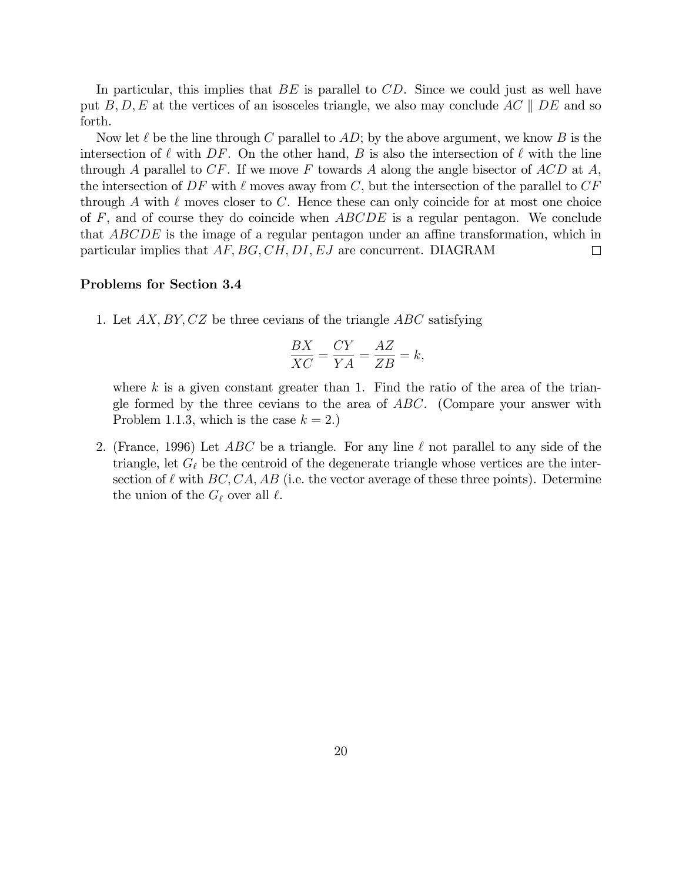In particular, this implies that $BE$ is parallel to $CD$. Since we could just as well have put $B, D, E$ at the vertices of an isosceles triangle, we also may conclude $AC \parallel DE$ and so forth.

Now let $\ell$ be the line through $C$ parallel to $AD$; by the above argument, we know $B$ is the intersection of $\ell$ with $DF$. On the other hand, $B$ is also the intersection of $\ell$ with the line through $A$ parallel to $CF$. If we move $F$ towards $A$ along the angle bisector of $ACD$ at $A$, the intersection of $DF$ with $\ell$ moves away from $C$, but the intersection of the parallel to $CF$ through $A$ with $\ell$ moves closer to $C$. Hence these can only coincide for at most one choice of $F$, and of course they do coincide when $ABCDE$ is a regular pentagon. We conclude that $ABCDE$ is the image of a regular pentagon under an affine transformation, which in particular implies that $AF, BG, CH, DI, EJ$ are concurrent. DIAGRAM $\square$

**Problems for Section 3.4**

1. Let $AX, BY, CZ$ be three cevians of the triangle $ABC$ satisfying

$$\frac{BX}{XC} = \frac{CY}{YA} = \frac{AZ}{ZB} = k,$$

where $k$ is a given constant greater than 1. Find the ratio of the area of the triangle formed by the three cevians to the area of $ABC$. (Compare your answer with Problem 1.1.3, which is the case $k = 2$.)

2. (France, 1996) Let $ABC$ be a triangle. For any line $\ell$ not parallel to any side of the triangle, let $G_\ell$ be the centroid of the degenerate triangle whose vertices are the intersection of $\ell$ with $BC, CA, AB$ (i.e. the vector average of these three points). Determine the union of the $G_\ell$ over all $\ell$.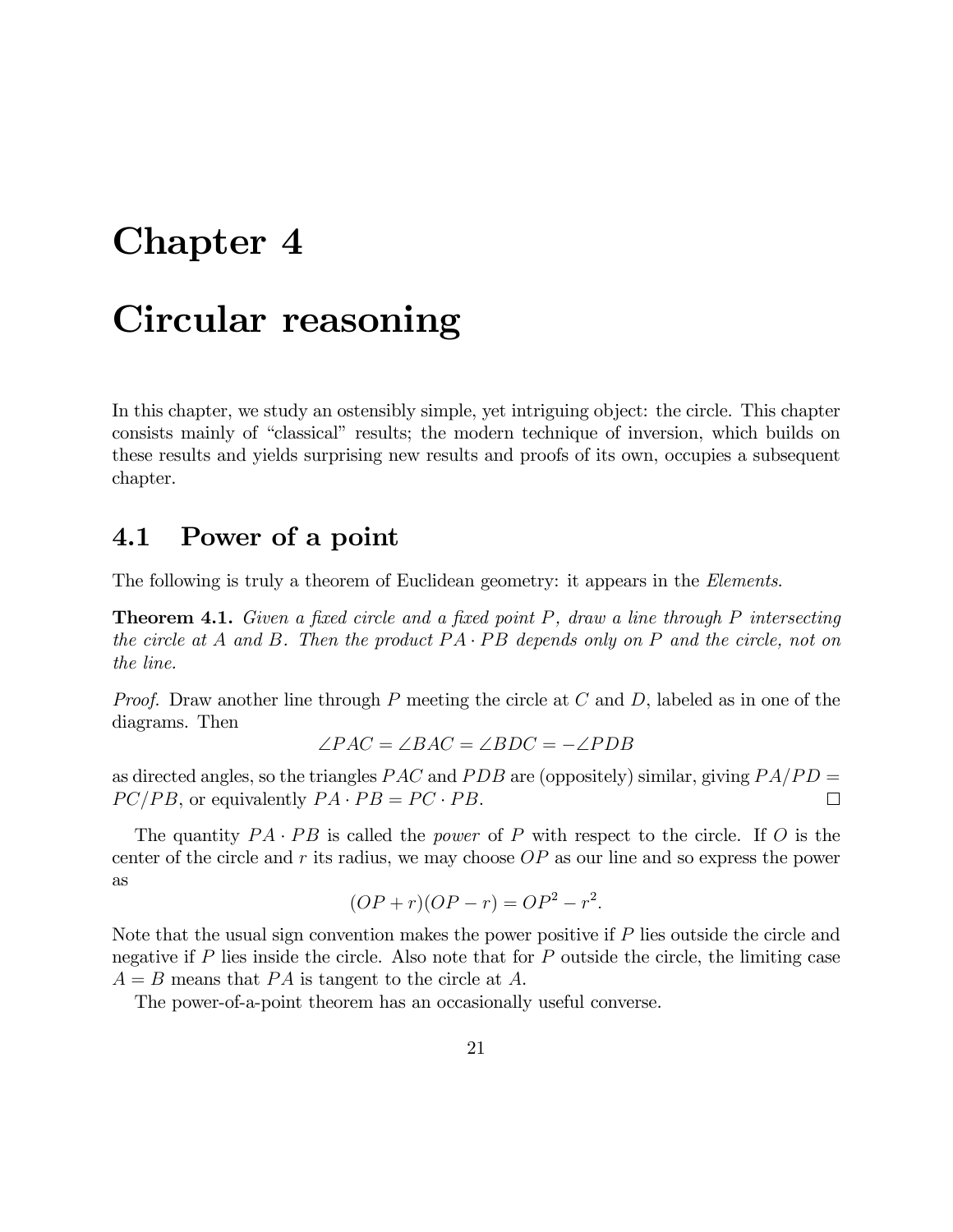# Chapter 4

# Circular reasoning

In this chapter, we study an ostensibly simple, yet intriguing object: the circle. This chapter consists mainly of "classical" results; the modern technique of inversion, which builds on these results and yields surprising new results and proofs of its own, occupies a subsequent chapter.

## 4.1 Power of a point

The following is truly a theorem of Euclidean geometry: it appears in the *Elements*.

**Theorem 4.1.** *Given a fixed circle and a fixed point $P$, draw a line through $P$ intersecting the circle at $A$ and $B$. Then the product $PA \cdot PB$ depends only on $P$ and the circle, not on the line.*

*Proof.* Draw another line through $P$ meeting the circle at $C$ and $D$, labeled as in one of the diagrams. Then

$$\angle PAC = \angle BAC = \angle BDC = -\angle PDB$$

as directed angles, so the triangles $PAC$ and $PDB$ are (oppositely) similar, giving $PA/PD = PC/PB$, or equivalently $PA \cdot PB = PC \cdot PB$. □

The quantity $PA \cdot PB$ is called the *power* of $P$ with respect to the circle. If $O$ is the center of the circle and $r$ its radius, we may choose $OP$ as our line and so express the power as

$$(OP + r)(OP - r) = OP^2 - r^2.$$

Note that the usual sign convention makes the power positive if $P$ lies outside the circle and negative if $P$ lies inside the circle. Also note that for $P$ outside the circle, the limiting case $A = B$ means that $PA$ is tangent to the circle at $A$.

The power-of-a-point theorem has an occasionally useful converse.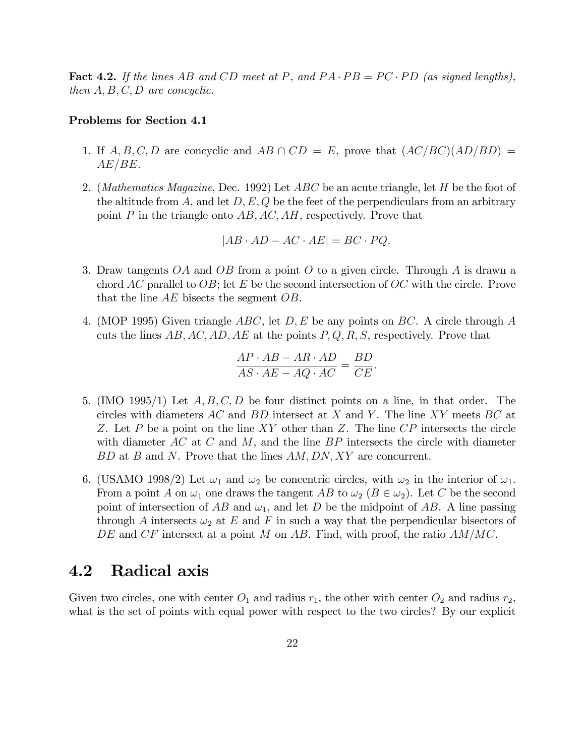**Fact 4.2.** *If the lines $AB$ and $CD$ meet at $P$, and $PA \cdot PB = PC \cdot PD$ (as signed lengths), then $A, B, C, D$ are concyclic.*

**Problems for Section 4.1**

1. If $A, B, C, D$ are concyclic and $AB \cap CD = E$, prove that $(AC/BC)(AD/BD) = AE/BE$.

2. (*Mathematics Magazine*, Dec. 1992) Let $ABC$ be an acute triangle, let $H$ be the foot of the altitude from $A$, and let $D, E, Q$ be the feet of the perpendiculars from an arbitrary point $P$ in the triangle onto $AB, AC, AH$, respectively. Prove that
$$|AB \cdot AD - AC \cdot AE| = BC \cdot PQ.$$

3. Draw tangents $OA$ and $OB$ from a point $O$ to a given circle. Through $A$ is drawn a chord $AC$ parallel to $OB$; let $E$ be the second intersection of $OC$ with the circle. Prove that the line $AE$ bisects the segment $OB$.

4. (MOP 1995) Given triangle $ABC$, let $D, E$ be any points on $BC$. A circle through $A$ cuts the lines $AB, AC, AD, AE$ at the points $P, Q, R, S$, respectively. Prove that
$$\frac{AP \cdot AB - AR \cdot AD}{AS \cdot AE - AQ \cdot AC} = \frac{BD}{CE}.$$

5. (IMO 1995/1) Let $A, B, C, D$ be four distinct points on a line, in that order. The circles with diameters $AC$ and $BD$ intersect at $X$ and $Y$. The line $XY$ meets $BC$ at $Z$. Let $P$ be a point on the line $XY$ other than $Z$. The line $CP$ intersects the circle with diameter $AC$ at $C$ and $M$, and the line $BP$ intersects the circle with diameter $BD$ at $B$ and $N$. Prove that the lines $AM, DN, XY$ are concurrent.

6. (USAMO 1998/2) Let $\omega_1$ and $\omega_2$ be concentric circles, with $\omega_2$ in the interior of $\omega_1$. From a point $A$ on $\omega_1$ one draws the tangent $AB$ to $\omega_2$ ($B \in \omega_2$). Let $C$ be the second point of intersection of $AB$ and $\omega_1$, and let $D$ be the midpoint of $AB$. A line passing through $A$ intersects $\omega_2$ at $E$ and $F$ in such a way that the perpendicular bisectors of $DE$ and $CF$ intersect at a point $M$ on $AB$. Find, with proof, the ratio $AM/MC$.

## 4.2 Radical axis

Given two circles, one with center $O_1$ and radius $r_1$, the other with center $O_2$ and radius $r_2$, what is the set of points with equal power with respect to the two circles? By our explicit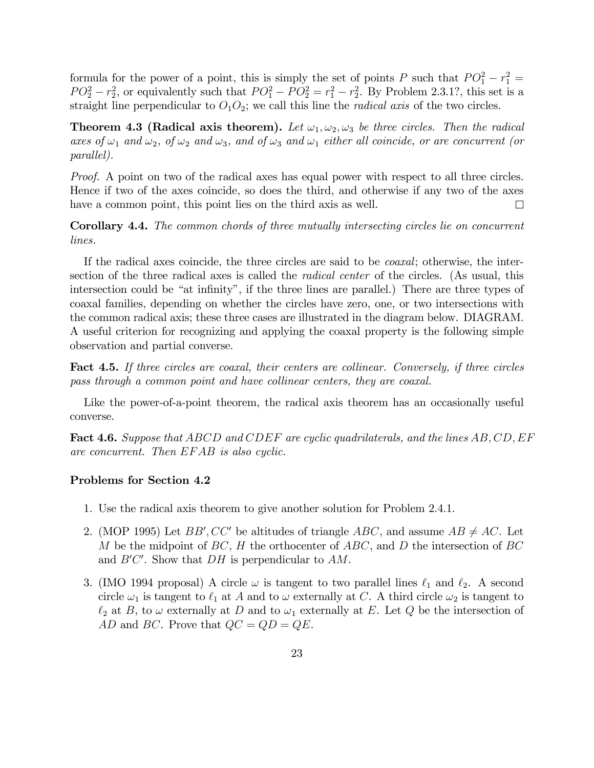formula for the power of a point, this is simply the set of points $P$ such that $PO_1^2 - r_1^2 = PO_2^2 - r_2^2$, or equivalently such that $PO_1^2 - PO_2^2 = r_1^2 - r_2^2$. By Problem 2.3.1?, this set is a straight line perpendicular to $O_1O_2$; we call this line the *radical axis* of the two circles.

**Theorem 4.3 (Radical axis theorem).** *Let $\omega_1, \omega_2, \omega_3$ be three circles. Then the radical axes of $\omega_1$ and $\omega_2$, of $\omega_2$ and $\omega_3$, and of $\omega_3$ and $\omega_1$ either all coincide, or are concurrent (or parallel).*

*Proof.* A point on two of the radical axes has equal power with respect to all three circles. Hence if two of the axes coincide, so does the third, and otherwise if any two of the axes have a common point, this point lies on the third axis as well. □

**Corollary 4.4.** *The common chords of three mutually intersecting circles lie on concurrent lines.*

If the radical axes coincide, the three circles are said to be *coaxal*; otherwise, the intersection of the three radical axes is called the *radical center* of the circles. (As usual, this intersection could be "at infinity", if the three lines are parallel.) There are three types of coaxal families, depending on whether the circles have zero, one, or two intersections with the common radical axis; these three cases are illustrated in the diagram below. DIAGRAM. A useful criterion for recognizing and applying the coaxal property is the following simple observation and partial converse.

**Fact 4.5.** *If three circles are coaxal, their centers are collinear. Conversely, if three circles pass through a common point and have collinear centers, they are coaxal.*

Like the power-of-a-point theorem, the radical axis theorem has an occasionally useful converse.

**Fact 4.6.** *Suppose that $ABCD$ and $CDEF$ are cyclic quadrilaterals, and the lines $AB, CD, EF$ are concurrent. Then $EFAB$ is also cyclic.*

### Problems for Section 4.2

1. Use the radical axis theorem to give another solution for Problem 2.4.1.

2. (MOP 1995) Let $BB', CC'$ be altitudes of triangle $ABC$, and assume $AB \neq AC$. Let $M$ be the midpoint of $BC$, $H$ the orthocenter of $ABC$, and $D$ the intersection of $BC$ and $B'C'$. Show that $DH$ is perpendicular to $AM$.

3. (IMO 1994 proposal) A circle $\omega$ is tangent to two parallel lines $\ell_1$ and $\ell_2$. A second circle $\omega_1$ is tangent to $\ell_1$ at $A$ and to $\omega$ externally at $C$. A third circle $\omega_2$ is tangent to $\ell_2$ at $B$, to $\omega$ externally at $D$ and to $\omega_1$ externally at $E$. Let $Q$ be the intersection of $AD$ and $BC$. Prove that $QC = QD = QE$.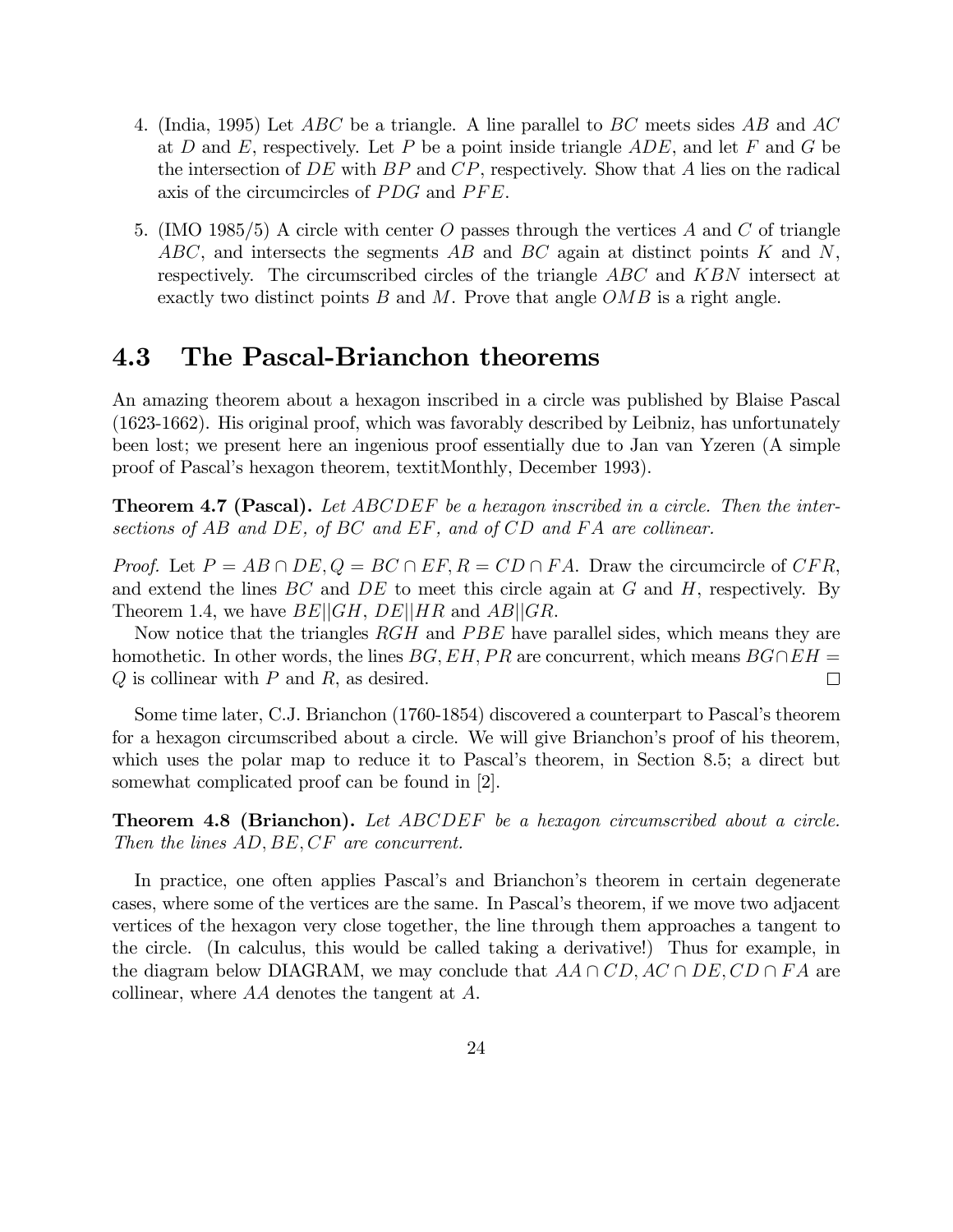4. (India, 1995) Let $ABC$ be a triangle. A line parallel to $BC$ meets sides $AB$ and $AC$ at $D$ and $E$, respectively. Let $P$ be a point inside triangle $ADE$, and let $F$ and $G$ be the intersection of $DE$ with $BP$ and $CP$, respectively. Show that $A$ lies on the radical axis of the circumcircles of $PDG$ and $PFE$.

5. (IMO 1985/5) A circle with center $O$ passes through the vertices $A$ and $C$ of triangle $ABC$, and intersects the segments $AB$ and $BC$ again at distinct points $K$ and $N$, respectively. The circumscribed circles of the triangle $ABC$ and $KBN$ intersect at exactly two distinct points $B$ and $M$. Prove that angle $OMB$ is a right angle.

## 4.3 The Pascal-Brianchon theorems

An amazing theorem about a hexagon inscribed in a circle was published by Blaise Pascal (1623-1662). His original proof, which was favorably described by Leibniz, has unfortunately been lost; we present here an ingenious proof essentially due to Jan van Yzeren (A simple proof of Pascal's hexagon theorem, textitMonthly, December 1993).

**Theorem 4.7 (Pascal).** *Let $ABCDEF$ be a hexagon inscribed in a circle. Then the intersections of $AB$ and $DE$, of $BC$ and $EF$, and of $CD$ and $FA$ are collinear.*

*Proof.* Let $P = AB \cap DE, Q = BC \cap EF, R = CD \cap FA$. Draw the circumcircle of $CFR$, and extend the lines $BC$ and $DE$ to meet this circle again at $G$ and $H$, respectively. By Theorem 1.4, we have $BE||GH$, $DE||HR$ and $AB||GR$.

Now notice that the triangles $RGH$ and $PBE$ have parallel sides, which means they are homothetic. In other words, the lines $BG, EH, PR$ are concurrent, which means $BG \cap EH = Q$ is collinear with $P$ and $R$, as desired. □

Some time later, C.J. Brianchon (1760-1854) discovered a counterpart to Pascal's theorem for a hexagon circumscribed about a circle. We will give Brianchon's proof of his theorem, which uses the polar map to reduce it to Pascal's theorem, in Section 8.5; a direct but somewhat complicated proof can be found in [2].

**Theorem 4.8 (Brianchon).** *Let $ABCDEF$ be a hexagon circumscribed about a circle. Then the lines $AD, BE, CF$ are concurrent.*

In practice, one often applies Pascal's and Brianchon's theorem in certain degenerate cases, where some of the vertices are the same. In Pascal's theorem, if we move two adjacent vertices of the hexagon very close together, the line through them approaches a tangent to the circle. (In calculus, this would be called taking a derivative!) Thus for example, in the diagram below DIAGRAM, we may conclude that $AA \cap CD, AC \cap DE, CD \cap FA$ are collinear, where $AA$ denotes the tangent at $A$.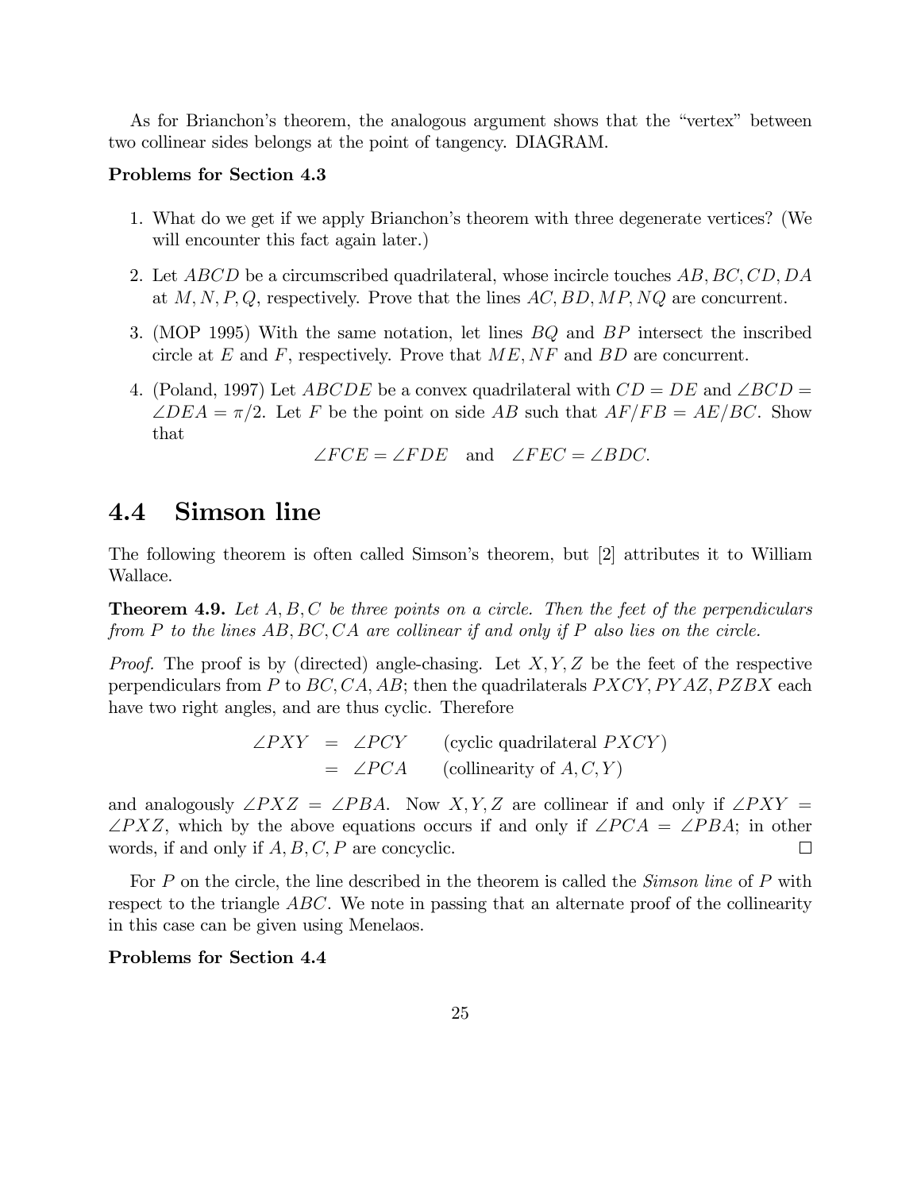As for Brianchon's theorem, the analogous argument shows that the "vertex" between two collinear sides belongs at the point of tangency. DIAGRAM.

**Problems for Section 4.3**

1. What do we get if we apply Brianchon's theorem with three degenerate vertices? (We will encounter this fact again later.)

2. Let $ABCD$ be a circumscribed quadrilateral, whose incircle touches $AB, BC, CD, DA$ at $M, N, P, Q$, respectively. Prove that the lines $AC, BD, MP, NQ$ are concurrent.

3. (MOP 1995) With the same notation, let lines $BQ$ and $BP$ intersect the inscribed circle at $E$ and $F$, respectively. Prove that $ME$, $NF$ and $BD$ are concurrent.

4. (Poland, 1997) Let $ABCDE$ be a convex quadrilateral with $CD = DE$ and $\angle BCD = \angle DEA = \pi/2$. Let $F$ be the point on side $AB$ such that $AF/FB = AE/BC$. Show that
$$\angle FCE = \angle FDE \quad \text{and} \quad \angle FEC = \angle BDC.$$

## 4.4 Simson line

The following theorem is often called Simson's theorem, but [2] attributes it to William Wallace.

**Theorem 4.9.** *Let $A, B, C$ be three points on a circle. Then the feet of the perpendiculars from $P$ to the lines $AB, BC, CA$ are collinear if and only if $P$ also lies on the circle.*

*Proof.* The proof is by (directed) angle-chasing. Let $X, Y, Z$ be the feet of the respective perpendiculars from $P$ to $BC, CA, AB$; then the quadrilaterals $PXCY, PYAZ, PZBX$ each have two right angles, and are thus cyclic. Therefore

$$\begin{aligned} \angle PXY &= \angle PCY \qquad \text{(cyclic quadrilateral } PXCY\text{)} \\ &= \angle PCA \qquad \text{(collinearity of } A, C, Y\text{)} \end{aligned}$$

and analogously $\angle PXZ = \angle PBA$. Now $X, Y, Z$ are collinear if and only if $\angle PXY = \angle PXZ$, which by the above equations occurs if and only if $\angle PCA = \angle PBA$; in other words, if and only if $A, B, C, P$ are concyclic. ☐

For $P$ on the circle, the line described in the theorem is called the *Simson line* of $P$ with respect to the triangle $ABC$. We note in passing that an alternate proof of the collinearity in this case can be given using Menelaos.

**Problems for Section 4.4**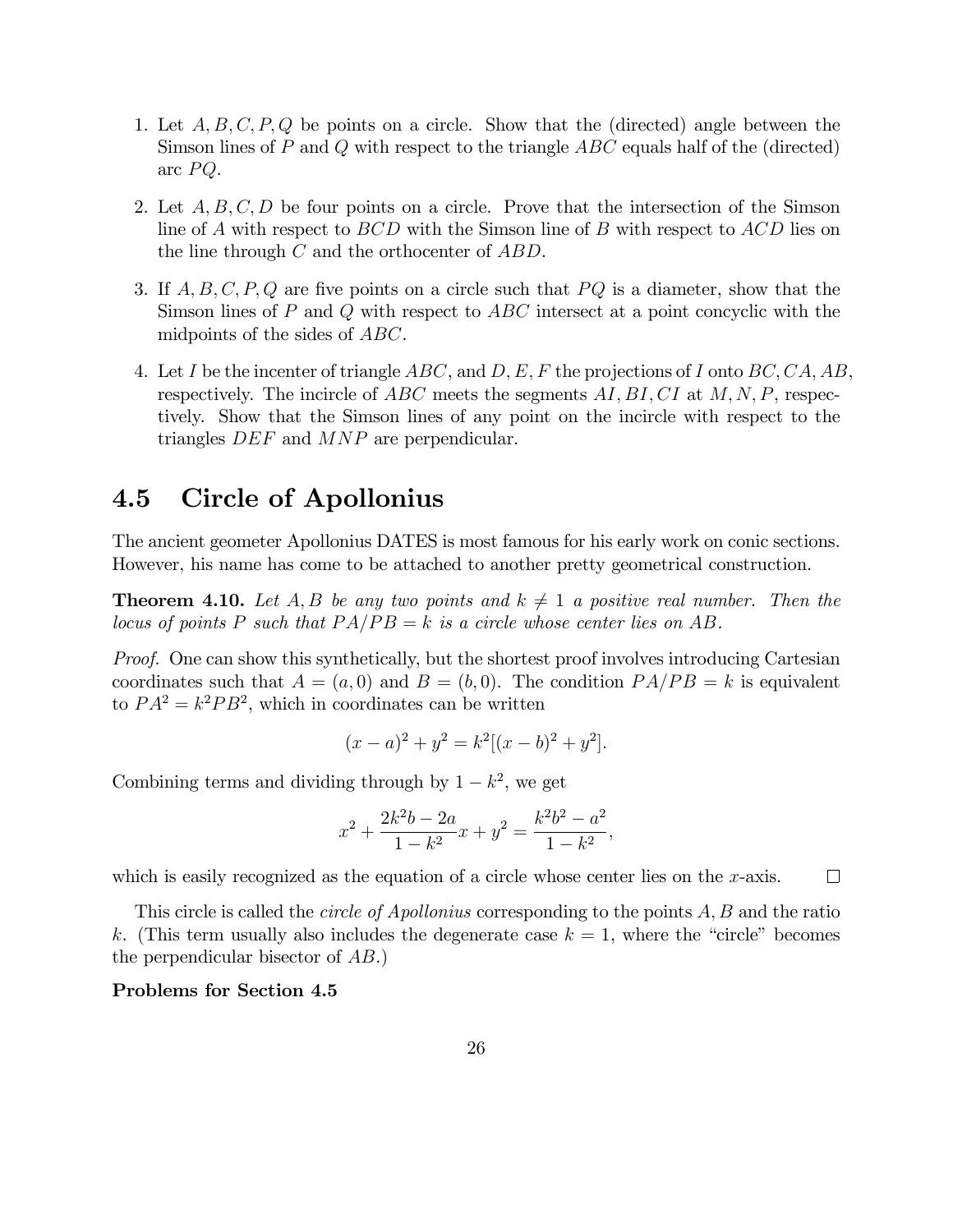1. Let $A, B, C, P, Q$ be points on a circle. Show that the (directed) angle between the Simson lines of $P$ and $Q$ with respect to the triangle $ABC$ equals half of the (directed) arc $PQ$.

2. Let $A, B, C, D$ be four points on a circle. Prove that the intersection of the Simson line of $A$ with respect to $BCD$ with the Simson line of $B$ with respect to $ACD$ lies on the line through $C$ and the orthocenter of $ABD$.

3. If $A, B, C, P, Q$ are five points on a circle such that $PQ$ is a diameter, show that the Simson lines of $P$ and $Q$ with respect to $ABC$ intersect at a point concyclic with the midpoints of the sides of $ABC$.

4. Let $I$ be the incenter of triangle $ABC$, and $D, E, F$ the projections of $I$ onto $BC, CA, AB$, respectively. The incircle of $ABC$ meets the segments $AI, BI, CI$ at $M, N, P$, respectively. Show that the Simson lines of any point on the incircle with respect to the triangles $DEF$ and $MNP$ are perpendicular.

## 4.5 Circle of Apollonius

The ancient geometer Apollonius DATES is most famous for his early work on conic sections. However, his name has come to be attached to another pretty geometrical construction.

**Theorem 4.10.** *Let $A, B$ be any two points and $k \neq 1$ a positive real number. Then the locus of points $P$ such that $PA/PB = k$ is a circle whose center lies on $AB$.*

*Proof.* One can show this synthetically, but the shortest proof involves introducing Cartesian coordinates such that $A = (a, 0)$ and $B = (b, 0)$. The condition $PA/PB = k$ is equivalent to $PA^2 = k^2 PB^2$, which in coordinates can be written

$$(x - a)^2 + y^2 = k^2[(x - b)^2 + y^2].$$

Combining terms and dividing through by $1 - k^2$, we get

$$x^2 + \frac{2k^2 b - 2a}{1 - k^2} x + y^2 = \frac{k^2 b^2 - a^2}{1 - k^2},$$

which is easily recognized as the equation of a circle whose center lies on the $x$-axis. $\square$

This circle is called the *circle of Apollonius* corresponding to the points $A, B$ and the ratio $k$. (This term usually also includes the degenerate case $k = 1$, where the "circle" becomes the perpendicular bisector of $AB$.)

**Problems for Section 4.5**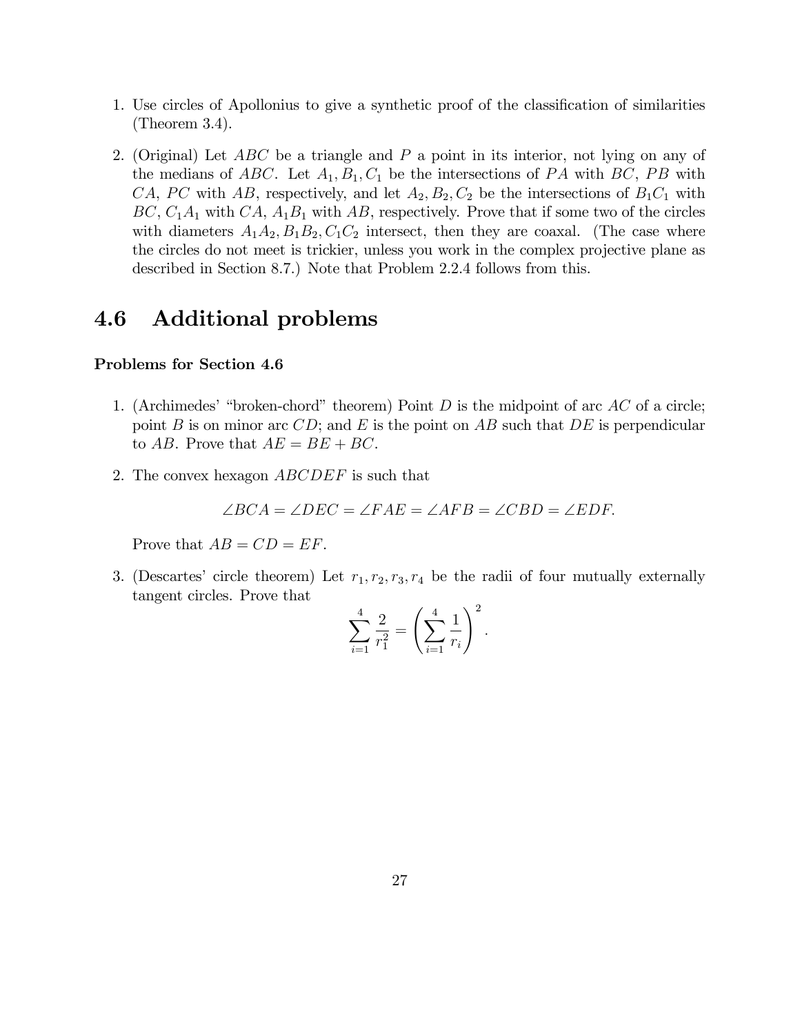1. Use circles of Apollonius to give a synthetic proof of the classification of similarities (Theorem 3.4).

2. (Original) Let $ABC$ be a triangle and $P$ a point in its interior, not lying on any of the medians of $ABC$. Let $A_1, B_1, C_1$ be the intersections of $PA$ with $BC$, $PB$ with $CA$, $PC$ with $AB$, respectively, and let $A_2, B_2, C_2$ be the intersections of $B_1C_1$ with $BC$, $C_1A_1$ with $CA$, $A_1B_1$ with $AB$, respectively. Prove that if some two of the circles with diameters $A_1A_2, B_1B_2, C_1C_2$ intersect, then they are coaxal. (The case where the circles do not meet is trickier, unless you work in the complex projective plane as described in Section 8.7.) Note that Problem 2.2.4 follows from this.

## 4.6 Additional problems

**Problems for Section 4.6**

1. (Archimedes' "broken-chord" theorem) Point $D$ is the midpoint of arc $AC$ of a circle; point $B$ is on minor arc $CD$; and $E$ is the point on $AB$ such that $DE$ is perpendicular to $AB$. Prove that $AE = BE + BC$.

2. The convex hexagon $ABCDEF$ is such that

$$\angle BCA = \angle DEC = \angle FAE = \angle AFB = \angle CBD = \angle EDF.$$

Prove that $AB = CD = EF$.

3. (Descartes' circle theorem) Let $r_1, r_2, r_3, r_4$ be the radii of four mutually externally tangent circles. Prove that

$$\sum_{i=1}^{4} \frac{2}{r_1^2} = \left( \sum_{i=1}^{4} \frac{1}{r_i} \right)^2.$$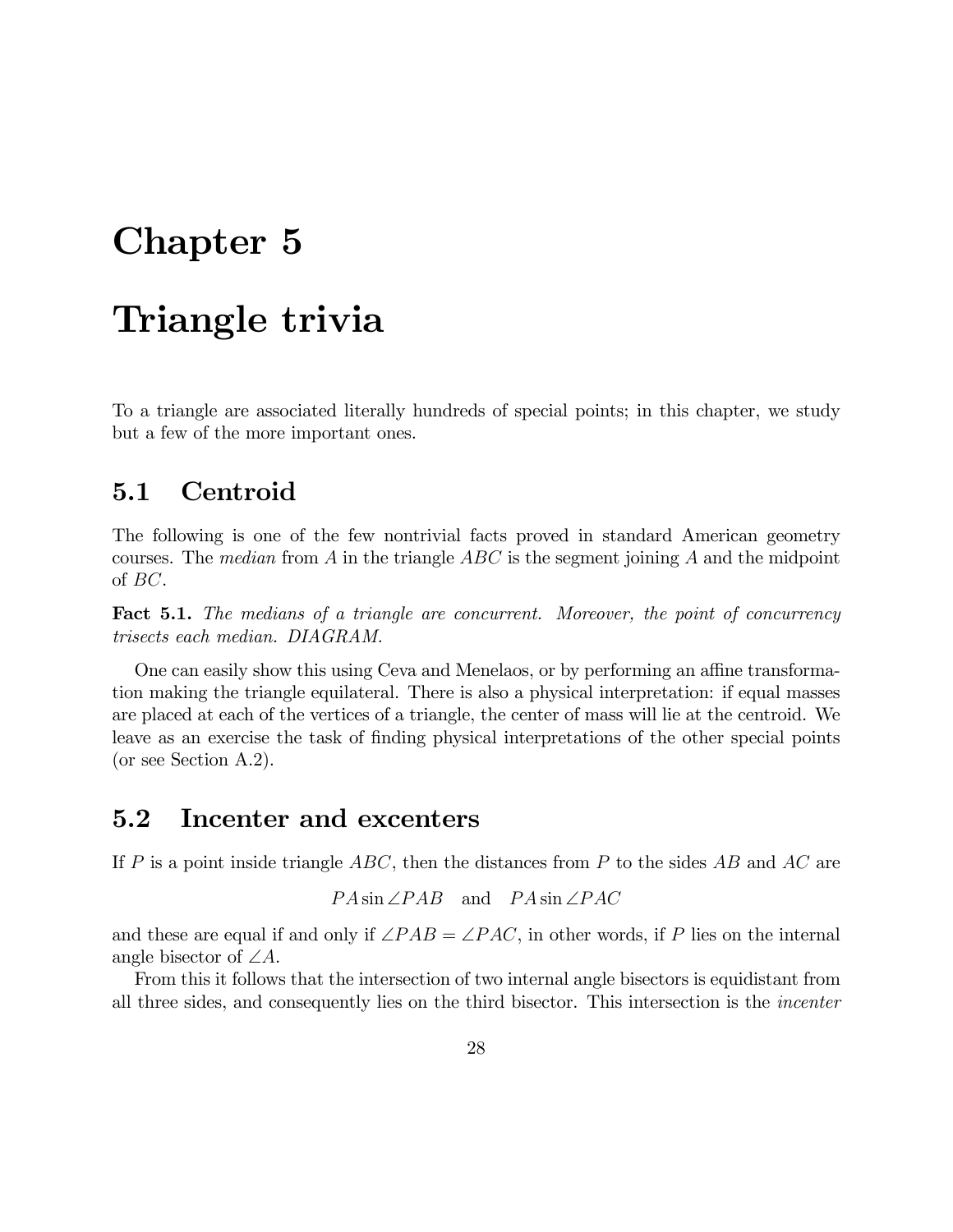# Chapter 5

# Triangle trivia

To a triangle are associated literally hundreds of special points; in this chapter, we study but a few of the more important ones.

## 5.1 Centroid

The following is one of the few nontrivial facts proved in standard American geometry courses. The *median* from $A$ in the triangle $ABC$ is the segment joining $A$ and the midpoint of $BC$.

**Fact 5.1.** *The medians of a triangle are concurrent. Moreover, the point of concurrency trisects each median. DIAGRAM.*

One can easily show this using Ceva and Menelaos, or by performing an affine transformation making the triangle equilateral. There is also a physical interpretation: if equal masses are placed at each of the vertices of a triangle, the center of mass will lie at the centroid. We leave as an exercise the task of finding physical interpretations of the other special points (or see Section A.2).

## 5.2 Incenter and excenters

If $P$ is a point inside triangle $ABC$, then the distances from $P$ to the sides $AB$ and $AC$ are

$$PA \sin \angle PAB \quad \text{and} \quad PA \sin \angle PAC$$

and these are equal if and only if $\angle PAB = \angle PAC$, in other words, if $P$ lies on the internal angle bisector of $\angle A$.

From this it follows that the intersection of two internal angle bisectors is equidistant from all three sides, and consequently lies on the third bisector. This intersection is the *incenter*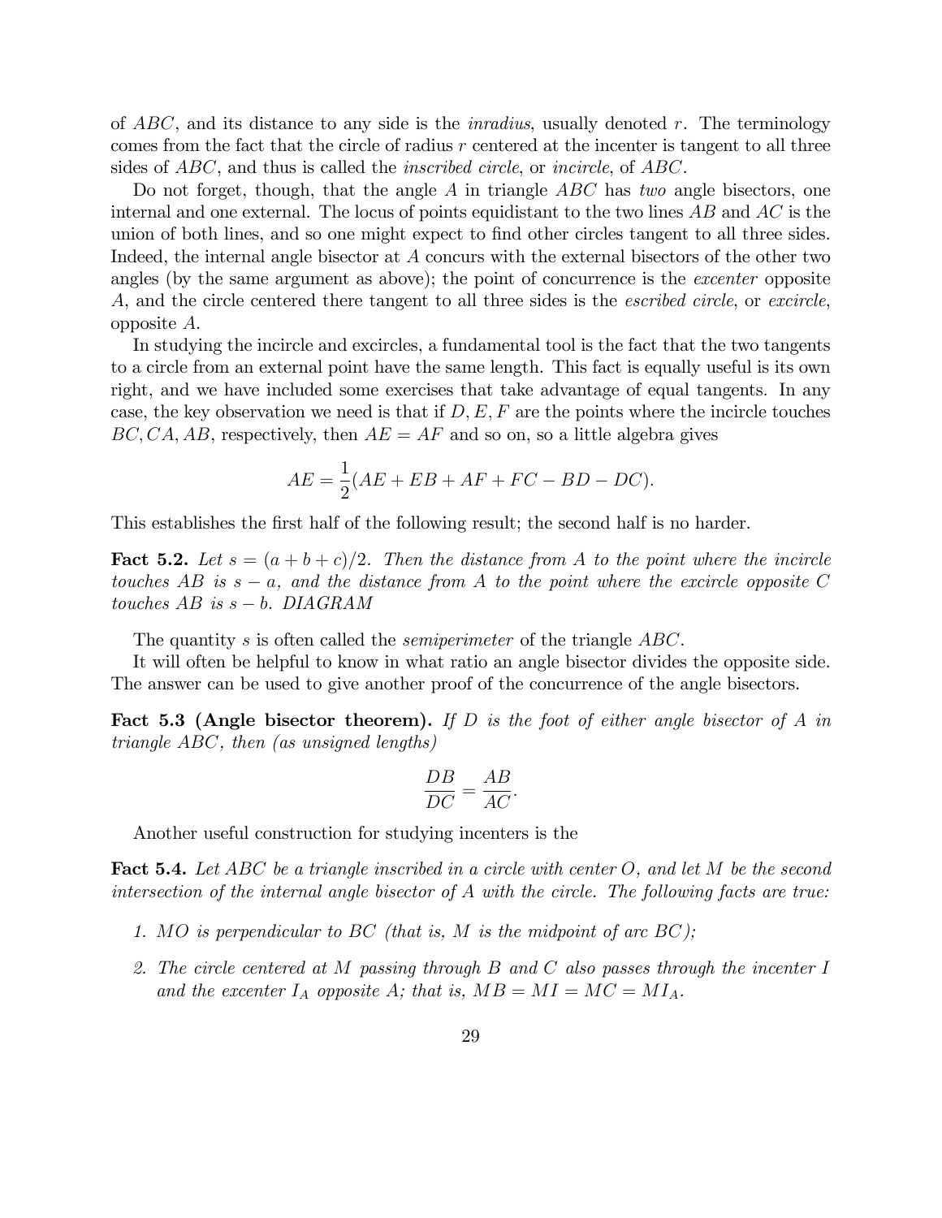of $ABC$, and its distance to any side is the *inradius*, usually denoted $r$. The terminology comes from the fact that the circle of radius $r$ centered at the incenter is tangent to all three sides of $ABC$, and thus is called the *inscribed circle*, or *incircle*, of $ABC$.

Do not forget, though, that the angle $A$ in triangle $ABC$ has *two* angle bisectors, one internal and one external. The locus of points equidistant to the two lines $AB$ and $AC$ is the union of both lines, and so one might expect to find other circles tangent to all three sides. Indeed, the internal angle bisector at $A$ concurs with the external bisectors of the other two angles (by the same argument as above); the point of concurrence is the *excenter* opposite $A$, and the circle centered there tangent to all three sides is the *escribed circle*, or *excircle*, opposite $A$.

In studying the incircle and excircles, a fundamental tool is the fact that the two tangents to a circle from an external point have the same length. This fact is equally useful is its own right, and we have included some exercises that take advantage of equal tangents. In any case, the key observation we need is that if $D, E, F$ are the points where the incircle touches $BC, CA, AB$, respectively, then $AE = AF$ and so on, so a little algebra gives

$$AE = \frac{1}{2}(AE + EB + AF + FC - BD - DC).$$

This establishes the first half of the following result; the second half is no harder.

**Fact 5.2.** *Let $s = (a + b + c)/2$. Then the distance from $A$ to the point where the incircle touches $AB$ is $s - a$, and the distance from $A$ to the point where the excircle opposite $C$ touches $AB$ is $s - b$. DIAGRAM*

The quantity $s$ is often called the *semiperimeter* of the triangle $ABC$.

It will often be helpful to know in what ratio an angle bisector divides the opposite side. The answer can be used to give another proof of the concurrence of the angle bisectors.

**Fact 5.3 (Angle bisector theorem).** *If $D$ is the foot of either angle bisector of $A$ in triangle $ABC$, then (as unsigned lengths)*

$$\frac{DB}{DC} = \frac{AB}{AC}.$$

Another useful construction for studying incenters is the

**Fact 5.4.** *Let $ABC$ be a triangle inscribed in a circle with center $O$, and let $M$ be the second intersection of the internal angle bisector of $A$ with the circle. The following facts are true:*

1. *$MO$ is perpendicular to $BC$ (that is, $M$ is the midpoint of arc $BC$);*
2. *The circle centered at $M$ passing through $B$ and $C$ also passes through the incenter $I$ and the excenter $I_A$ opposite $A$; that is, $MB = MI = MC = MI_A$.*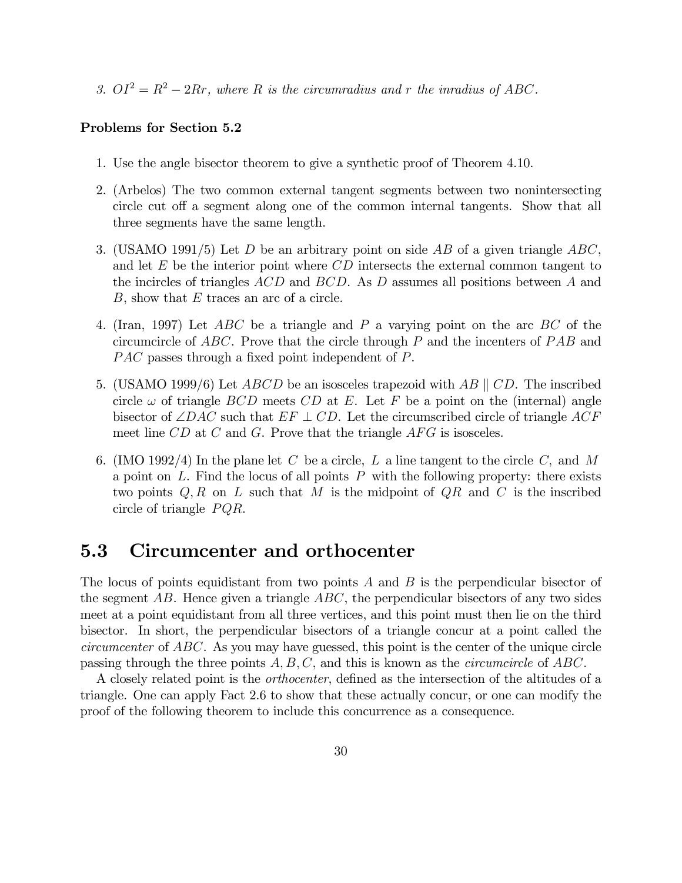3. *$OI^2 = R^2 - 2Rr$, where $R$ is the circumradius and $r$ the inradius of $ABC$.*

**Problems for Section 5.2**

1. Use the angle bisector theorem to give a synthetic proof of Theorem 4.10.

2. (Arbelos) The two common external tangent segments between two nonintersecting circle cut off a segment along one of the common internal tangents. Show that all three segments have the same length.

3. (USAMO 1991/5) Let $D$ be an arbitrary point on side $AB$ of a given triangle $ABC$, and let $E$ be the interior point where $CD$ intersects the external common tangent to the incircles of triangles $ACD$ and $BCD$. As $D$ assumes all positions between $A$ and $B$, show that $E$ traces an arc of a circle.

4. (Iran, 1997) Let $ABC$ be a triangle and $P$ a varying point on the arc $BC$ of the circumcircle of $ABC$. Prove that the circle through $P$ and the incenters of $PAB$ and $PAC$ passes through a fixed point independent of $P$.

5. (USAMO 1999/6) Let $ABCD$ be an isosceles trapezoid with $AB \parallel CD$. The inscribed circle $\omega$ of triangle $BCD$ meets $CD$ at $E$. Let $F$ be a point on the (internal) angle bisector of $\angle DAC$ such that $EF \perp CD$. Let the circumscribed circle of triangle $ACF$ meet line $CD$ at $C$ and $G$. Prove that the triangle $AFG$ is isosceles.

6. (IMO 1992/4) In the plane let $C$ be a circle, $L$ a line tangent to the circle $C$, and $M$ a point on $L$. Find the locus of all points $P$ with the following property: there exists two points $Q, R$ on $L$ such that $M$ is the midpoint of $QR$ and $C$ is the inscribed circle of triangle $PQR$.

## 5.3 Circumcenter and orthocenter

The locus of points equidistant from two points $A$ and $B$ is the perpendicular bisector of the segment $AB$. Hence given a triangle $ABC$, the perpendicular bisectors of any two sides meet at a point equidistant from all three vertices, and this point must then lie on the third bisector. In short, the perpendicular bisectors of a triangle concur at a point called the *circumcenter* of $ABC$. As you may have guessed, this point is the center of the unique circle passing through the three points $A, B, C$, and this is known as the *circumcircle* of $ABC$.

A closely related point is the *orthocenter*, defined as the intersection of the altitudes of a triangle. One can apply Fact 2.6 to show that these actually concur, or one can modify the proof of the following theorem to include this concurrence as a consequence.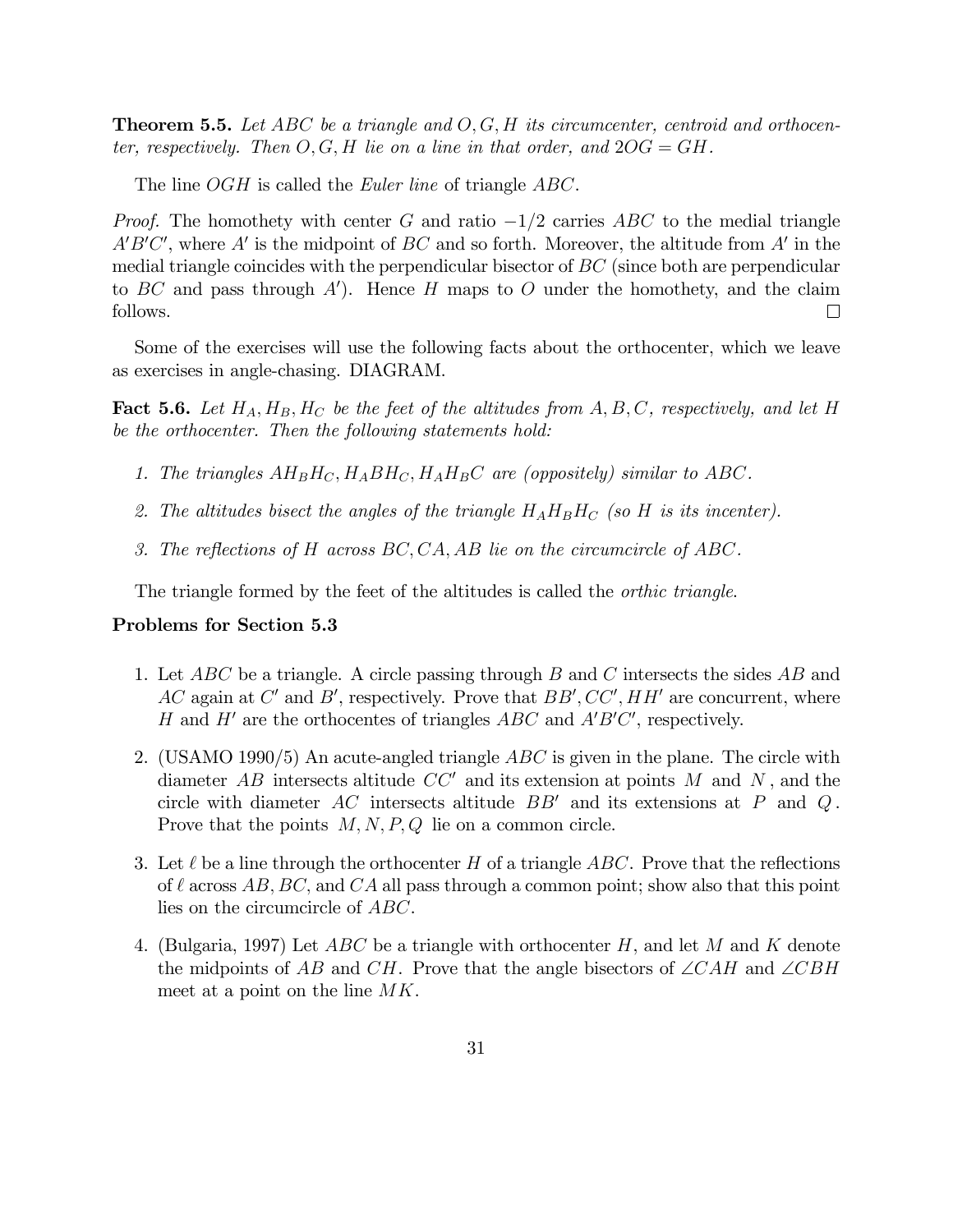**Theorem 5.5.** *Let $ABC$ be a triangle and $O, G, H$ its circumcenter, centroid and orthocenter, respectively. Then $O, G, H$ lie on a line in that order, and $2OG = GH$.*

The line $OGH$ is called the *Euler line* of triangle $ABC$.

*Proof.* The homothety with center $G$ and ratio $-1/2$ carries $ABC$ to the medial triangle $A'B'C'$, where $A'$ is the midpoint of $BC$ and so forth. Moreover, the altitude from $A'$ in the medial triangle coincides with the perpendicular bisector of $BC$ (since both are perpendicular to $BC$ and pass through $A'$). Hence $H$ maps to $O$ under the homothety, and the claim follows. □

Some of the exercises will use the following facts about the orthocenter, which we leave as exercises in angle-chasing. DIAGRAM.

**Fact 5.6.** *Let $H_A, H_B, H_C$ be the feet of the altitudes from $A, B, C$, respectively, and let $H$ be the orthocenter. Then the following statements hold:*

1. *The triangles $AH_BH_C, H_ABH_C, H_AH_BC$ are (oppositely) similar to $ABC$.*
2. *The altitudes bisect the angles of the triangle $H_AH_BH_C$ (so $H$ is its incenter).*
3. *The reflections of $H$ across $BC, CA, AB$ lie on the circumcircle of $ABC$.*

The triangle formed by the feet of the altitudes is called the *orthic triangle*.

### Problems for Section 5.3

1. Let $ABC$ be a triangle. A circle passing through $B$ and $C$ intersects the sides $AB$ and $AC$ again at $C'$ and $B'$, respectively. Prove that $BB', CC', HH'$ are concurrent, where $H$ and $H'$ are the orthocentes of triangles $ABC$ and $A'B'C'$, respectively.
2. (USAMO 1990/5) An acute-angled triangle $ABC$ is given in the plane. The circle with diameter $AB$ intersects altitude $CC'$ and its extension at points $M$ and $N$, and the circle with diameter $AC$ intersects altitude $BB'$ and its extensions at $P$ and $Q$. Prove that the points $M, N, P, Q$ lie on a common circle.
3. Let $\ell$ be a line through the orthocenter $H$ of a triangle $ABC$. Prove that the reflections of $\ell$ across $AB, BC$, and $CA$ all pass through a common point; show also that this point lies on the circumcircle of $ABC$.
4. (Bulgaria, 1997) Let $ABC$ be a triangle with orthocenter $H$, and let $M$ and $K$ denote the midpoints of $AB$ and $CH$. Prove that the angle bisectors of $\angle CAH$ and $\angle CBH$ meet at a point on the line $MK$.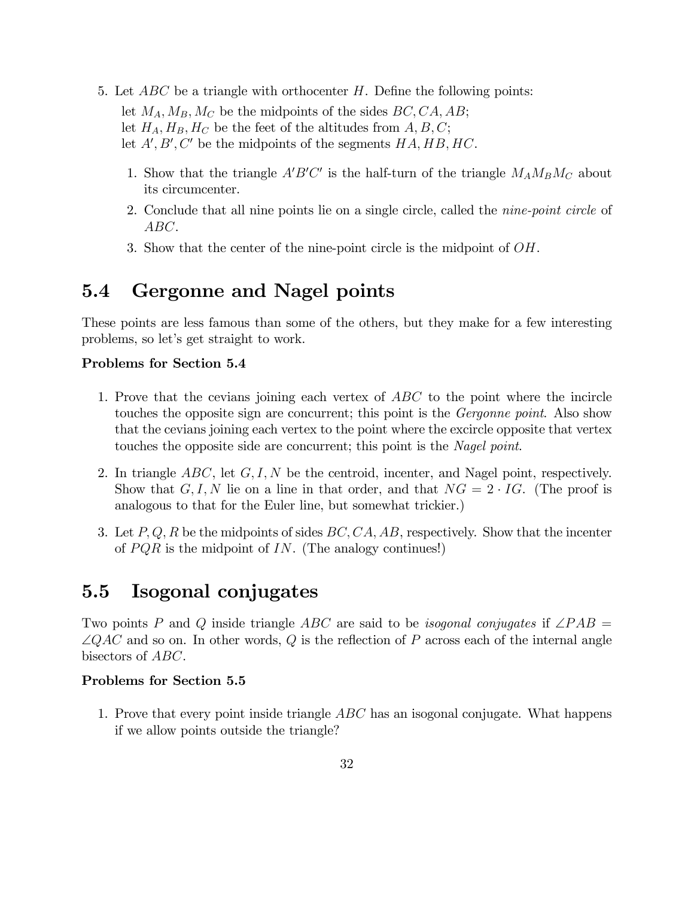5. Let $ABC$ be a triangle with orthocenter $H$. Define the following points:

   let $M_A, M_B, M_C$ be the midpoints of the sides $BC, CA, AB$;
   let $H_A, H_B, H_C$ be the feet of the altitudes from $A, B, C$;
   let $A', B', C'$ be the midpoints of the segments $HA, HB, HC$.

   1. Show that the triangle $A'B'C'$ is the half-turn of the triangle $M_AM_BM_C$ about its circumcenter.
   2. Conclude that all nine points lie on a single circle, called the *nine-point circle* of $ABC$.
   3. Show that the center of the nine-point circle is the midpoint of $OH$.

## 5.4 Gergonne and Nagel points

These points are less famous than some of the others, but they make for a few interesting problems, so let's get straight to work.

**Problems for Section 5.4**

1. Prove that the cevians joining each vertex of $ABC$ to the point where the incircle touches the opposite sign are concurrent; this point is the *Gergonne point*. Also show that the cevians joining each vertex to the point where the excircle opposite that vertex touches the opposite side are concurrent; this point is the *Nagel point*.

2. In triangle $ABC$, let $G, I, N$ be the centroid, incenter, and Nagel point, respectively. Show that $G, I, N$ lie on a line in that order, and that $NG = 2 \cdot IG$. (The proof is analogous to that for the Euler line, but somewhat trickier.)

3. Let $P, Q, R$ be the midpoints of sides $BC, CA, AB$, respectively. Show that the incenter of $PQR$ is the midpoint of $IN$. (The analogy continues!)

## 5.5 Isogonal conjugates

Two points $P$ and $Q$ inside triangle $ABC$ are said to be *isogonal conjugates* if $\angle PAB = \angle QAC$ and so on. In other words, $Q$ is the reflection of $P$ across each of the internal angle bisectors of $ABC$.

**Problems for Section 5.5**

1. Prove that every point inside triangle $ABC$ has an isogonal conjugate. What happens if we allow points outside the triangle?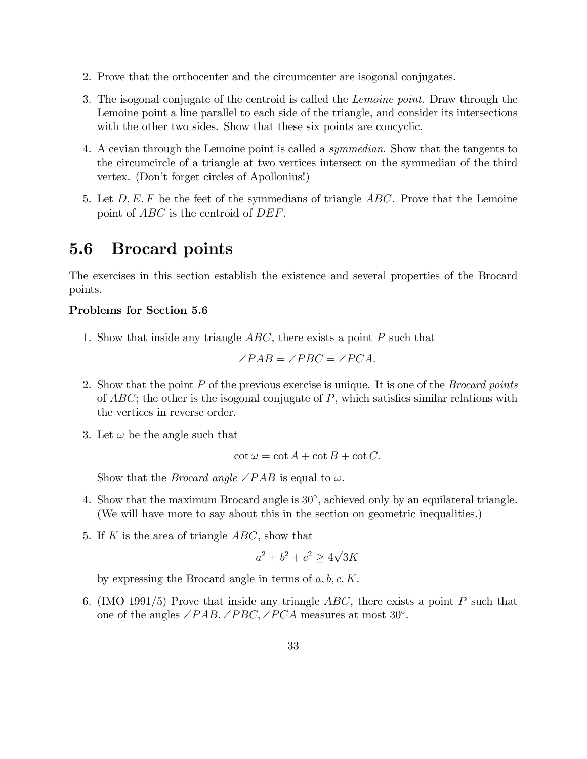2. Prove that the orthocenter and the circumcenter are isogonal conjugates.

3. The isogonal conjugate of the centroid is called the *Lemoine point*. Draw through the Lemoine point a line parallel to each side of the triangle, and consider its intersections with the other two sides. Show that these six points are concyclic.

4. A cevian through the Lemoine point is called a *symmedian*. Show that the tangents to the circumcircle of a triangle at two vertices intersect on the symmedian of the third vertex. (Don't forget circles of Apollonius!)

5. Let $D, E, F$ be the feet of the symmedians of triangle $ABC$. Prove that the Lemoine point of $ABC$ is the centroid of $DEF$.

## 5.6 Brocard points

The exercises in this section establish the existence and several properties of the Brocard points.

**Problems for Section 5.6**

1. Show that inside any triangle $ABC$, there exists a point $P$ such that

$$\angle PAB = \angle PBC = \angle PCA.$$

2. Show that the point $P$ of the previous exercise is unique. It is one of the *Brocard points* of $ABC$; the other is the isogonal conjugate of $P$, which satisfies similar relations with the vertices in reverse order.

3. Let $\omega$ be the angle such that

$$\cot \omega = \cot A + \cot B + \cot C.$$

   Show that the *Brocard angle* $\angle PAB$ is equal to $\omega$.

4. Show that the maximum Brocard angle is $30^\circ$, achieved only by an equilateral triangle. (We will have more to say about this in the section on geometric inequalities.)

5. If $K$ is the area of triangle $ABC$, show that

$$a^2 + b^2 + c^2 \geq 4\sqrt{3}K$$

   by expressing the Brocard angle in terms of $a, b, c, K$.

6. (IMO 1991/5) Prove that inside any triangle $ABC$, there exists a point $P$ such that one of the angles $\angle PAB, \angle PBC, \angle PCA$ measures at most $30^\circ$.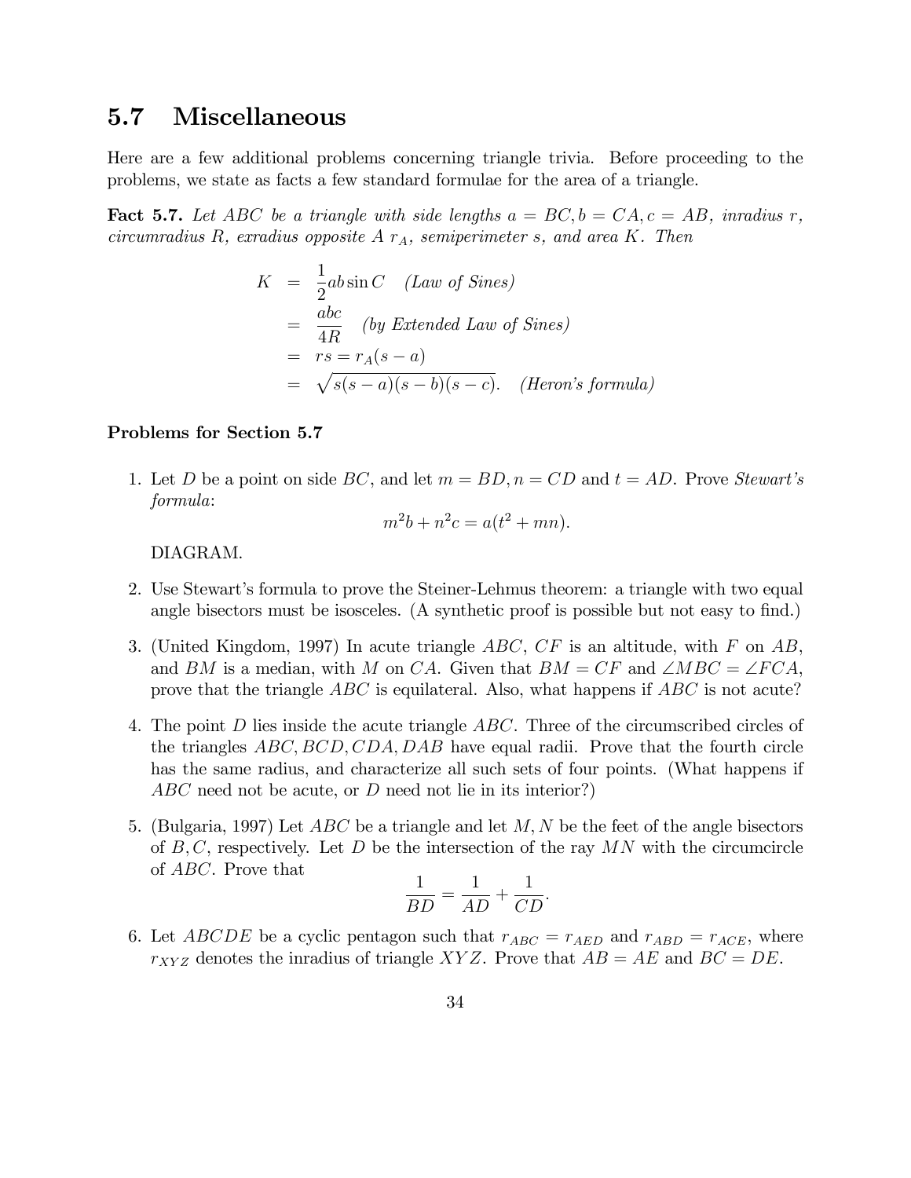## 5.7 Miscellaneous

Here are a few additional problems concerning triangle trivia. Before proceeding to the problems, we state as facts a few standard formulae for the area of a triangle.

**Fact 5.7.** *Let $ABC$ be a triangle with side lengths $a = BC, b = CA, c = AB$, inradius $r$, circumradius $R$, exradius opposite $A$ $r_A$, semiperimeter $s$, and area $K$. Then*

$$
\begin{aligned}
K &= \frac{1}{2}ab\sin C \quad \textit{(Law of Sines)} \\
&= \frac{abc}{4R} \quad \textit{(by Extended Law of Sines)} \\
&= rs = r_A(s-a) \\
&= \sqrt{s(s-a)(s-b)(s-c)}. \quad \textit{(Heron's formula)}
\end{aligned}
$$

**Problems for Section 5.7**

1. Let $D$ be a point on side $BC$, and let $m = BD, n = CD$ and $t = AD$. Prove *Stewart's formula*:
$$m^2b + n^2c = a(t^2 + mn).$$
DIAGRAM.

2. Use Stewart's formula to prove the Steiner-Lehmus theorem: a triangle with two equal angle bisectors must be isosceles. (A synthetic proof is possible but not easy to find.)

3. (United Kingdom, 1997) In acute triangle $ABC$, $CF$ is an altitude, with $F$ on $AB$, and $BM$ is a median, with $M$ on $CA$. Given that $BM = CF$ and $\angle MBC = \angle FCA$, prove that the triangle $ABC$ is equilateral. Also, what happens if $ABC$ is not acute?

4. The point $D$ lies inside the acute triangle $ABC$. Three of the circumscribed circles of the triangles $ABC, BCD, CDA, DAB$ have equal radii. Prove that the fourth circle has the same radius, and characterize all such sets of four points. (What happens if $ABC$ need not be acute, or $D$ need not lie in its interior?)

5. (Bulgaria, 1997) Let $ABC$ be a triangle and let $M, N$ be the feet of the angle bisectors of $B, C$, respectively. Let $D$ be the intersection of the ray $MN$ with the circumcircle of $ABC$. Prove that
$$\frac{1}{BD} = \frac{1}{AD} + \frac{1}{CD}.$$

6. Let $ABCDE$ be a cyclic pentagon such that $r_{ABC} = r_{AED}$ and $r_{ABD} = r_{ACE}$, where $r_{XYZ}$ denotes the inradius of triangle $XYZ$. Prove that $AB = AE$ and $BC = DE$.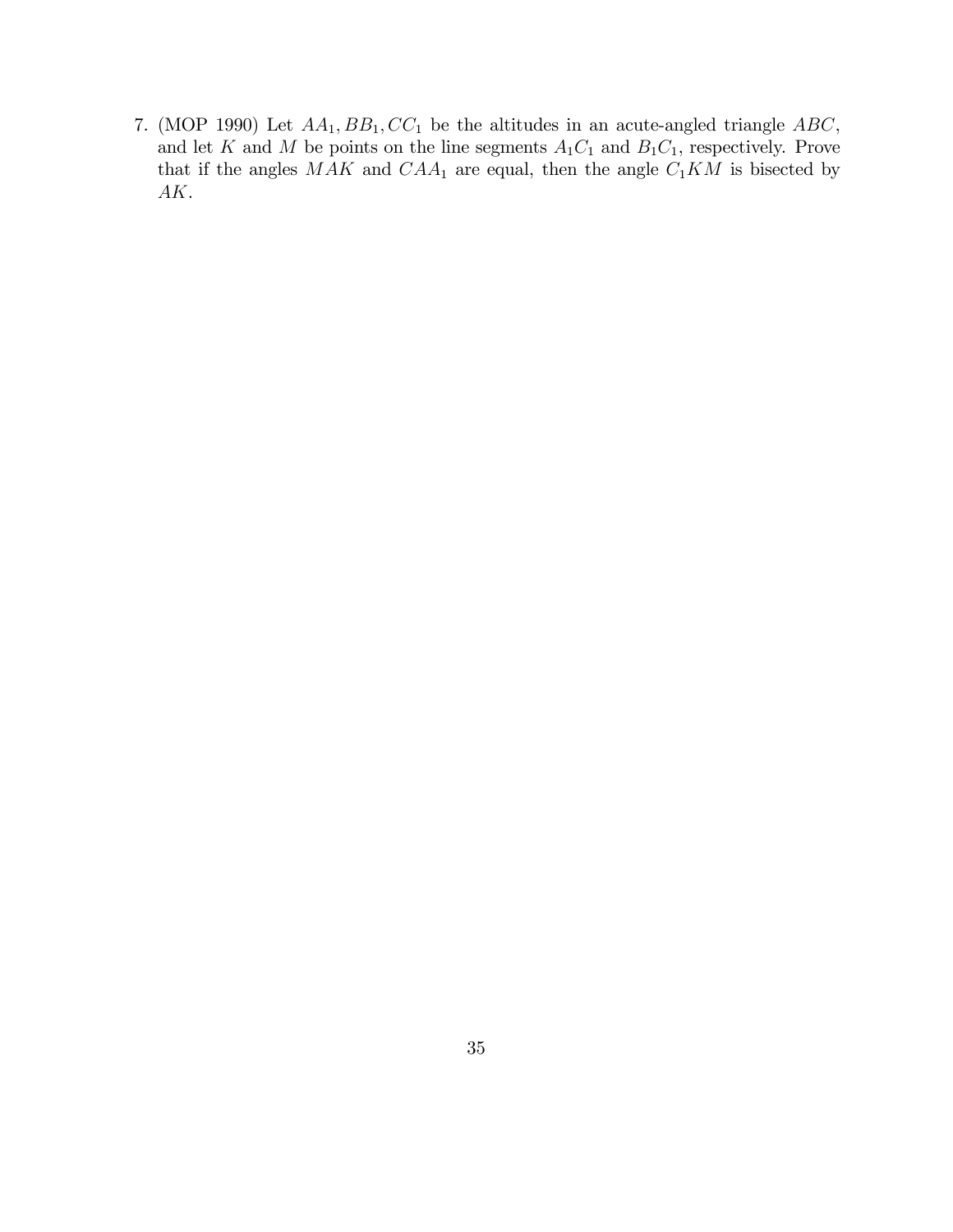7. (MOP 1990) Let $AA_1, BB_1, CC_1$ be the altitudes in an acute-angled triangle $ABC$, and let $K$ and $M$ be points on the line segments $A_1C_1$ and $B_1C_1$, respectively. Prove that if the angles $MAK$ and $CAA_1$ are equal, then the angle $C_1KM$ is bisected by $AK$.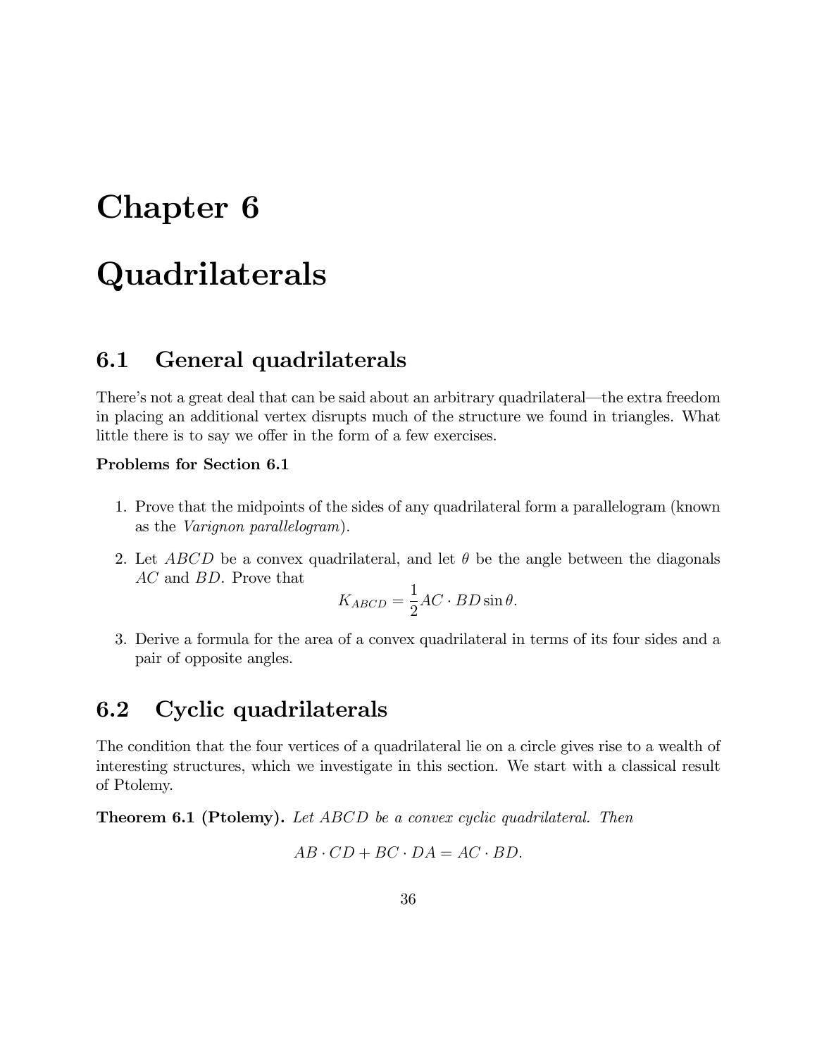# Chapter 6

# Quadrilaterals

## 6.1 General quadrilaterals

There's not a great deal that can be said about an arbitrary quadrilateral—the extra freedom in placing an additional vertex disrupts much of the structure we found in triangles. What little there is to say we offer in the form of a few exercises.

**Problems for Section 6.1**

1. Prove that the midpoints of the sides of any quadrilateral form a parallelogram (known as the *Varignon parallelogram*).

2. Let $ABCD$ be a convex quadrilateral, and let $\theta$ be the angle between the diagonals $AC$ and $BD$. Prove that
$$K_{ABCD} = \frac{1}{2} AC \cdot BD \sin\theta.$$

3. Derive a formula for the area of a convex quadrilateral in terms of its four sides and a pair of opposite angles.

## 6.2 Cyclic quadrilaterals

The condition that the four vertices of a quadrilateral lie on a circle gives rise to a wealth of interesting structures, which we investigate in this section. We start with a classical result of Ptolemy.

**Theorem 6.1 (Ptolemy).** *Let $ABCD$ be a convex cyclic quadrilateral. Then*

$$AB \cdot CD + BC \cdot DA = AC \cdot BD.$$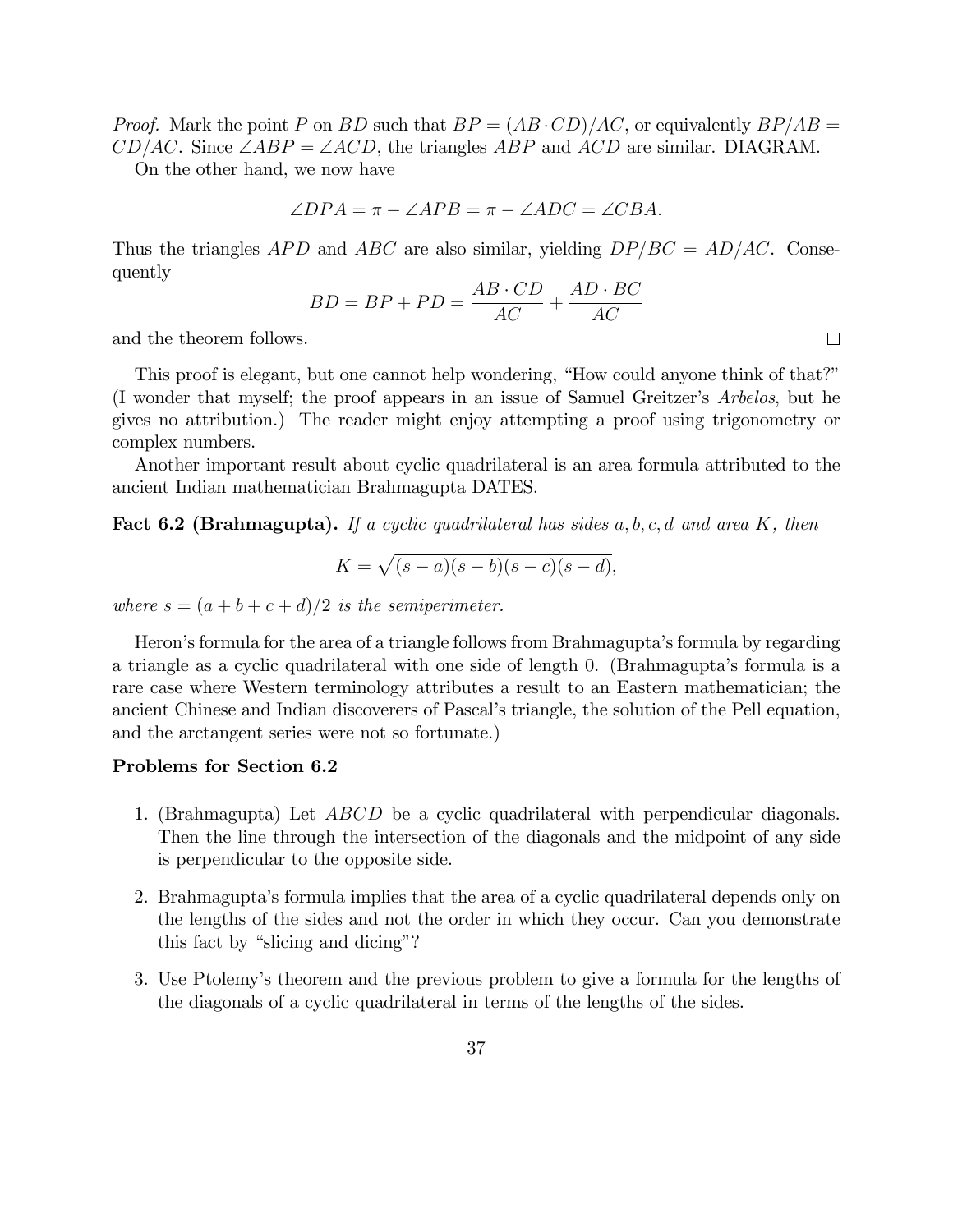*Proof.* Mark the point $P$ on $BD$ such that $BP = (AB \cdot CD)/AC$, or equivalently $BP/AB = CD/AC$. Since $\angle ABP = \angle ACD$, the triangles $ABP$ and $ACD$ are similar. DIAGRAM.

On the other hand, we now have

$$\angle DPA = \pi - \angle APB = \pi - \angle ADC = \angle CBA.$$

Thus the triangles $APD$ and $ABC$ are also similar, yielding $DP/BC = AD/AC$. Consequently

$$BD = BP + PD = \frac{AB \cdot CD}{AC} + \frac{AD \cdot BC}{AC}$$

and the theorem follows. □

This proof is elegant, but one cannot help wondering, "How could anyone think of that?" (I wonder that myself; the proof appears in an issue of Samuel Greitzer's *Arbelos*, but he gives no attribution.) The reader might enjoy attempting a proof using trigonometry or complex numbers.

Another important result about cyclic quadrilateral is an area formula attributed to the ancient Indian mathematician Brahmagupta DATES.

**Fact 6.2 (Brahmagupta).** *If a cyclic quadrilateral has sides $a, b, c, d$ and area $K$, then*

$$K = \sqrt{(s-a)(s-b)(s-c)(s-d)},$$

*where $s = (a + b + c + d)/2$ is the semiperimeter.*

Heron's formula for the area of a triangle follows from Brahmagupta's formula by regarding a triangle as a cyclic quadrilateral with one side of length 0. (Brahmagupta's formula is a rare case where Western terminology attributes a result to an Eastern mathematician; the ancient Chinese and Indian discoverers of Pascal's triangle, the solution of the Pell equation, and the arctangent series were not so fortunate.)

**Problems for Section 6.2**

1. (Brahmagupta) Let $ABCD$ be a cyclic quadrilateral with perpendicular diagonals. Then the line through the intersection of the diagonals and the midpoint of any side is perpendicular to the opposite side.

2. Brahmagupta's formula implies that the area of a cyclic quadrilateral depends only on the lengths of the sides and not the order in which they occur. Can you demonstrate this fact by "slicing and dicing"?

3. Use Ptolemy's theorem and the previous problem to give a formula for the lengths of the diagonals of a cyclic quadrilateral in terms of the lengths of the sides.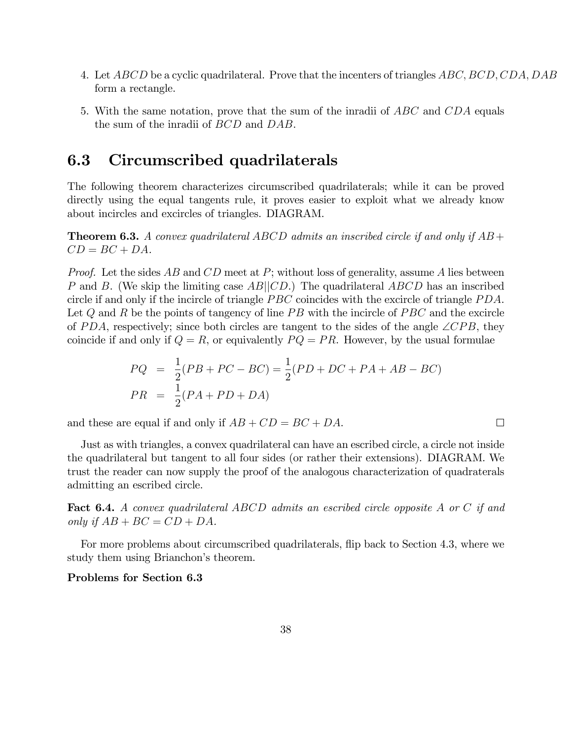4. Let $ABCD$ be a cyclic quadrilateral. Prove that the incenters of triangles $ABC, BCD, CDA, DAB$ form a rectangle.

5. With the same notation, prove that the sum of the inradii of $ABC$ and $CDA$ equals the sum of the inradii of $BCD$ and $DAB$.

## 6.3 Circumscribed quadrilaterals

The following theorem characterizes circumscribed quadrilaterals; while it can be proved directly using the equal tangents rule, it proves easier to exploit what we already know about incircles and excircles of triangles. DIAGRAM.

**Theorem 6.3.** *A convex quadrilateral $ABCD$ admits an inscribed circle if and only if $AB + CD = BC + DA$.*

*Proof.* Let the sides $AB$ and $CD$ meet at $P$; without loss of generality, assume $A$ lies between $P$ and $B$. (We skip the limiting case $AB||CD$.) The quadrilateral $ABCD$ has an inscribed circle if and only if the incircle of triangle $PBC$ coincides with the excircle of triangle $PDA$. Let $Q$ and $R$ be the points of tangency of line $PB$ with the incircle of $PBC$ and the excircle of $PDA$, respectively; since both circles are tangent to the sides of the angle $\angle CPB$, they coincide if and only if $Q = R$, or equivalently $PQ = PR$. However, by the usual formulae

$$
\begin{aligned}
PQ &= \frac{1}{2}(PB + PC - BC) = \frac{1}{2}(PD + DC + PA + AB - BC) \\
PR &= \frac{1}{2}(PA + PD + DA)
\end{aligned}
$$

and these are equal if and only if $AB + CD = BC + DA$. □

Just as with triangles, a convex quadrilateral can have an escribed circle, a circle not inside the quadrilateral but tangent to all four sides (or rather their extensions). DIAGRAM. We trust the reader can now supply the proof of the analogous characterization of quadraterals admitting an escribed circle.

**Fact 6.4.** *A convex quadrilateral $ABCD$ admits an escribed circle opposite $A$ or $C$ if and only if $AB + BC = CD + DA$.*

For more problems about circumscribed quadrilaterals, flip back to Section 4.3, where we study them using Brianchon's theorem.

**Problems for Section 6.3**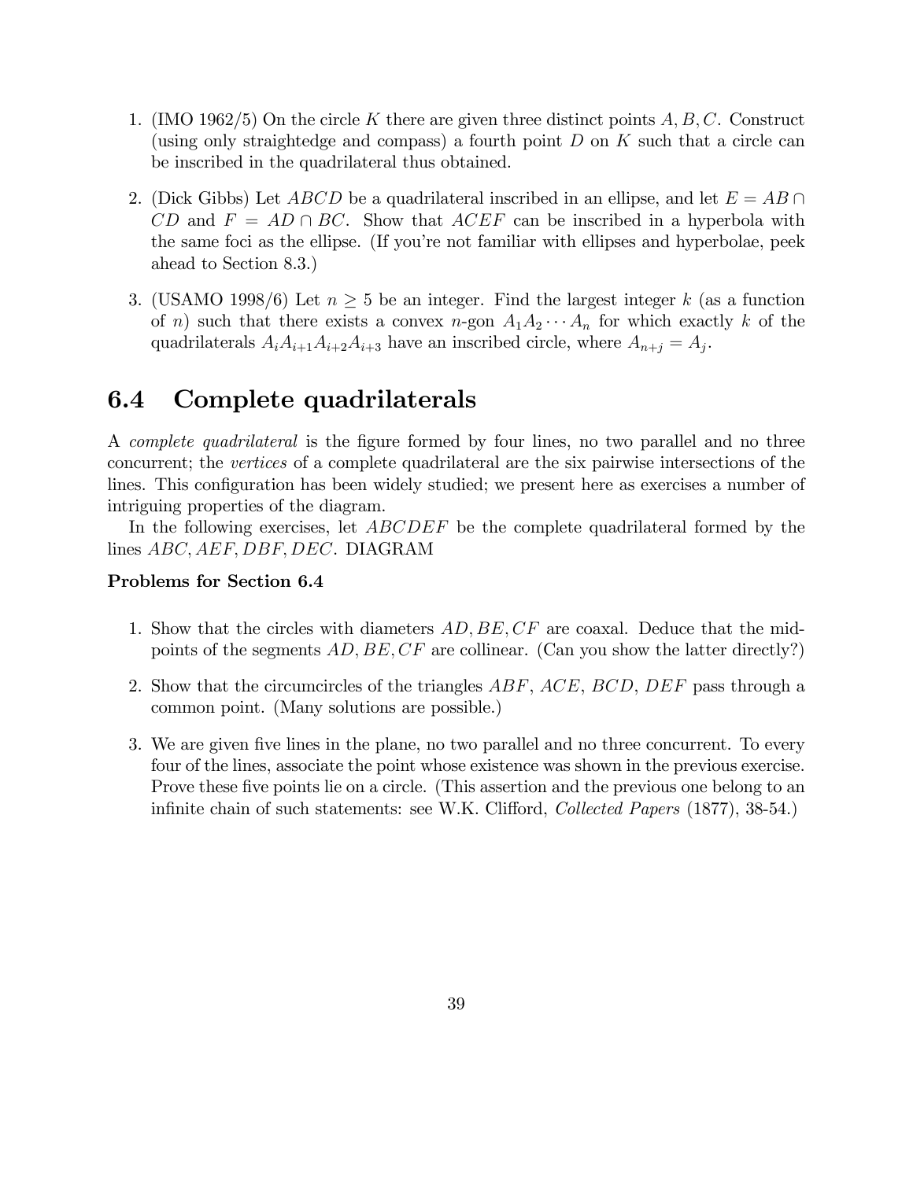1. (IMO 1962/5) On the circle $K$ there are given three distinct points $A, B, C$. Construct (using only straightedge and compass) a fourth point $D$ on $K$ such that a circle can be inscribed in the quadrilateral thus obtained.

2. (Dick Gibbs) Let $ABCD$ be a quadrilateral inscribed in an ellipse, and let $E = AB \cap CD$ and $F = AD \cap BC$. Show that $ACEF$ can be inscribed in a hyperbola with the same foci as the ellipse. (If you're not familiar with ellipses and hyperbolae, peek ahead to Section 8.3.)

3. (USAMO 1998/6) Let $n \geq 5$ be an integer. Find the largest integer $k$ (as a function of $n$) such that there exists a convex $n$-gon $A_1A_2 \cdots A_n$ for which exactly $k$ of the quadrilaterals $A_iA_{i+1}A_{i+2}A_{i+3}$ have an inscribed circle, where $A_{n+j} = A_j$.

## 6.4 Complete quadrilaterals

A *complete quadrilateral* is the figure formed by four lines, no two parallel and no three concurrent; the *vertices* of a complete quadrilateral are the six pairwise intersections of the lines. This configuration has been widely studied; we present here as exercises a number of intriguing properties of the diagram.

In the following exercises, let $ABCDEF$ be the complete quadrilateral formed by the lines $ABC, AEF, DBF, DEC$. DIAGRAM

**Problems for Section 6.4**

1. Show that the circles with diameters $AD, BE, CF$ are coaxal. Deduce that the midpoints of the segments $AD, BE, CF$ are collinear. (Can you show the latter directly?)

2. Show that the circumcircles of the triangles $ABF$, $ACE$, $BCD$, $DEF$ pass through a common point. (Many solutions are possible.)

3. We are given five lines in the plane, no two parallel and no three concurrent. To every four of the lines, associate the point whose existence was shown in the previous exercise. Prove these five points lie on a circle. (This assertion and the previous one belong to an infinite chain of such statements: see W.K. Clifford, *Collected Papers* (1877), 38-54.)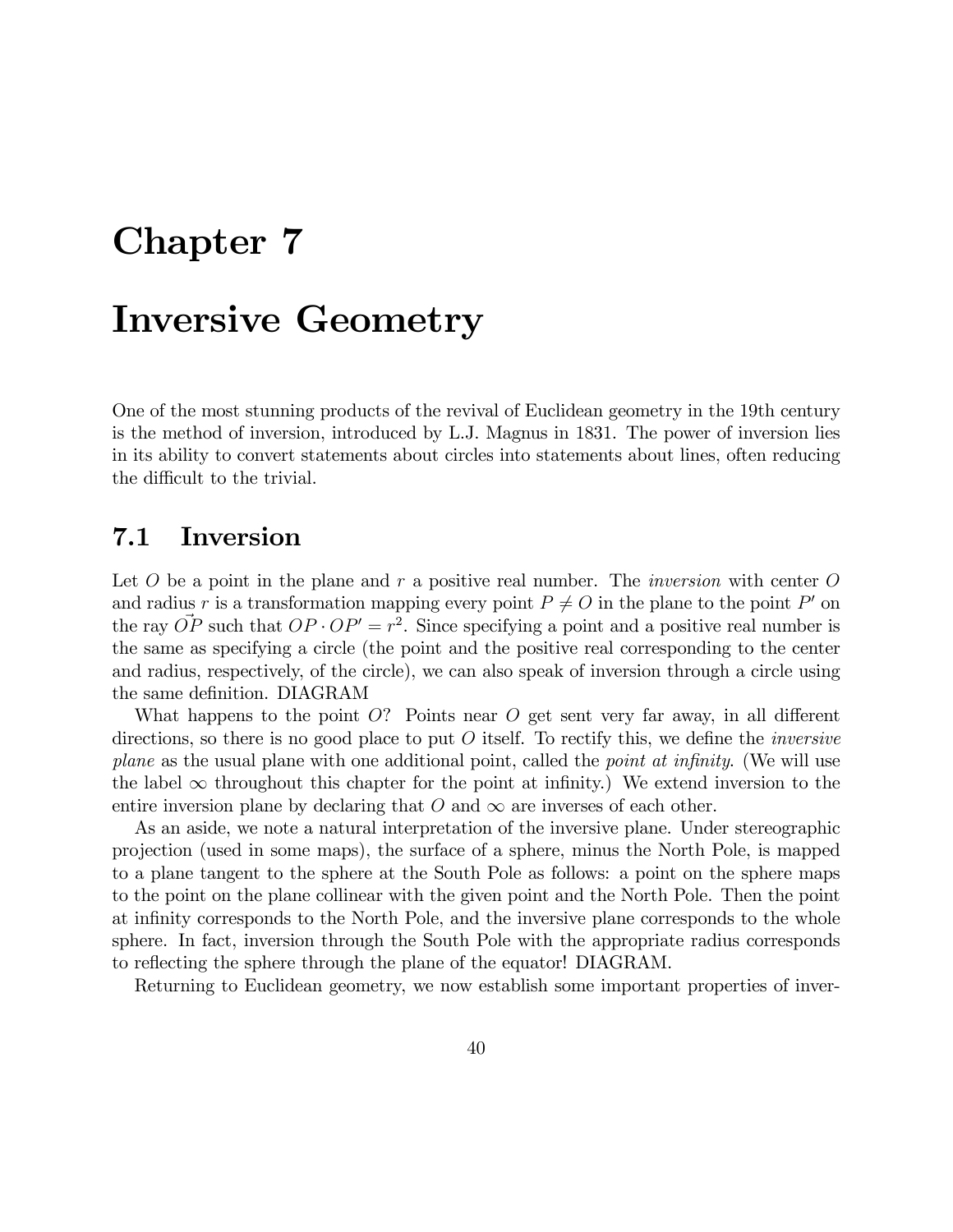# Chapter 7

# Inversive Geometry

One of the most stunning products of the revival of Euclidean geometry in the 19th century is the method of inversion, introduced by L.J. Magnus in 1831. The power of inversion lies in its ability to convert statements about circles into statements about lines, often reducing the difficult to the trivial.

## 7.1 Inversion

Let $O$ be a point in the plane and $r$ a positive real number. The *inversion* with center $O$ and radius $r$ is a transformation mapping every point $P \neq O$ in the plane to the point $P'$ on the ray $\vec{OP}$ such that $OP \cdot OP' = r^2$. Since specifying a point and a positive real number is the same as specifying a circle (the point and the positive real corresponding to the center and radius, respectively, of the circle), we can also speak of inversion through a circle using the same definition. DIAGRAM

What happens to the point $O$? Points near $O$ get sent very far away, in all different directions, so there is no good place to put $O$ itself. To rectify this, we define the *inversive plane* as the usual plane with one additional point, called the *point at infinity.* (We will use the label $\infty$ throughout this chapter for the point at infinity.) We extend inversion to the entire inversion plane by declaring that $O$ and $\infty$ are inverses of each other.

As an aside, we note a natural interpretation of the inversive plane. Under stereographic projection (used in some maps), the surface of a sphere, minus the North Pole, is mapped to a plane tangent to the sphere at the South Pole as follows: a point on the sphere maps to the point on the plane collinear with the given point and the North Pole. Then the point at infinity corresponds to the North Pole, and the inversive plane corresponds to the whole sphere. In fact, inversion through the South Pole with the appropriate radius corresponds to reflecting the sphere through the plane of the equator! DIAGRAM.

Returning to Euclidean geometry, we now establish some important properties of inver-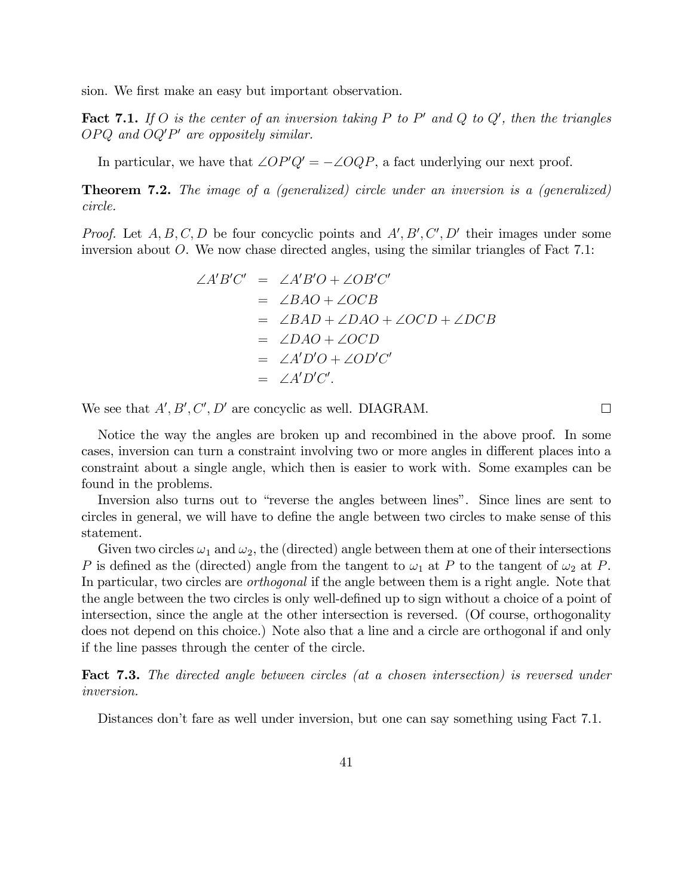sion. We first make an easy but important observation.

**Fact 7.1.** *If $O$ is the center of an inversion taking $P$ to $P'$ and $Q$ to $Q'$, then the triangles $OPQ$ and $OQ'P'$ are oppositely similar.*

In particular, we have that $\angle OP'Q' = -\angle OQP$, a fact underlying our next proof.

**Theorem 7.2.** *The image of a (generalized) circle under an inversion is a (generalized) circle.*

*Proof.* Let $A, B, C, D$ be four concyclic points and $A', B', C', D'$ their images under some inversion about $O$. We now chase directed angles, using the similar triangles of Fact 7.1:

$$\begin{aligned}
\angle A'B'C' &= \angle A'B'O + \angle OB'C' \\
&= \angle BAO + \angle OCB \\
&= \angle BAD + \angle DAO + \angle OCD + \angle DCB \\
&= \angle DAO + \angle OCD \\
&= \angle A'D'O + \angle OD'C' \\
&= \angle A'D'C'.
\end{aligned}$$

We see that $A', B', C', D'$ are concyclic as well. DIAGRAM. □

Notice the way the angles are broken up and recombined in the above proof. In some cases, inversion can turn a constraint involving two or more angles in different places into a constraint about a single angle, which then is easier to work with. Some examples can be found in the problems.

Inversion also turns out to "reverse the angles between lines". Since lines are sent to circles in general, we will have to define the angle between two circles to make sense of this statement.

Given two circles $\omega_1$ and $\omega_2$, the (directed) angle between them at one of their intersections $P$ is defined as the (directed) angle from the tangent to $\omega_1$ at $P$ to the tangent of $\omega_2$ at $P$. In particular, two circles are *orthogonal* if the angle between them is a right angle. Note that the angle between the two circles is only well-defined up to sign without a choice of a point of intersection, since the angle at the other intersection is reversed. (Of course, orthogonality does not depend on this choice.) Note also that a line and a circle are orthogonal if and only if the line passes through the center of the circle.

**Fact 7.3.** *The directed angle between circles (at a chosen intersection) is reversed under inversion.*

Distances don't fare as well under inversion, but one can say something using Fact 7.1.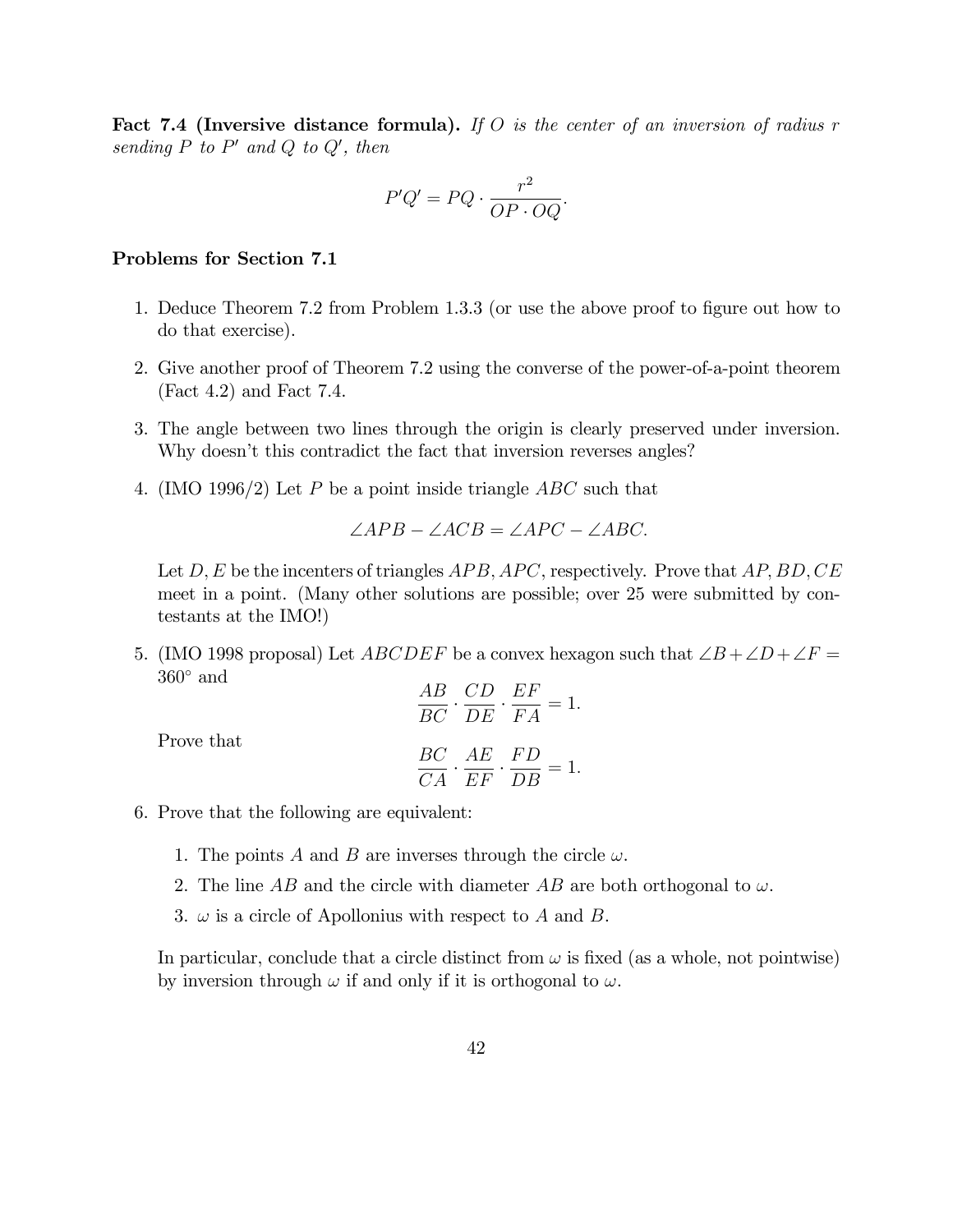**Fact 7.4 (Inversive distance formula).** *If $O$ is the center of an inversion of radius $r$ sending $P$ to $P'$ and $Q$ to $Q'$, then*

$$P'Q' = PQ \cdot \frac{r^2}{OP \cdot OQ}.$$

**Problems for Section 7.1**

1. Deduce Theorem 7.2 from Problem 1.3.3 (or use the above proof to figure out how to do that exercise).

2. Give another proof of Theorem 7.2 using the converse of the power-of-a-point theorem (Fact 4.2) and Fact 7.4.

3. The angle between two lines through the origin is clearly preserved under inversion. Why doesn't this contradict the fact that inversion reverses angles?

4. (IMO 1996/2) Let $P$ be a point inside triangle $ABC$ such that

   $$\angle APB - \angle ACB = \angle APC - \angle ABC.$$

   Let $D, E$ be the incenters of triangles $APB, APC$, respectively. Prove that $AP, BD, CE$ meet in a point. (Many other solutions are possible; over 25 were submitted by contestants at the IMO!)

5. (IMO 1998 proposal) Let $ABCDEF$ be a convex hexagon such that $\angle B + \angle D + \angle F = 360^\circ$ and

   $$\frac{AB}{BC} \cdot \frac{CD}{DE} \cdot \frac{EF}{FA} = 1.$$

   Prove that

   $$\frac{BC}{CA} \cdot \frac{AE}{EF} \cdot \frac{FD}{DB} = 1.$$

6. Prove that the following are equivalent:

   1. The points $A$ and $B$ are inverses through the circle $\omega$.
   2. The line $AB$ and the circle with diameter $AB$ are both orthogonal to $\omega$.
   3. $\omega$ is a circle of Apollonius with respect to $A$ and $B$.

   In particular, conclude that a circle distinct from $\omega$ is fixed (as a whole, not pointwise) by inversion through $\omega$ if and only if it is orthogonal to $\omega$.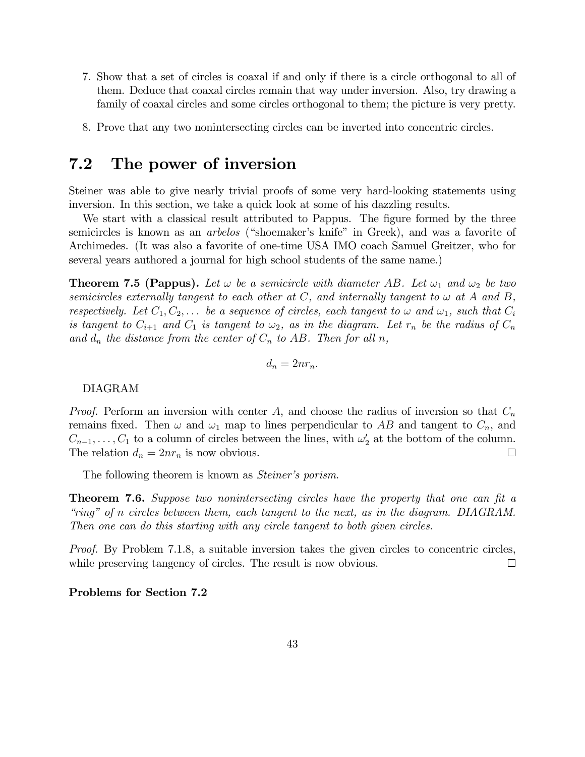7. Show that a set of circles is coaxal if and only if there is a circle orthogonal to all of them. Deduce that coaxal circles remain that way under inversion. Also, try drawing a family of coaxal circles and some circles orthogonal to them; the picture is very pretty.

8. Prove that any two nonintersecting circles can be inverted into concentric circles.

## 7.2 The power of inversion

Steiner was able to give nearly trivial proofs of some very hard-looking statements using inversion. In this section, we take a quick look at some of his dazzling results.

We start with a classical result attributed to Pappus. The figure formed by the three semicircles is known as an *arbelos* ("shoemaker's knife" in Greek), and was a favorite of Archimedes. (It was also a favorite of one-time USA IMO coach Samuel Greitzer, who for several years authored a journal for high school students of the same name.)

**Theorem 7.5 (Pappus).** *Let $\omega$ be a semicircle with diameter $AB$. Let $\omega_1$ and $\omega_2$ be two semicircles externally tangent to each other at $C$, and internally tangent to $\omega$ at $A$ and $B$, respectively. Let $C_1, C_2, \dots$ be a sequence of circles, each tangent to $\omega$ and $\omega_1$, such that $C_i$ is tangent to $C_{i+1}$ and $C_1$ is tangent to $\omega_2$, as in the diagram. Let $r_n$ be the radius of $C_n$ and $d_n$ the distance from the center of $C_n$ to $AB$. Then for all $n$,*

$$d_n = 2nr_n.$$

DIAGRAM

*Proof.* Perform an inversion with center $A$, and choose the radius of inversion so that $C_n$ remains fixed. Then $\omega$ and $\omega_1$ map to lines perpendicular to $AB$ and tangent to $C_n$, and $C_{n-1}, \dots, C_1$ to a column of circles between the lines, with $\omega_2'$ at the bottom of the column. The relation $d_n = 2nr_n$ is now obvious. □

The following theorem is known as *Steiner's porism*.

**Theorem 7.6.** *Suppose two nonintersecting circles have the property that one can fit a "ring" of $n$ circles between them, each tangent to the next, as in the diagram. DIAGRAM. Then one can do this starting with any circle tangent to both given circles.*

*Proof.* By Problem 7.1.8, a suitable inversion takes the given circles to concentric circles, while preserving tangency of circles. The result is now obvious. □

**Problems for Section 7.2**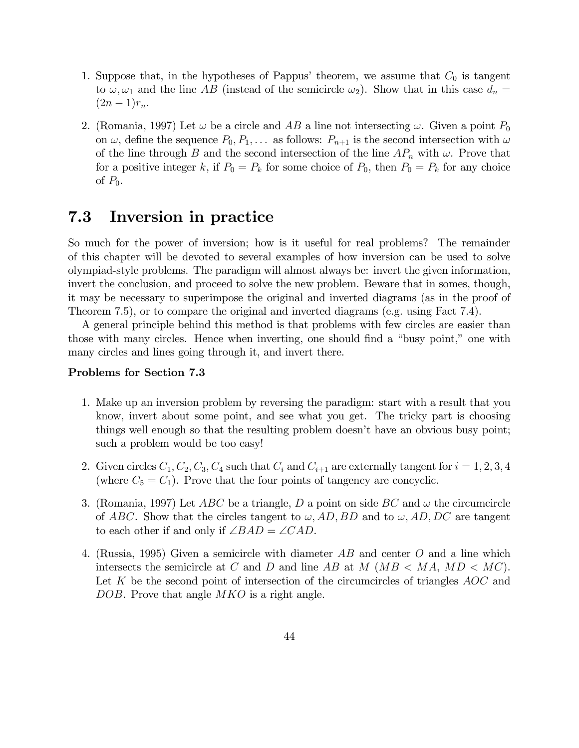1. Suppose that, in the hypotheses of Pappus' theorem, we assume that $C_0$ is tangent to $\omega, \omega_1$ and the line $AB$ (instead of the semicircle $\omega_2$). Show that in this case $d_n = (2n-1)r_n$.

2. (Romania, 1997) Let $\omega$ be a circle and $AB$ a line not intersecting $\omega$. Given a point $P_0$ on $\omega$, define the sequence $P_0, P_1, \ldots$ as follows: $P_{n+1}$ is the second intersection with $\omega$ of the line through $B$ and the second intersection of the line $AP_n$ with $\omega$. Prove that for a positive integer $k$, if $P_0 = P_k$ for some choice of $P_0$, then $P_0 = P_k$ for any choice of $P_0$.

## 7.3 Inversion in practice

So much for the power of inversion; how is it useful for real problems? The remainder of this chapter will be devoted to several examples of how inversion can be used to solve olympiad-style problems. The paradigm will almost always be: invert the given information, invert the conclusion, and proceed to solve the new problem. Beware that in somes, though, it may be necessary to superimpose the original and inverted diagrams (as in the proof of Theorem 7.5), or to compare the original and inverted diagrams (e.g. using Fact 7.4).

A general principle behind this method is that problems with few circles are easier than those with many circles. Hence when inverting, one should find a "busy point," one with many circles and lines going through it, and invert there.

**Problems for Section 7.3**

1. Make up an inversion problem by reversing the paradigm: start with a result that you know, invert about some point, and see what you get. The tricky part is choosing things well enough so that the resulting problem doesn't have an obvious busy point; such a problem would be too easy!

2. Given circles $C_1, C_2, C_3, C_4$ such that $C_i$ and $C_{i+1}$ are externally tangent for $i = 1, 2, 3, 4$ (where $C_5 = C_1$). Prove that the four points of tangency are concyclic.

3. (Romania, 1997) Let $ABC$ be a triangle, $D$ a point on side $BC$ and $\omega$ the circumcircle of $ABC$. Show that the circles tangent to $\omega, AD, BD$ and to $\omega, AD, DC$ are tangent to each other if and only if $\angle BAD = \angle CAD$.

4. (Russia, 1995) Given a semicircle with diameter $AB$ and center $O$ and a line which intersects the semicircle at $C$ and $D$ and line $AB$ at $M$ ($MB < MA$, $MD < MC$). Let $K$ be the second point of intersection of the circumcircles of triangles $AOC$ and $DOB$. Prove that angle $MKO$ is a right angle.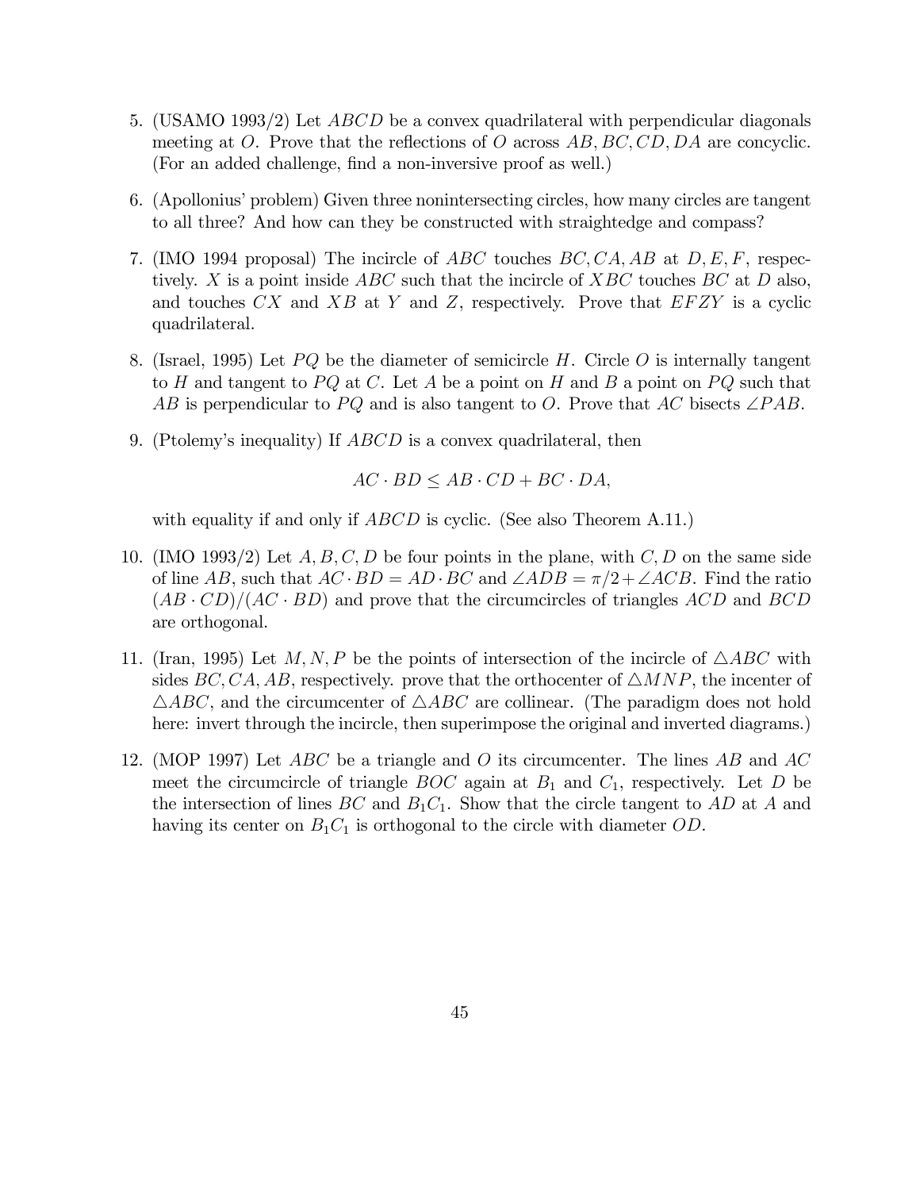5. (USAMO 1993/2) Let $ABCD$ be a convex quadrilateral with perpendicular diagonals meeting at $O$. Prove that the reflections of $O$ across $AB, BC, CD, DA$ are concyclic. (For an added challenge, find a non-inversive proof as well.)

6. (Apollonius' problem) Given three nonintersecting circles, how many circles are tangent to all three? And how can they be constructed with straightedge and compass?

7. (IMO 1994 proposal) The incircle of $ABC$ touches $BC, CA, AB$ at $D, E, F$, respectively. $X$ is a point inside $ABC$ such that the incircle of $XBC$ touches $BC$ at $D$ also, and touches $CX$ and $XB$ at $Y$ and $Z$, respectively. Prove that $EFZY$ is a cyclic quadrilateral.

8. (Israel, 1995) Let $PQ$ be the diameter of semicircle $H$. Circle $O$ is internally tangent to $H$ and tangent to $PQ$ at $C$. Let $A$ be a point on $H$ and $B$ a point on $PQ$ such that $AB$ is perpendicular to $PQ$ and is also tangent to $O$. Prove that $AC$ bisects $\angle PAB$.

9. (Ptolemy's inequality) If $ABCD$ is a convex quadrilateral, then

$$AC \cdot BD \leq AB \cdot CD + BC \cdot DA,$$

with equality if and only if $ABCD$ is cyclic. (See also Theorem A.11.)

10. (IMO 1993/2) Let $A, B, C, D$ be four points in the plane, with $C, D$ on the same side of line $AB$, such that $AC \cdot BD = AD \cdot BC$ and $\angle ADB = \pi/2 + \angle ACB$. Find the ratio $(AB \cdot CD)/(AC \cdot BD)$ and prove that the circumcircles of triangles $ACD$ and $BCD$ are orthogonal.

11. (Iran, 1995) Let $M, N, P$ be the points of intersection of the incircle of $\triangle ABC$ with sides $BC, CA, AB$, respectively. prove that the orthocenter of $\triangle MNP$, the incenter of $\triangle ABC$, and the circumcenter of $\triangle ABC$ are collinear. (The paradigm does not hold here: invert through the incircle, then superimpose the original and inverted diagrams.)

12. (MOP 1997) Let $ABC$ be a triangle and $O$ its circumcenter. The lines $AB$ and $AC$ meet the circumcircle of triangle $BOC$ again at $B_1$ and $C_1$, respectively. Let $D$ be the intersection of lines $BC$ and $B_1C_1$. Show that the circle tangent to $AD$ at $A$ and having its center on $B_1C_1$ is orthogonal to the circle with diameter $OD$.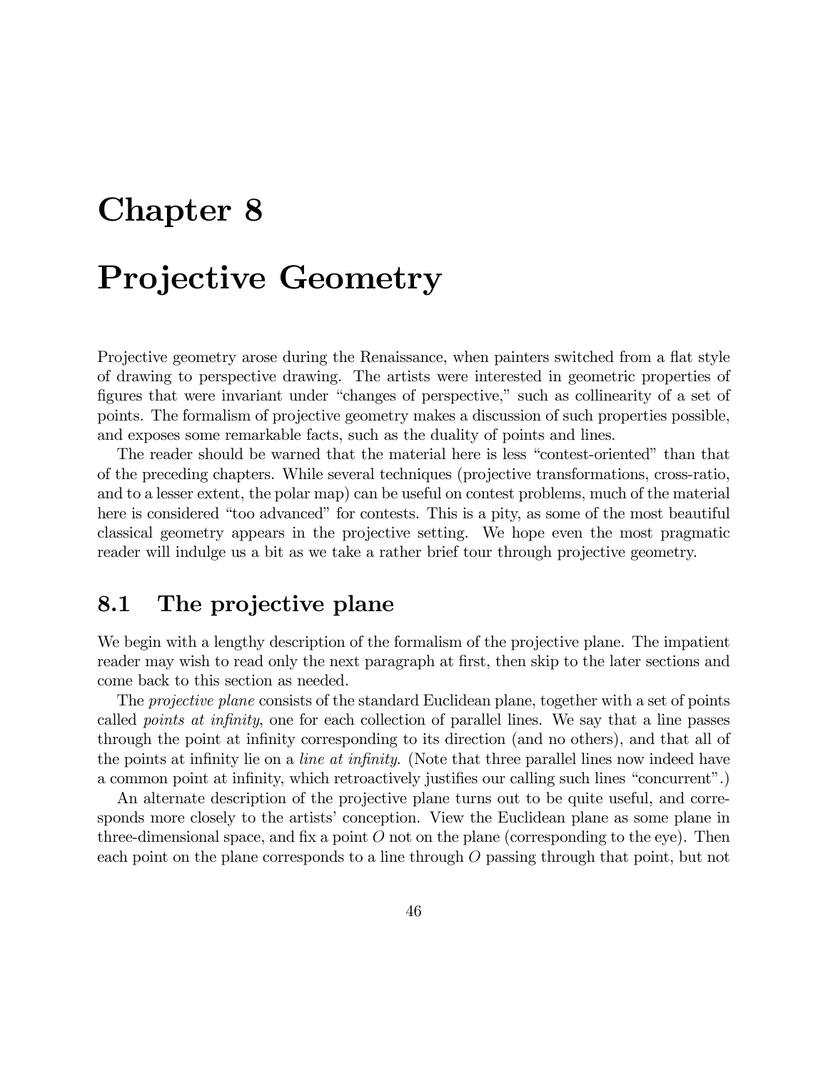# Chapter 8

# Projective Geometry

Projective geometry arose during the Renaissance, when painters switched from a flat style of drawing to perspective drawing. The artists were interested in geometric properties of figures that were invariant under "changes of perspective," such as collinearity of a set of points. The formalism of projective geometry makes a discussion of such properties possible, and exposes some remarkable facts, such as the duality of points and lines.

The reader should be warned that the material here is less "contest-oriented" than that of the preceding chapters. While several techniques (projective transformations, cross-ratio, and to a lesser extent, the polar map) can be useful on contest problems, much of the material here is considered "too advanced" for contests. This is a pity, as some of the most beautiful classical geometry appears in the projective setting. We hope even the most pragmatic reader will indulge us a bit as we take a rather brief tour through projective geometry.

## 8.1 The projective plane

We begin with a lengthy description of the formalism of the projective plane. The impatient reader may wish to read only the next paragraph at first, then skip to the later sections and come back to this section as needed.

The *projective plane* consists of the standard Euclidean plane, together with a set of points called *points at infinity*, one for each collection of parallel lines. We say that a line passes through the point at infinity corresponding to its direction (and no others), and that all of the points at infinity lie on a *line at infinity*. (Note that three parallel lines now indeed have a common point at infinity, which retroactively justifies our calling such lines "concurrent".)

An alternate description of the projective plane turns out to be quite useful, and corresponds more closely to the artists' conception. View the Euclidean plane as some plane in three-dimensional space, and fix a point $O$ not on the plane (corresponding to the eye). Then each point on the plane corresponds to a line through $O$ passing through that point, but not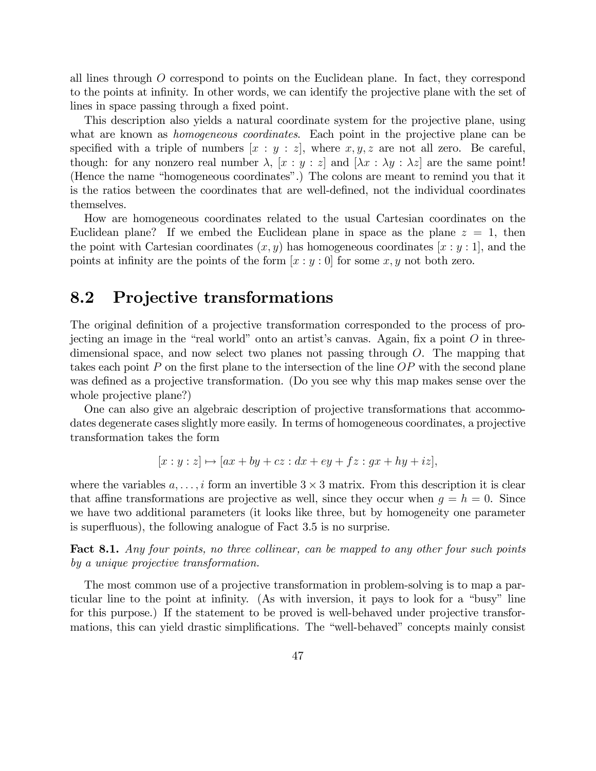all lines through $O$ correspond to points on the Euclidean plane. In fact, they correspond to the points at infinity. In other words, we can identify the projective plane with the set of lines in space passing through a fixed point.

This description also yields a natural coordinate system for the projective plane, using what are known as *homogeneous coordinates*. Each point in the projective plane can be specified with a triple of numbers $[x : y : z]$, where $x, y, z$ are not all zero. Be careful, though: for any nonzero real number $\lambda$, $[x : y : z]$ and $[\lambda x : \lambda y : \lambda z]$ are the same point! (Hence the name "homogeneous coordinates".) The colons are meant to remind you that it is the ratios between the coordinates that are well-defined, not the individual coordinates themselves.

How are homogeneous coordinates related to the usual Cartesian coordinates on the Euclidean plane? If we embed the Euclidean plane in space as the plane $z = 1$, then the point with Cartesian coordinates $(x, y)$ has homogeneous coordinates $[x : y : 1]$, and the points at infinity are the points of the form $[x : y : 0]$ for some $x, y$ not both zero.

## 8.2 Projective transformations

The original definition of a projective transformation corresponded to the process of projecting an image in the "real world" onto an artist's canvas. Again, fix a point $O$ in three-dimensional space, and now select two planes not passing through $O$. The mapping that takes each point $P$ on the first plane to the intersection of the line $OP$ with the second plane was defined as a projective transformation. (Do you see why this map makes sense over the whole projective plane?)

One can also give an algebraic description of projective transformations that accommodates degenerate cases slightly more easily. In terms of homogeneous coordinates, a projective transformation takes the form

$$[x : y : z] \mapsto [ax + by + cz : dx + ey + fz : gx + hy + iz],$$

where the variables $a, \ldots, i$ form an invertible $3 \times 3$ matrix. From this description it is clear that affine transformations are projective as well, since they occur when $g = h = 0$. Since we have two additional parameters (it looks like three, but by homogeneity one parameter is superfluous), the following analogue of Fact 3.5 is no surprise.

**Fact 8.1.** *Any four points, no three collinear, can be mapped to any other four such points by a unique projective transformation.*

The most common use of a projective transformation in problem-solving is to map a particular line to the point at infinity. (As with inversion, it pays to look for a "busy" line for this purpose.) If the statement to be proved is well-behaved under projective transformations, this can yield drastic simplifications. The "well-behaved" concepts mainly consist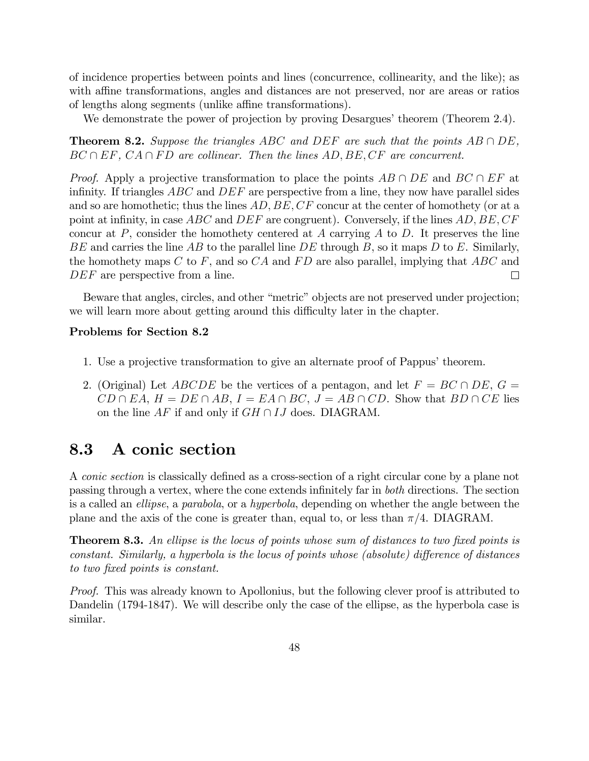of incidence properties between points and lines (concurrence, collinearity, and the like); as with affine transformations, angles and distances are not preserved, nor are areas or ratios of lengths along segments (unlike affine transformations).

We demonstrate the power of projection by proving Desargues' theorem (Theorem 2.4).

**Theorem 8.2.** *Suppose the triangles $ABC$ and $DEF$ are such that the points $AB \cap DE$, $BC \cap EF$, $CA \cap FD$ are collinear. Then the lines $AD, BE, CF$ are concurrent.*

*Proof.* Apply a projective transformation to place the points $AB \cap DE$ and $BC \cap EF$ at infinity. If triangles $ABC$ and $DEF$ are perspective from a line, they now have parallel sides and so are homothetic; thus the lines $AD, BE, CF$ concur at the center of homothety (or at a point at infinity, in case $ABC$ and $DEF$ are congruent). Conversely, if the lines $AD, BE, CF$ concur at $P$, consider the homothety centered at $A$ carrying $A$ to $D$. It preserves the line $BE$ and carries the line $AB$ to the parallel line $DE$ through $B$, so it maps $D$ to $E$. Similarly, the homothety maps $C$ to $F$, and so $CA$ and $FD$ are also parallel, implying that $ABC$ and $DEF$ are perspective from a line. □

Beware that angles, circles, and other "metric" objects are not preserved under projection; we will learn more about getting around this difficulty later in the chapter.

**Problems for Section 8.2**

1. Use a projective transformation to give an alternate proof of Pappus' theorem.
2. (Original) Let $ABCDE$ be the vertices of a pentagon, and let $F = BC \cap DE$, $G = CD \cap EA$, $H = DE \cap AB$, $I = EA \cap BC$, $J = AB \cap CD$. Show that $BD \cap CE$ lies on the line $AF$ if and only if $GH \cap IJ$ does. DIAGRAM.

## 8.3 A conic section

A *conic section* is classically defined as a cross-section of a right circular cone by a plane not passing through a vertex, where the cone extends infinitely far in *both* directions. The section is a called an *ellipse*, a *parabola*, or a *hyperbola*, depending on whether the angle between the plane and the axis of the cone is greater than, equal to, or less than $\pi/4$. DIAGRAM.

**Theorem 8.3.** *An ellipse is the locus of points whose sum of distances to two fixed points is constant. Similarly, a hyperbola is the locus of points whose (absolute) difference of distances to two fixed points is constant.*

*Proof.* This was already known to Apollonius, but the following clever proof is attributed to Dandelin (1794-1847). We will describe only the case of the ellipse, as the hyperbola case is similar.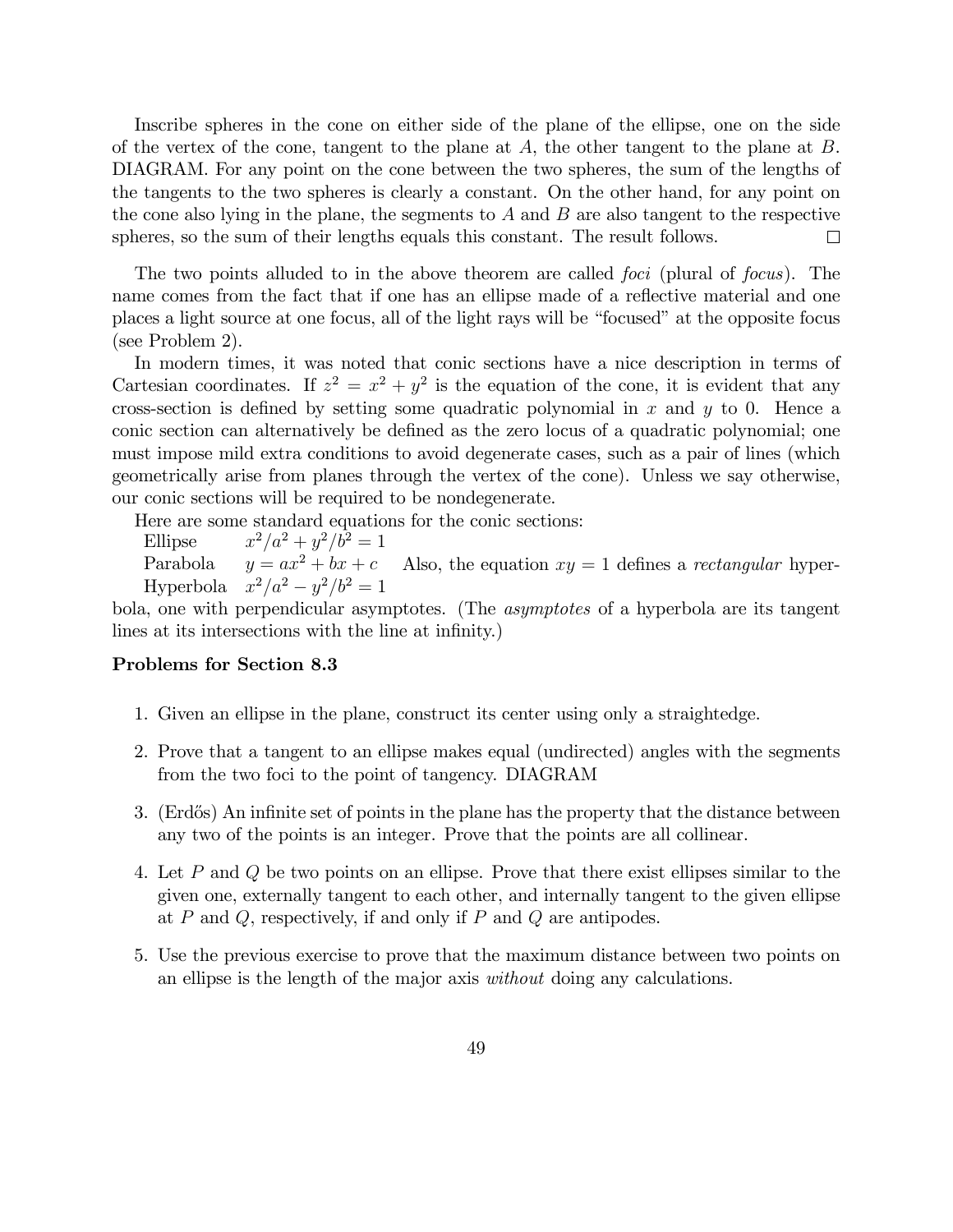Inscribe spheres in the cone on either side of the plane of the ellipse, one on the side of the vertex of the cone, tangent to the plane at $A$, the other tangent to the plane at $B$. DIAGRAM. For any point on the cone between the two spheres, the sum of the lengths of the tangents to the two spheres is clearly a constant. On the other hand, for any point on the cone also lying in the plane, the segments to $A$ and $B$ are also tangent to the respective spheres, so the sum of their lengths equals this constant. The result follows. □

The two points alluded to in the above theorem are called *foci* (plural of *focus*). The name comes from the fact that if one has an ellipse made of a reflective material and one places a light source at one focus, all of the light rays will be "focused" at the opposite focus (see Problem 2).

In modern times, it was noted that conic sections have a nice description in terms of Cartesian coordinates. If $z^2 = x^2 + y^2$ is the equation of the cone, it is evident that any cross-section is defined by setting some quadratic polynomial in $x$ and $y$ to 0. Hence a conic section can alternatively be defined as the zero locus of a quadratic polynomial; one must impose mild extra conditions to avoid degenerate cases, such as a pair of lines (which geometrically arise from planes through the vertex of the cone). Unless we say otherwise, our conic sections will be required to be nondegenerate.

Here are some standard equations for the conic sections:

| | |
|---|---|
| Ellipse | $x^2/a^2 + y^2/b^2 = 1$ |
| Parabola | $y = ax^2 + bx + c$ |
| Hyperbola | $x^2/a^2 - y^2/b^2 = 1$ |

Also, the equation $xy = 1$ defines a *rectangular* hyperbola, one with perpendicular asymptotes. (The *asymptotes* of a hyperbola are its tangent lines at its intersections with the line at infinity.)

### Problems for Section 8.3

1. Given an ellipse in the plane, construct its center using only a straightedge.

2. Prove that a tangent to an ellipse makes equal (undirected) angles with the segments from the two foci to the point of tangency. DIAGRAM

3. (Erdős) An infinite set of points in the plane has the property that the distance between any two of the points is an integer. Prove that the points are all collinear.

4. Let $P$ and $Q$ be two points on an ellipse. Prove that there exist ellipses similar to the given one, externally tangent to each other, and internally tangent to the given ellipse at $P$ and $Q$, respectively, if and only if $P$ and $Q$ are antipodes.

5. Use the previous exercise to prove that the maximum distance between two points on an ellipse is the length of the major axis *without* doing any calculations.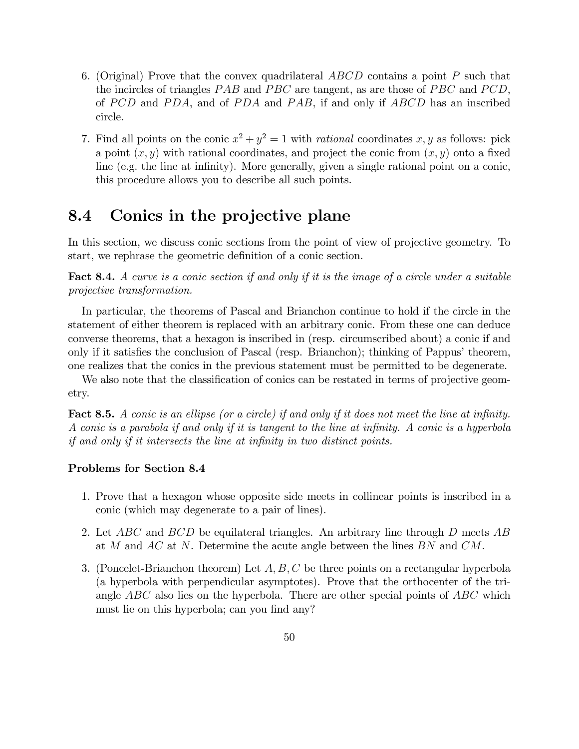6. (Original) Prove that the convex quadrilateral $ABCD$ contains a point $P$ such that the incircles of triangles $PAB$ and $PBC$ are tangent, as are those of $PBC$ and $PCD$, of $PCD$ and $PDA$, and of $PDA$ and $PAB$, if and only if $ABCD$ has an inscribed circle.

7. Find all points on the conic $x^2 + y^2 = 1$ with *rational* coordinates $x, y$ as follows: pick a point $(x, y)$ with rational coordinates, and project the conic from $(x, y)$ onto a fixed line (e.g. the line at infinity). More generally, given a single rational point on a conic, this procedure allows you to describe all such points.

## 8.4 Conics in the projective plane

In this section, we discuss conic sections from the point of view of projective geometry. To start, we rephrase the geometric definition of a conic section.

**Fact 8.4.** *A curve is a conic section if and only if it is the image of a circle under a suitable projective transformation.*

In particular, the theorems of Pascal and Brianchon continue to hold if the circle in the statement of either theorem is replaced with an arbitrary conic. From these one can deduce converse theorems, that a hexagon is inscribed in (resp. circumscribed about) a conic if and only if it satisfies the conclusion of Pascal (resp. Brianchon); thinking of Pappus' theorem, one realizes that the conics in the previous statement must be permitted to be degenerate.

We also note that the classification of conics can be restated in terms of projective geometry.

**Fact 8.5.** *A conic is an ellipse (or a circle) if and only if it does not meet the line at infinity. A conic is a parabola if and only if it is tangent to the line at infinity. A conic is a hyperbola if and only if it intersects the line at infinity in two distinct points.*

**Problems for Section 8.4**

1. Prove that a hexagon whose opposite side meets in collinear points is inscribed in a conic (which may degenerate to a pair of lines).

2. Let $ABC$ and $BCD$ be equilateral triangles. An arbitrary line through $D$ meets $AB$ at $M$ and $AC$ at $N$. Determine the acute angle between the lines $BN$ and $CM$.

3. (Poncelet-Brianchon theorem) Let $A, B, C$ be three points on a rectangular hyperbola (a hyperbola with perpendicular asymptotes). Prove that the orthocenter of the triangle $ABC$ also lies on the hyperbola. There are other special points of $ABC$ which must lie on this hyperbola; can you find any?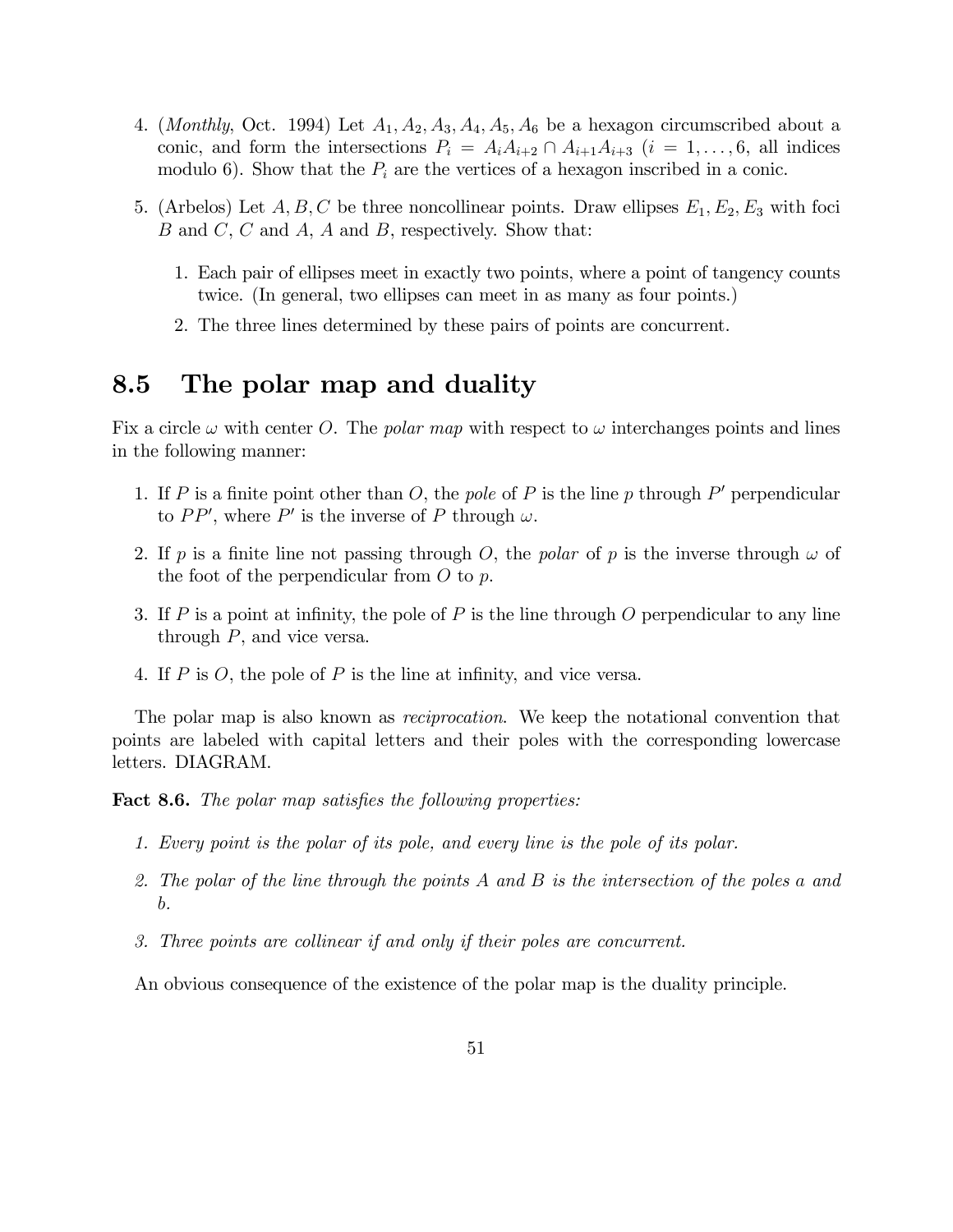4. (*Monthly*, Oct. 1994) Let $A_1, A_2, A_3, A_4, A_5, A_6$ be a hexagon circumscribed about a conic, and form the intersections $P_i = A_iA_{i+2} \cap A_{i+1}A_{i+3}$ ($i = 1, \dots, 6$, all indices modulo 6). Show that the $P_i$ are the vertices of a hexagon inscribed in a conic.

5. (Arbelos) Let $A, B, C$ be three noncollinear points. Draw ellipses $E_1, E_2, E_3$ with foci $B$ and $C$, $C$ and $A$, $A$ and $B$, respectively. Show that:

   1. Each pair of ellipses meet in exactly two points, where a point of tangency counts twice. (In general, two ellipses can meet in as many as four points.)
   2. The three lines determined by these pairs of points are concurrent.

## 8.5 The polar map and duality

Fix a circle $\omega$ with center $O$. The *polar map* with respect to $\omega$ interchanges points and lines in the following manner:

1. If $P$ is a finite point other than $O$, the *pole* of $P$ is the line $p$ through $P'$ perpendicular to $PP'$, where $P'$ is the inverse of $P$ through $\omega$.
2. If $p$ is a finite line not passing through $O$, the *polar* of $p$ is the inverse through $\omega$ of the foot of the perpendicular from $O$ to $p$.
3. If $P$ is a point at infinity, the pole of $P$ is the line through $O$ perpendicular to any line through $P$, and vice versa.
4. If $P$ is $O$, the pole of $P$ is the line at infinity, and vice versa.

The polar map is also known as *reciprocation*. We keep the notational convention that points are labeled with capital letters and their poles with the corresponding lowercase letters. DIAGRAM.

**Fact 8.6.** *The polar map satisfies the following properties:*

1. *Every point is the polar of its pole, and every line is the pole of its polar.*
2. *The polar of the line through the points $A$ and $B$ is the intersection of the poles $a$ and $b$.*
3. *Three points are collinear if and only if their poles are concurrent.*

An obvious consequence of the existence of the polar map is the duality principle.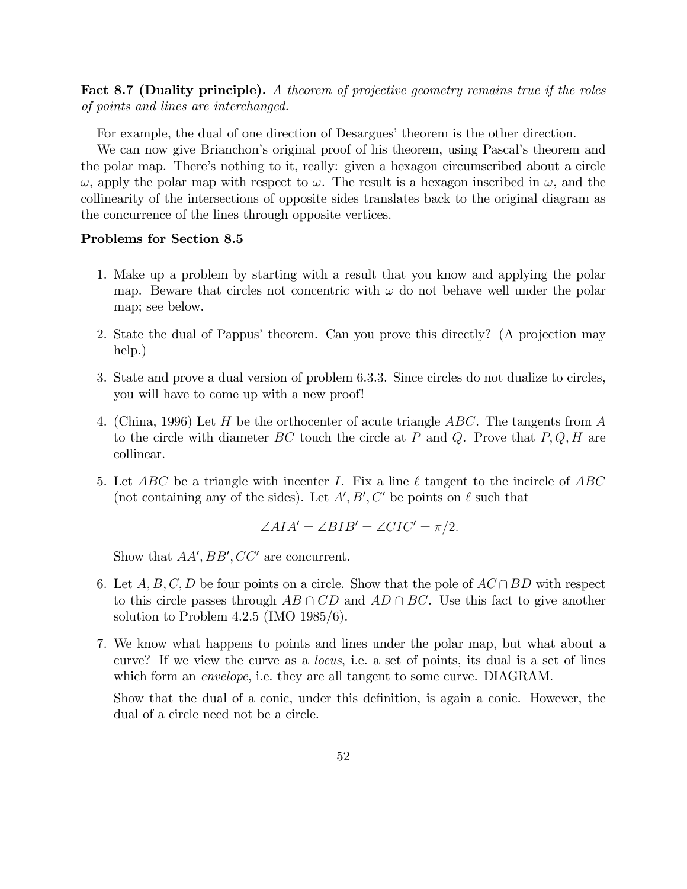**Fact 8.7 (Duality principle).** *A theorem of projective geometry remains true if the roles of points and lines are interchanged.*

For example, the dual of one direction of Desargues' theorem is the other direction.

We can now give Brianchon's original proof of his theorem, using Pascal's theorem and the polar map. There's nothing to it, really: given a hexagon circumscribed about a circle $\omega$, apply the polar map with respect to $\omega$. The result is a hexagon inscribed in $\omega$, and the collinearity of the intersections of opposite sides translates back to the original diagram as the concurrence of the lines through opposite vertices.

**Problems for Section 8.5**

1. Make up a problem by starting with a result that you know and applying the polar map. Beware that circles not concentric with $\omega$ do not behave well under the polar map; see below.

2. State the dual of Pappus' theorem. Can you prove this directly? (A projection may help.)

3. State and prove a dual version of problem 6.3.3. Since circles do not dualize to circles, you will have to come up with a new proof!

4. (China, 1996) Let $H$ be the orthocenter of acute triangle $ABC$. The tangents from $A$ to the circle with diameter $BC$ touch the circle at $P$ and $Q$. Prove that $P, Q, H$ are collinear.

5. Let $ABC$ be a triangle with incenter $I$. Fix a line $\ell$ tangent to the incircle of $ABC$ (not containing any of the sides). Let $A', B', C'$ be points on $\ell$ such that

$$\angle AIA' = \angle BIB' = \angle CIC' = \pi/2.$$

   Show that $AA', BB', CC'$ are concurrent.

6. Let $A, B, C, D$ be four points on a circle. Show that the pole of $AC \cap BD$ with respect to this circle passes through $AB \cap CD$ and $AD \cap BC$. Use this fact to give another solution to Problem 4.2.5 (IMO 1985/6).

7. We know what happens to points and lines under the polar map, but what about a curve? If we view the curve as a *locus*, i.e. a set of points, its dual is a set of lines which form an *envelope*, i.e. they are all tangent to some curve. DIAGRAM.

   Show that the dual of a conic, under this definition, is again a conic. However, the dual of a circle need not be a circle.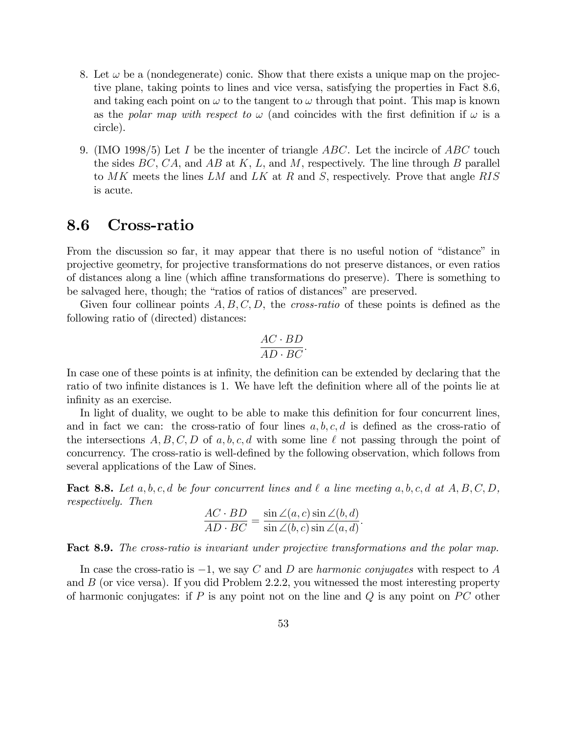8. Let $\omega$ be a (nondegenerate) conic. Show that there exists a unique map on the projective plane, taking points to lines and vice versa, satisfying the properties in Fact 8.6, and taking each point on $\omega$ to the tangent to $\omega$ through that point. This map is known as the *polar map with respect to* $\omega$ (and coincides with the first definition if $\omega$ is a circle).

9. (IMO 1998/5) Let $I$ be the incenter of triangle $ABC$. Let the incircle of $ABC$ touch the sides $BC$, $CA$, and $AB$ at $K$, $L$, and $M$, respectively. The line through $B$ parallel to $MK$ meets the lines $LM$ and $LK$ at $R$ and $S$, respectively. Prove that angle $RIS$ is acute.

## 8.6 Cross-ratio

From the discussion so far, it may appear that there is no useful notion of "distance" in projective geometry, for projective transformations do not preserve distances, or even ratios of distances along a line (which affine transformations do preserve). There is something to be salvaged here, though; the "ratios of ratios of distances" are preserved.

Given four collinear points $A, B, C, D$, the *cross-ratio* of these points is defined as the following ratio of (directed) distances:

$$\frac{AC \cdot BD}{AD \cdot BC}.$$

In case one of these points is at infinity, the definition can be extended by declaring that the ratio of two infinite distances is 1. We have left the definition where all of the points lie at infinity as an exercise.

In light of duality, we ought to be able to make this definition for four concurrent lines, and in fact we can: the cross-ratio of four lines $a, b, c, d$ is defined as the cross-ratio of the intersections $A, B, C, D$ of $a, b, c, d$ with some line $\ell$ not passing through the point of concurrency. The cross-ratio is well-defined by the following observation, which follows from several applications of the Law of Sines.

**Fact 8.8.** *Let $a, b, c, d$ be four concurrent lines and $\ell$ a line meeting $a, b, c, d$ at $A, B, C, D$, respectively. Then*

$$\frac{AC \cdot BD}{AD \cdot BC} = \frac{\sin \angle(a, c) \sin \angle(b, d)}{\sin \angle(b, c) \sin \angle(a, d)}.$$

**Fact 8.9.** *The cross-ratio is invariant under projective transformations and the polar map.*

In case the cross-ratio is $-1$, we say $C$ and $D$ are *harmonic conjugates* with respect to $A$ and $B$ (or vice versa). If you did Problem 2.2.2, you witnessed the most interesting property of harmonic conjugates: if $P$ is any point not on the line and $Q$ is any point on $PC$ other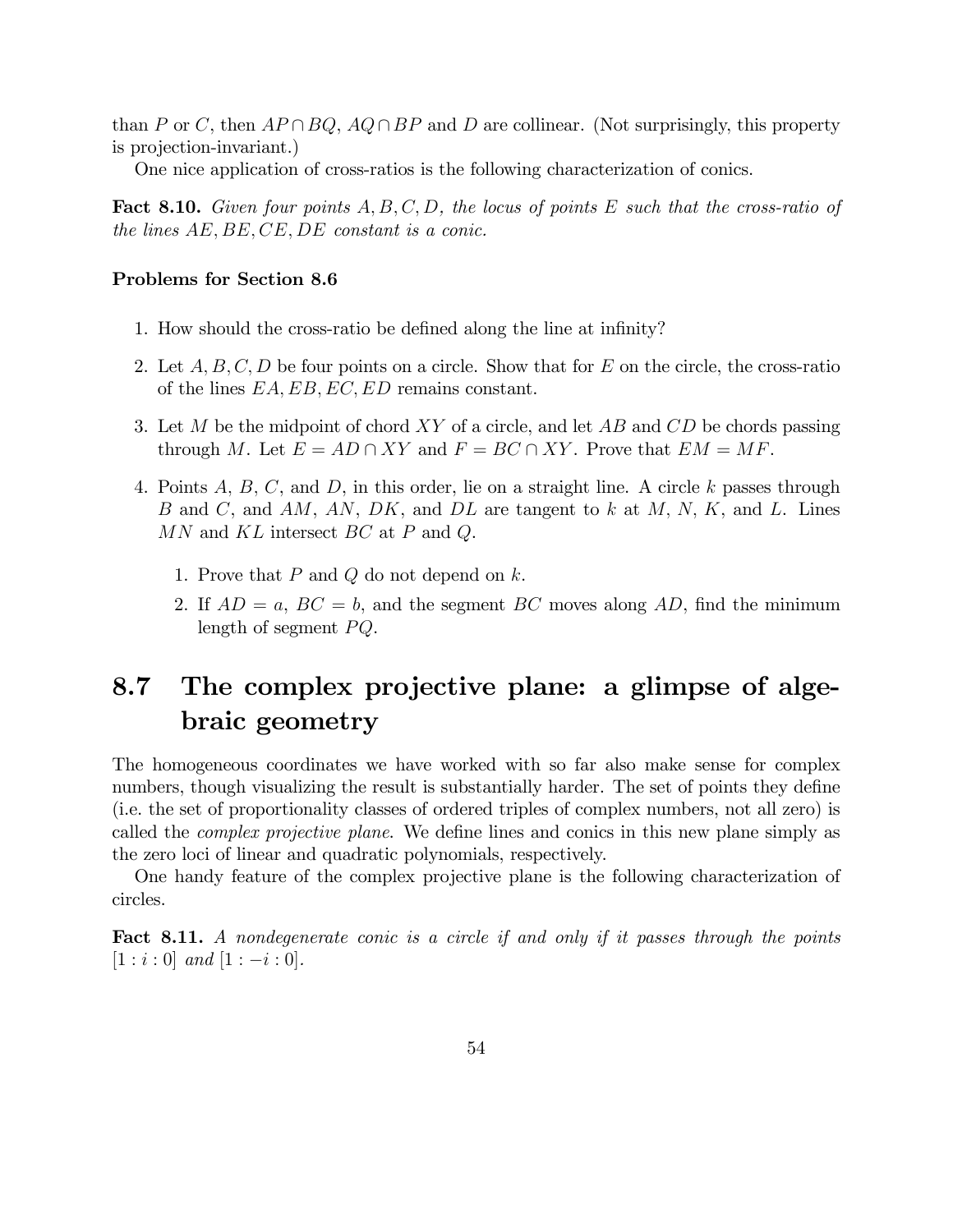than $P$ or $C$, then $AP \cap BQ$, $AQ \cap BP$ and $D$ are collinear. (Not surprisingly, this property is projection-invariant.)

One nice application of cross-ratios is the following characterization of conics.

**Fact 8.10.** *Given four points $A, B, C, D$, the locus of points $E$ such that the cross-ratio of the lines $AE, BE, CE, DE$ constant is a conic.*

**Problems for Section 8.6**

1. How should the cross-ratio be defined along the line at infinity?
2. Let $A, B, C, D$ be four points on a circle. Show that for $E$ on the circle, the cross-ratio of the lines $EA, EB, EC, ED$ remains constant.
3. Let $M$ be the midpoint of chord $XY$ of a circle, and let $AB$ and $CD$ be chords passing through $M$. Let $E = AD \cap XY$ and $F = BC \cap XY$. Prove that $EM = MF$.
4. Points $A$, $B$, $C$, and $D$, in this order, lie on a straight line. A circle $k$ passes through $B$ and $C$, and $AM$, $AN$, $DK$, and $DL$ are tangent to $k$ at $M$, $N$, $K$, and $L$. Lines $MN$ and $KL$ intersect $BC$ at $P$ and $Q$.
   1. Prove that $P$ and $Q$ do not depend on $k$.
   2. If $AD = a$, $BC = b$, and the segment $BC$ moves along $AD$, find the minimum length of segment $PQ$.

## 8.7 The complex projective plane: a glimpse of algebraic geometry

The homogeneous coordinates we have worked with so far also make sense for complex numbers, though visualizing the result is substantially harder. The set of points they define (i.e. the set of proportionality classes of ordered triples of complex numbers, not all zero) is called the *complex projective plane*. We define lines and conics in this new plane simply as the zero loci of linear and quadratic polynomials, respectively.

One handy feature of the complex projective plane is the following characterization of circles.

**Fact 8.11.** *A nondegenerate conic is a circle if and only if it passes through the points $[1 : i : 0]$ and $[1 : -i : 0]$.*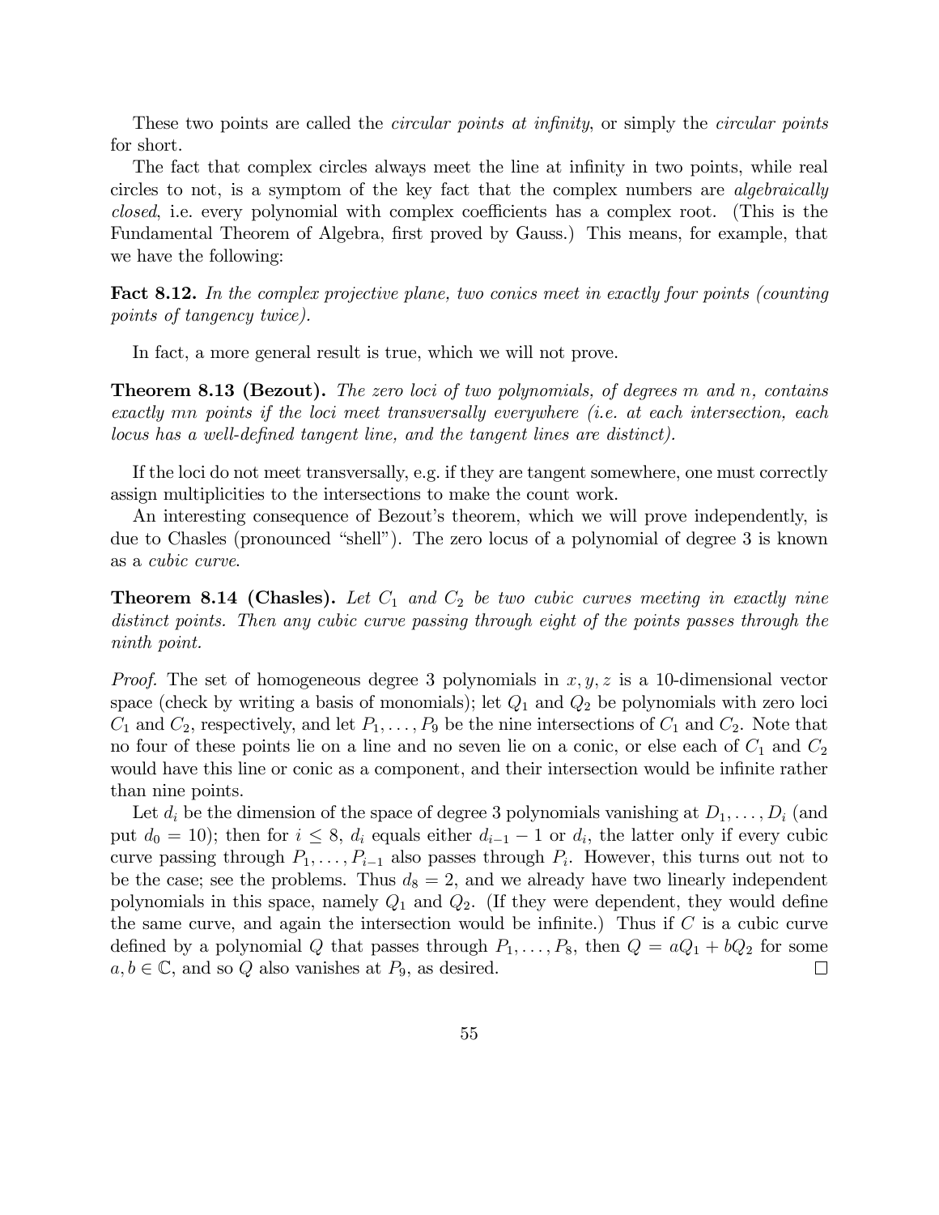These two points are called the *circular points at infinity*, or simply the *circular points* for short.

The fact that complex circles always meet the line at infinity in two points, while real circles to not, is a symptom of the key fact that the complex numbers are *algebraically closed*, i.e. every polynomial with complex coefficients has a complex root. (This is the Fundamental Theorem of Algebra, first proved by Gauss.) This means, for example, that we have the following:

**Fact 8.12.** *In the complex projective plane, two conics meet in exactly four points (counting points of tangency twice).*

In fact, a more general result is true, which we will not prove.

**Theorem 8.13 (Bezout).** *The zero loci of two polynomials, of degrees $m$ and $n$, contains exactly $mn$ points if the loci meet transversally everywhere (i.e. at each intersection, each locus has a well-defined tangent line, and the tangent lines are distinct).*

If the loci do not meet transversally, e.g. if they are tangent somewhere, one must correctly assign multiplicities to the intersections to make the count work.

An interesting consequence of Bezout's theorem, which we will prove independently, is due to Chasles (pronounced "shell"). The zero locus of a polynomial of degree 3 is known as a *cubic curve*.

**Theorem 8.14 (Chasles).** *Let $C_1$ and $C_2$ be two cubic curves meeting in exactly nine distinct points. Then any cubic curve passing through eight of the points passes through the ninth point.*

*Proof.* The set of homogeneous degree 3 polynomials in $x, y, z$ is a 10-dimensional vector space (check by writing a basis of monomials); let $Q_1$ and $Q_2$ be polynomials with zero loci $C_1$ and $C_2$, respectively, and let $P_1, \dots, P_9$ be the nine intersections of $C_1$ and $C_2$. Note that no four of these points lie on a line and no seven lie on a conic, or else each of $C_1$ and $C_2$ would have this line or conic as a component, and their intersection would be infinite rather than nine points.

Let $d_i$ be the dimension of the space of degree 3 polynomials vanishing at $D_1, \dots, D_i$ (and put $d_0 = 10$); then for $i \leq 8$, $d_i$ equals either $d_{i-1} - 1$ or $d_i$, the latter only if every cubic curve passing through $P_1, \dots, P_{i-1}$ also passes through $P_i$. However, this turns out not to be the case; see the problems. Thus $d_8 = 2$, and we already have two linearly independent polynomials in this space, namely $Q_1$ and $Q_2$. (If they were dependent, they would define the same curve, and again the intersection would be infinite.) Thus if $C$ is a cubic curve defined by a polynomial $Q$ that passes through $P_1, \dots, P_8$, then $Q = aQ_1 + bQ_2$ for some $a, b \in \mathbb{C}$, and so $Q$ also vanishes at $P_9$, as desired. $\square$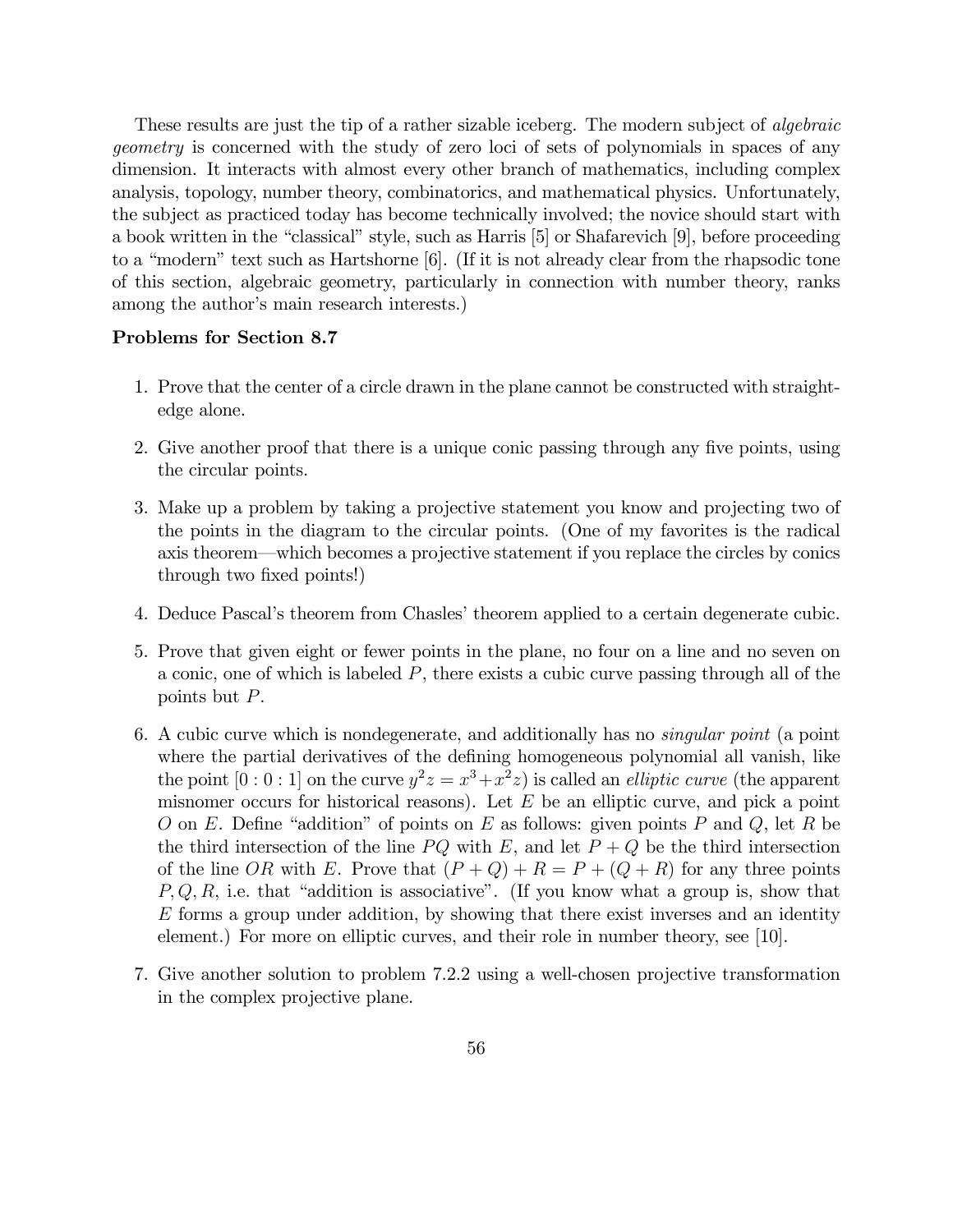These results are just the tip of a rather sizable iceberg. The modern subject of *algebraic geometry* is concerned with the study of zero loci of sets of polynomials in spaces of any dimension. It interacts with almost every other branch of mathematics, including complex analysis, topology, number theory, combinatorics, and mathematical physics. Unfortunately, the subject as practiced today has become technically involved; the novice should start with a book written in the "classical" style, such as Harris [5] or Shafarevich [9], before proceeding to a "modern" text such as Hartshorne [6]. (If it is not already clear from the rhapsodic tone of this section, algebraic geometry, particularly in connection with number theory, ranks among the author's main research interests.)

**Problems for Section 8.7**

1. Prove that the center of a circle drawn in the plane cannot be constructed with straightedge alone.

2. Give another proof that there is a unique conic passing through any five points, using the circular points.

3. Make up a problem by taking a projective statement you know and projecting two of the points in the diagram to the circular points. (One of my favorites is the radical axis theorem—which becomes a projective statement if you replace the circles by conics through two fixed points!)

4. Deduce Pascal's theorem from Chasles' theorem applied to a certain degenerate cubic.

5. Prove that given eight or fewer points in the plane, no four on a line and no seven on a conic, one of which is labeled $P$, there exists a cubic curve passing through all of the points but $P$.

6. A cubic curve which is nondegenerate, and additionally has no *singular point* (a point where the partial derivatives of the defining homogeneous polynomial all vanish, like the point $[0 : 0 : 1]$ on the curve $y^2z = x^3+x^2z$) is called an *elliptic curve* (the apparent misnomer occurs for historical reasons). Let $E$ be an elliptic curve, and pick a point $O$ on $E$. Define "addition" of points on $E$ as follows: given points $P$ and $Q$, let $R$ be the third intersection of the line $PQ$ with $E$, and let $P + Q$ be the third intersection of the line $OR$ with $E$. Prove that $(P + Q) + R = P + (Q + R)$ for any three points $P, Q, R$, i.e. that "addition is associative". (If you know what a group is, show that $E$ forms a group under addition, by showing that there exist inverses and an identity element.) For more on elliptic curves, and their role in number theory, see [10].

7. Give another solution to problem 7.2.2 using a well-chosen projective transformation in the complex projective plane.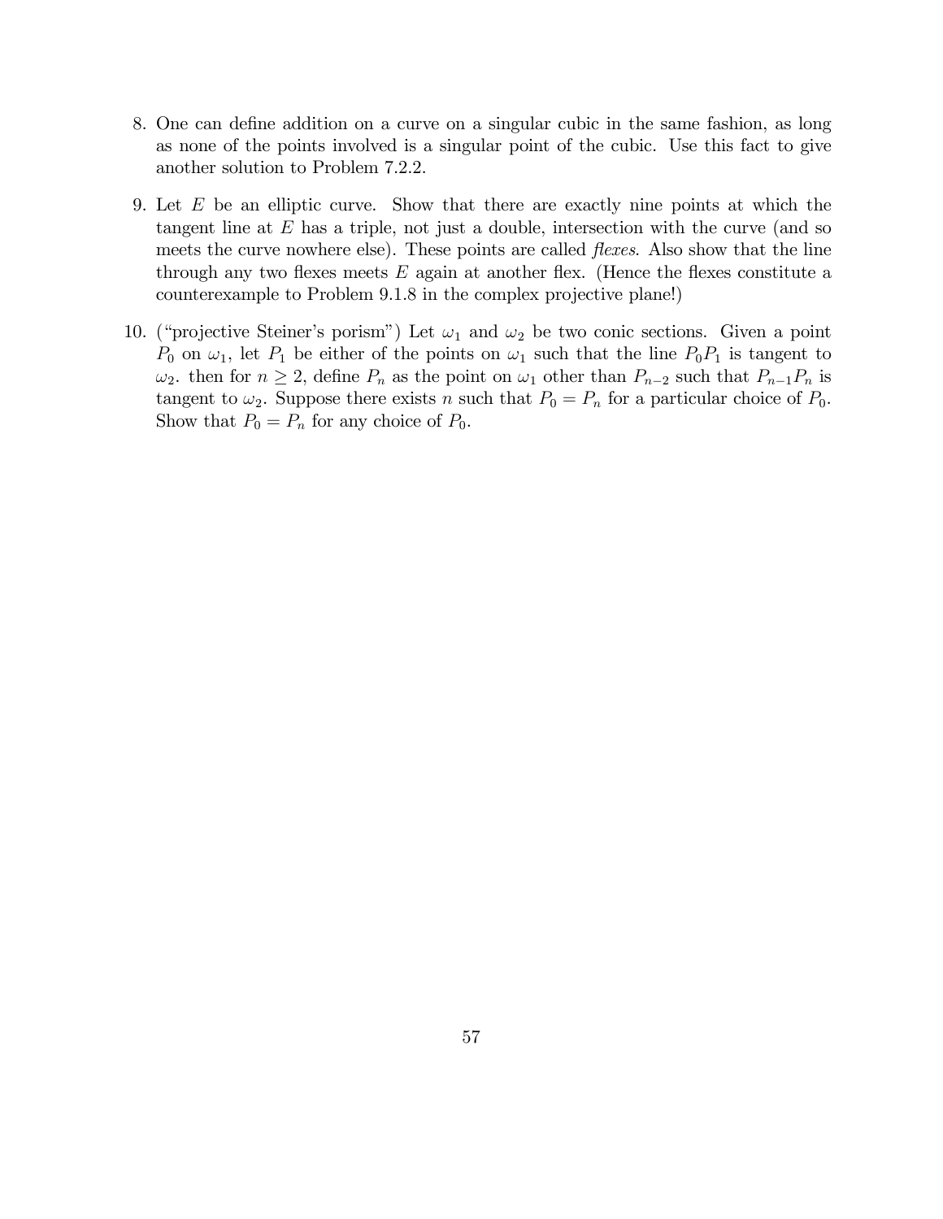8. One can define addition on a curve on a singular cubic in the same fashion, as long as none of the points involved is a singular point of the cubic. Use this fact to give another solution to Problem 7.2.2.

9. Let $E$ be an elliptic curve. Show that there are exactly nine points at which the tangent line at $E$ has a triple, not just a double, intersection with the curve (and so meets the curve nowhere else). These points are called *flexes*. Also show that the line through any two flexes meets $E$ again at another flex. (Hence the flexes constitute a counterexample to Problem 9.1.8 in the complex projective plane!)

10. ("projective Steiner's porism") Let $\omega_1$ and $\omega_2$ be two conic sections. Given a point $P_0$ on $\omega_1$, let $P_1$ be either of the points on $\omega_1$ such that the line $P_0P_1$ is tangent to $\omega_2$. then for $n \geq 2$, define $P_n$ as the point on $\omega_1$ other than $P_{n-2}$ such that $P_{n-1}P_n$ is tangent to $\omega_2$. Suppose there exists $n$ such that $P_0 = P_n$ for a particular choice of $P_0$. Show that $P_0 = P_n$ for any choice of $P_0$.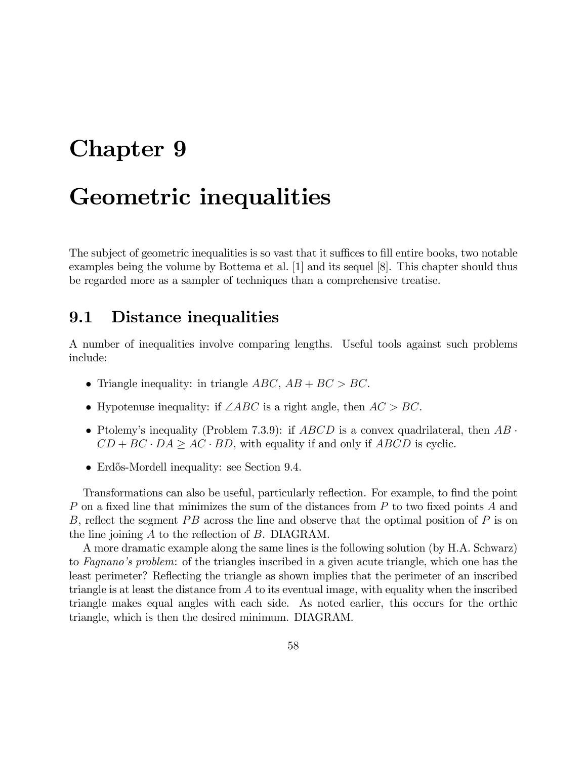# Chapter 9

# Geometric inequalities

The subject of geometric inequalities is so vast that it suffices to fill entire books, two notable examples being the volume by Bottema et al. [1] and its sequel [8]. This chapter should thus be regarded more as a sampler of techniques than a comprehensive treatise.

## 9.1 Distance inequalities

A number of inequalities involve comparing lengths. Useful tools against such problems include:

- Triangle inequality: in triangle $ABC$, $AB + BC > BC$.
- Hypotenuse inequality: if $\angle ABC$ is a right angle, then $AC > BC$.
- Ptolemy's inequality (Problem 7.3.9): if $ABCD$ is a convex quadrilateral, then $AB \cdot CD + BC \cdot DA \geq AC \cdot BD$, with equality if and only if $ABCD$ is cyclic.
- Erdős-Mordell inequality: see Section 9.4.

Transformations can also be useful, particularly reflection. For example, to find the point $P$ on a fixed line that minimizes the sum of the distances from $P$ to two fixed points $A$ and $B$, reflect the segment $PB$ across the line and observe that the optimal position of $P$ is on the line joining $A$ to the reflection of $B$. DIAGRAM.

A more dramatic example along the same lines is the following solution (by H.A. Schwarz) to *Fagnano's problem*: of the triangles inscribed in a given acute triangle, which one has the least perimeter? Reflecting the triangle as shown implies that the perimeter of an inscribed triangle is at least the distance from $A$ to its eventual image, with equality when the inscribed triangle makes equal angles with each side. As noted earlier, this occurs for the orthic triangle, which is then the desired minimum. DIAGRAM.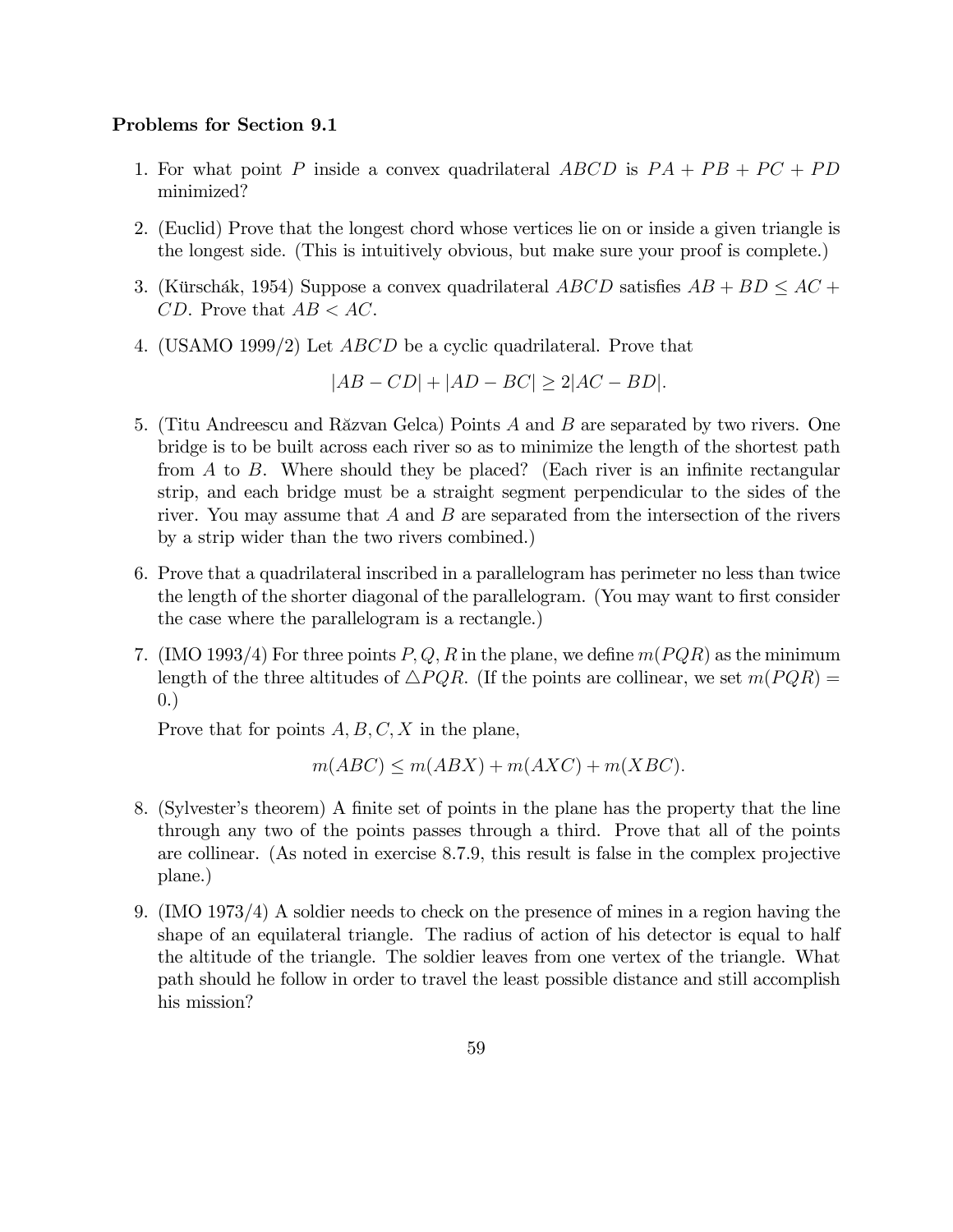**Problems for Section 9.1**

1. For what point $P$ inside a convex quadrilateral $ABCD$ is $PA + PB + PC + PD$ minimized?

2. (Euclid) Prove that the longest chord whose vertices lie on or inside a given triangle is the longest side. (This is intuitively obvious, but make sure your proof is complete.)

3. (Kürschák, 1954) Suppose a convex quadrilateral $ABCD$ satisfies $AB + BD \le AC + CD$. Prove that $AB < AC$.

4. (USAMO 1999/2) Let $ABCD$ be a cyclic quadrilateral. Prove that

$$|AB - CD| + |AD - BC| \ge 2|AC - BD|.$$

5. (Titu Andreescu and Răzvan Gelca) Points $A$ and $B$ are separated by two rivers. One bridge is to be built across each river so as to minimize the length of the shortest path from $A$ to $B$. Where should they be placed? (Each river is an infinite rectangular strip, and each bridge must be a straight segment perpendicular to the sides of the river. You may assume that $A$ and $B$ are separated from the intersection of the rivers by a strip wider than the two rivers combined.)

6. Prove that a quadrilateral inscribed in a parallelogram has perimeter no less than twice the length of the shorter diagonal of the parallelogram. (You may want to first consider the case where the parallelogram is a rectangle.)

7. (IMO 1993/4) For three points $P, Q, R$ in the plane, we define $m(PQR)$ as the minimum length of the three altitudes of $\triangle PQR$. (If the points are collinear, we set $m(PQR) = 0$.)

   Prove that for points $A, B, C, X$ in the plane,

$$m(ABC) \le m(ABX) + m(AXC) + m(XBC).$$

8. (Sylvester's theorem) A finite set of points in the plane has the property that the line through any two of the points passes through a third. Prove that all of the points are collinear. (As noted in exercise 8.7.9, this result is false in the complex projective plane.)

9. (IMO 1973/4) A soldier needs to check on the presence of mines in a region having the shape of an equilateral triangle. The radius of action of his detector is equal to half the altitude of the triangle. The soldier leaves from one vertex of the triangle. What path should he follow in order to travel the least possible distance and still accomplish his mission?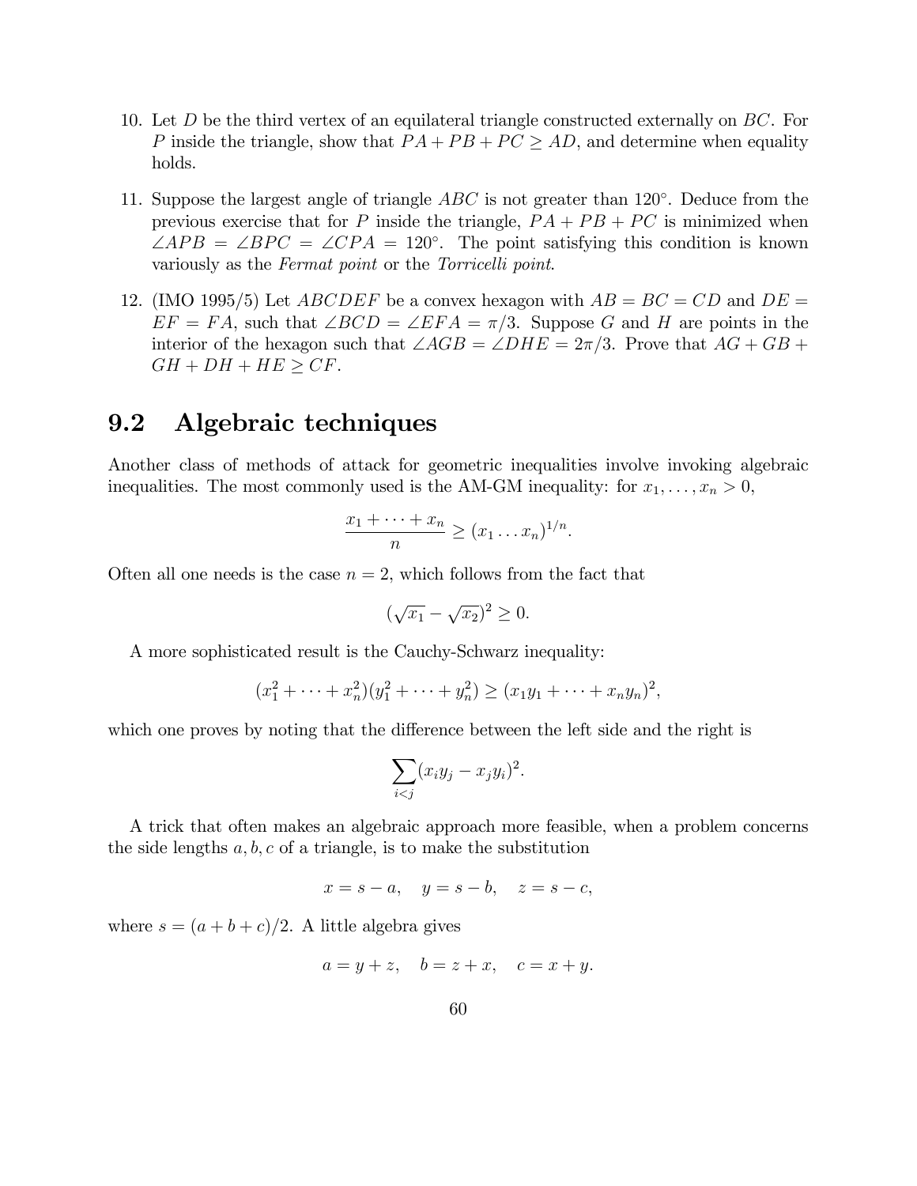10. Let $D$ be the third vertex of an equilateral triangle constructed externally on $BC$. For $P$ inside the triangle, show that $PA + PB + PC \geq AD$, and determine when equality holds.

11. Suppose the largest angle of triangle $ABC$ is not greater than $120°$. Deduce from the previous exercise that for $P$ inside the triangle, $PA + PB + PC$ is minimized when $\angle APB = \angle BPC = \angle CPA = 120°$. The point satisfying this condition is known variously as the *Fermat point* or the *Torricelli point*.

12. (IMO 1995/5) Let $ABCDEF$ be a convex hexagon with $AB = BC = CD$ and $DE = EF = FA$, such that $\angle BCD = \angle EFA = \pi/3$. Suppose $G$ and $H$ are points in the interior of the hexagon such that $\angle AGB = \angle DHE = 2\pi/3$. Prove that $AG + GB + GH + DH + HE \geq CF$.

## 9.2 Algebraic techniques

Another class of methods of attack for geometric inequalities involve invoking algebraic inequalities. The most commonly used is the AM-GM inequality: for $x_1, \dots, x_n > 0$,

$$\frac{x_1 + \cdots + x_n}{n} \geq (x_1 \dots x_n)^{1/n}.$$

Often all one needs is the case $n = 2$, which follows from the fact that

$$(\sqrt{x_1} - \sqrt{x_2})^2 \geq 0.$$

A more sophisticated result is the Cauchy-Schwarz inequality:

$$(x_1^2 + \cdots + x_n^2)(y_1^2 + \cdots + y_n^2) \geq (x_1 y_1 + \cdots + x_n y_n)^2,$$

which one proves by noting that the difference between the left side and the right is

$$\sum_{i<j} (x_i y_j - x_j y_i)^2.$$

A trick that often makes an algebraic approach more feasible, when a problem concerns the side lengths $a, b, c$ of a triangle, is to make the substitution

$$x = s - a, \quad y = s - b, \quad z = s - c,$$

where $s = (a + b + c)/2$. A little algebra gives

$$a = y + z, \quad b = z + x, \quad c = x + y.$$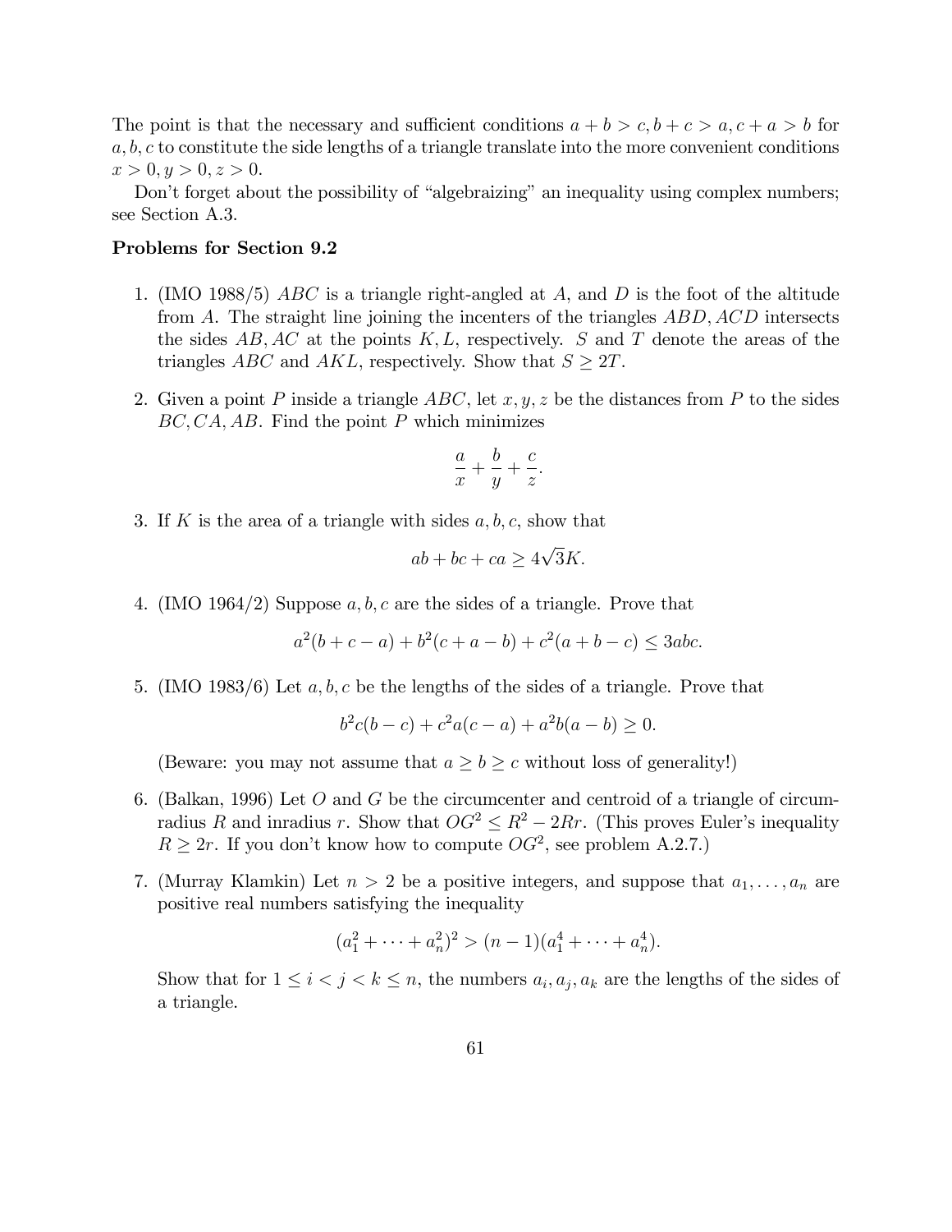The point is that the necessary and sufficient conditions $a+b>c, b+c>a, c+a>b$ for $a,b,c$ to constitute the side lengths of a triangle translate into the more convenient conditions $x>0, y>0, z>0$.

Don't forget about the possibility of "algebraizing" an inequality using complex numbers; see Section A.3.

**Problems for Section 9.2**

1. (IMO 1988/5) $ABC$ is a triangle right-angled at $A$, and $D$ is the foot of the altitude from $A$. The straight line joining the incenters of the triangles $ABD, ACD$ intersects the sides $AB, AC$ at the points $K, L$, respectively. $S$ and $T$ denote the areas of the triangles $ABC$ and $AKL$, respectively. Show that $S \geq 2T$.

2. Given a point $P$ inside a triangle $ABC$, let $x, y, z$ be the distances from $P$ to the sides $BC, CA, AB$. Find the point $P$ which minimizes
$$\frac{a}{x}+\frac{b}{y}+\frac{c}{z}.$$

3. If $K$ is the area of a triangle with sides $a, b, c$, show that
$$ab+bc+ca \geq 4\sqrt{3}K.$$

4. (IMO 1964/2) Suppose $a, b, c$ are the sides of a triangle. Prove that
$$a^2(b+c-a)+b^2(c+a-b)+c^2(a+b-c) \leq 3abc.$$

5. (IMO 1983/6) Let $a, b, c$ be the lengths of the sides of a triangle. Prove that
$$b^2c(b-c)+c^2a(c-a)+a^2b(a-b) \geq 0.$$
(Beware: you may not assume that $a \geq b \geq c$ without loss of generality!)

6. (Balkan, 1996) Let $O$ and $G$ be the circumcenter and centroid of a triangle of circumradius $R$ and inradius $r$. Show that $OG^2 \leq R^2 - 2Rr$. (This proves Euler's inequality $R \geq 2r$. If you don't know how to compute $OG^2$, see problem A.2.7.)

7. (Murray Klamkin) Let $n > 2$ be a positive integers, and suppose that $a_1, \ldots, a_n$ are positive real numbers satisfying the inequality
$$(a_1^2+\cdots+a_n^2)^2 > (n-1)(a_1^4+\cdots+a_n^4).$$
Show that for $1 \leq i < j < k \leq n$, the numbers $a_i, a_j, a_k$ are the lengths of the sides of a triangle.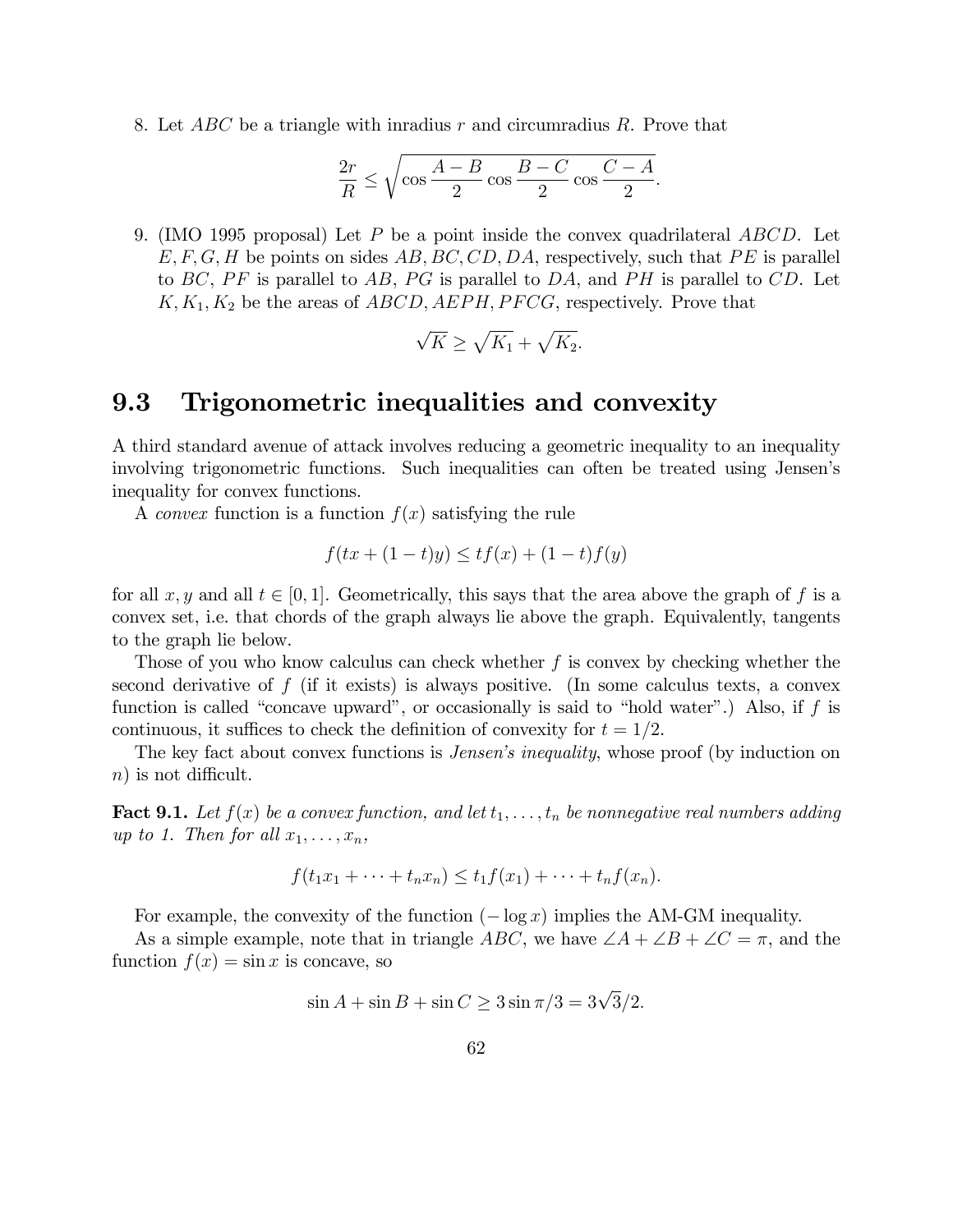8. Let $ABC$ be a triangle with inradius $r$ and circumradius $R$. Prove that

$$\frac{2r}{R} \leq \sqrt{\cos\frac{A-B}{2}\cos\frac{B-C}{2}\cos\frac{C-A}{2}}.$$

9. (IMO 1995 proposal) Let $P$ be a point inside the convex quadrilateral $ABCD$. Let $E, F, G, H$ be points on sides $AB, BC, CD, DA$, respectively, such that $PE$ is parallel to $BC$, $PF$ is parallel to $AB$, $PG$ is parallel to $DA$, and $PH$ is parallel to $CD$. Let $K, K_1, K_2$ be the areas of $ABCD, AEPH, PFCG$, respectively. Prove that

$$\sqrt{K} \geq \sqrt{K_1} + \sqrt{K_2}.$$

## 9.3 Trigonometric inequalities and convexity

A third standard avenue of attack involves reducing a geometric inequality to an inequality involving trigonometric functions. Such inequalities can often be treated using Jensen's inequality for convex functions.

A *convex* function is a function $f(x)$ satisfying the rule

$$f(tx + (1-t)y) \leq tf(x) + (1-t)f(y)$$

for all $x, y$ and all $t \in [0, 1]$. Geometrically, this says that the area above the graph of $f$ is a convex set, i.e. that chords of the graph always lie above the graph. Equivalently, tangents to the graph lie below.

Those of you who know calculus can check whether $f$ is convex by checking whether the second derivative of $f$ (if it exists) is always positive. (In some calculus texts, a convex function is called "concave upward", or occasionally is said to "hold water".) Also, if $f$ is continuous, it suffices to check the definition of convexity for $t = 1/2$.

The key fact about convex functions is *Jensen's inequality*, whose proof (by induction on $n$) is not difficult.

**Fact 9.1.** *Let $f(x)$ be a convex function, and let $t_1, \dots, t_n$ be nonnegative real numbers adding up to 1. Then for all $x_1, \dots, x_n$,*

$$f(t_1x_1 + \cdots + t_nx_n) \leq t_1f(x_1) + \cdots + t_nf(x_n).$$

For example, the convexity of the function $(-\log x)$ implies the AM-GM inequality.

As a simple example, note that in triangle $ABC$, we have $\angle A + \angle B + \angle C = \pi$, and the function $f(x) = \sin x$ is concave, so

$$\sin A + \sin B + \sin C \geq 3\sin \pi/3 = 3\sqrt{3}/2.$$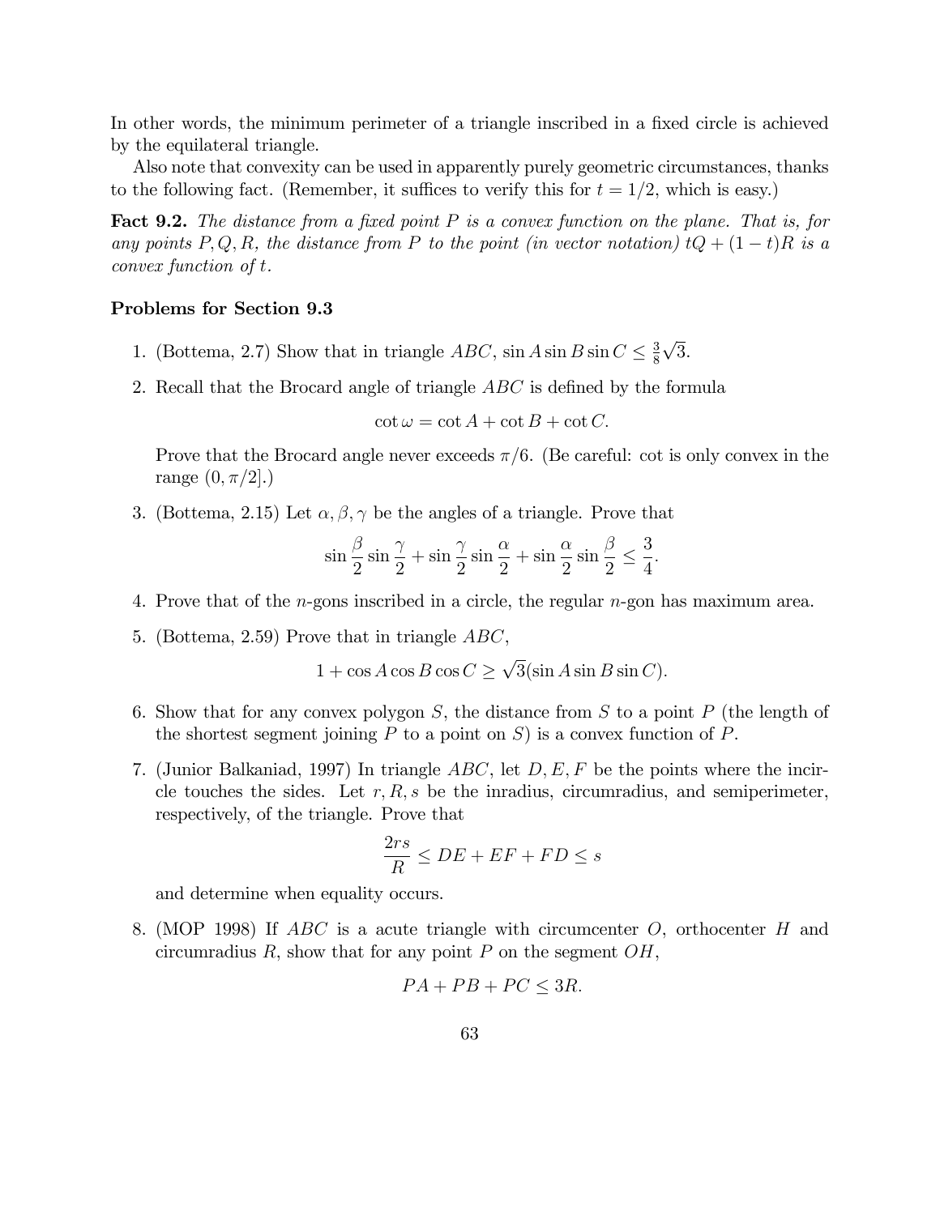In other words, the minimum perimeter of a triangle inscribed in a fixed circle is achieved by the equilateral triangle.

Also note that convexity can be used in apparently purely geometric circumstances, thanks to the following fact. (Remember, it suffices to verify this for $t = 1/2$, which is easy.)

**Fact 9.2.** *The distance from a fixed point $P$ is a convex function on the plane. That is, for any points $P, Q, R$, the distance from $P$ to the point (in vector notation) $tQ + (1-t)R$ is a convex function of $t$.*

### Problems for Section 9.3

1. (Bottema, 2.7) Show that in triangle $ABC$, $\sin A \sin B \sin C \leq \frac{3}{8}\sqrt{3}$.

2. Recall that the Brocard angle of triangle $ABC$ is defined by the formula

   $$\cot \omega = \cot A + \cot B + \cot C.$$

   Prove that the Brocard angle never exceeds $\pi/6$. (Be careful: cot is only convex in the range $(0, \pi/2]$.)

3. (Bottema, 2.15) Let $\alpha, \beta, \gamma$ be the angles of a triangle. Prove that

   $$\sin\frac{\beta}{2}\sin\frac{\gamma}{2} + \sin\frac{\gamma}{2}\sin\frac{\alpha}{2} + \sin\frac{\alpha}{2}\sin\frac{\beta}{2} \leq \frac{3}{4}.$$

4. Prove that of the $n$-gons inscribed in a circle, the regular $n$-gon has maximum area.

5. (Bottema, 2.59) Prove that in triangle $ABC$,

   $$1 + \cos A \cos B \cos C \geq \sqrt{3}(\sin A \sin B \sin C).$$

6. Show that for any convex polygon $S$, the distance from $S$ to a point $P$ (the length of the shortest segment joining $P$ to a point on $S$) is a convex function of $P$.

7. (Junior Balkaniad, 1997) In triangle $ABC$, let $D, E, F$ be the points where the incircle touches the sides. Let $r, R, s$ be the inradius, circumradius, and semiperimeter, respectively, of the triangle. Prove that

   $$\frac{2rs}{R} \leq DE + EF + FD \leq s$$

   and determine when equality occurs.

8. (MOP 1998) If $ABC$ is a acute triangle with circumcenter $O$, orthocenter $H$ and circumradius $R$, show that for any point $P$ on the segment $OH$,

   $$PA + PB + PC \leq 3R.$$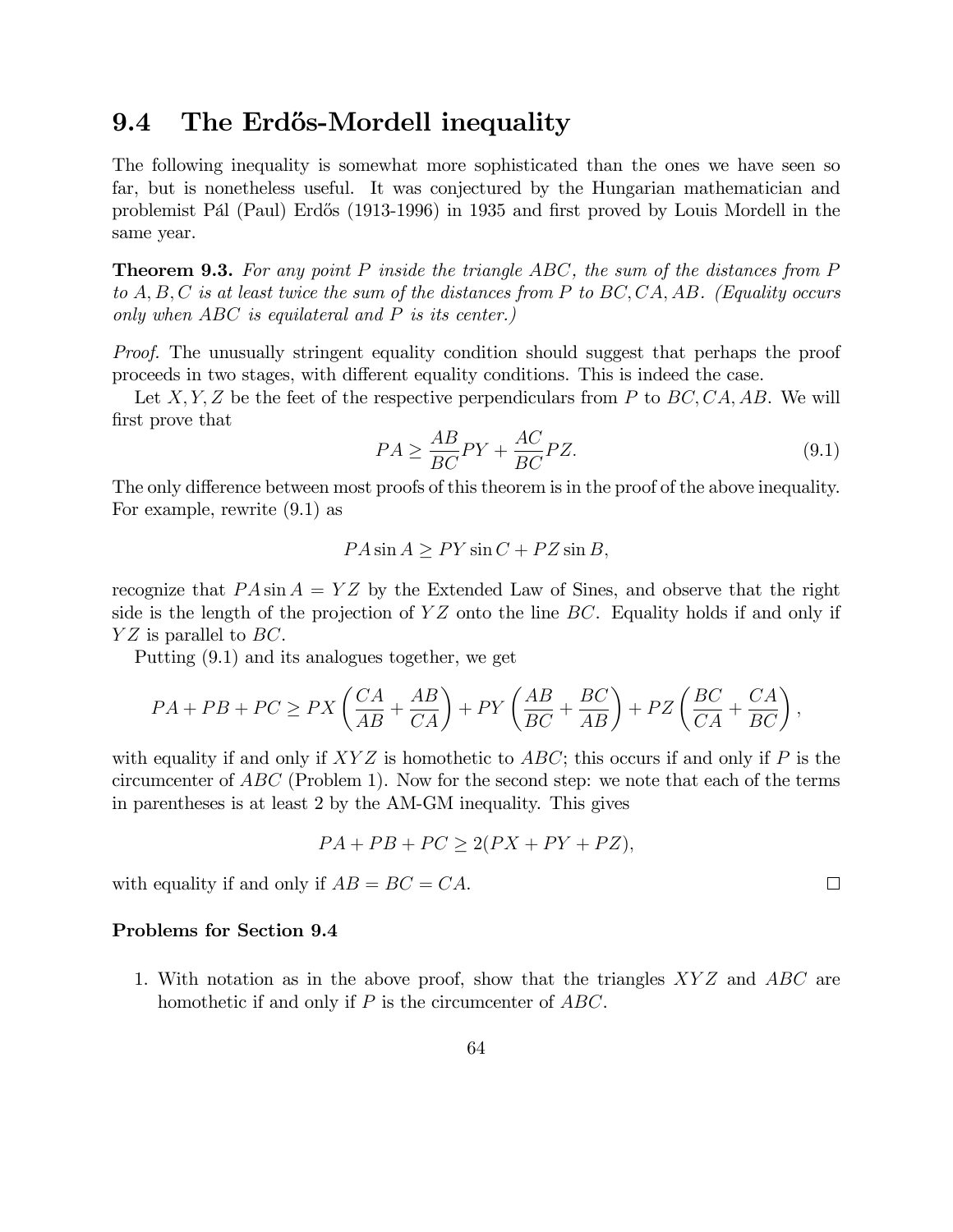## 9.4 The Erdős-Mordell inequality

The following inequality is somewhat more sophisticated than the ones we have seen so far, but is nonetheless useful. It was conjectured by the Hungarian mathematician and problemist Pál (Paul) Erdős (1913-1996) in 1935 and first proved by Louis Mordell in the same year.

**Theorem 9.3.** *For any point $P$ inside the triangle $ABC$, the sum of the distances from $P$ to $A, B, C$ is at least twice the sum of the distances from $P$ to $BC, CA, AB$. (Equality occurs only when $ABC$ is equilateral and $P$ is its center.)*

*Proof.* The unusually stringent equality condition should suggest that perhaps the proof proceeds in two stages, with different equality conditions. This is indeed the case.

Let $X, Y, Z$ be the feet of the respective perpendiculars from $P$ to $BC, CA, AB$. We will first prove that

$$PA \geq \frac{AB}{BC} PY + \frac{AC}{BC} PZ. \tag{9.1}$$

The only difference between most proofs of this theorem is in the proof of the above inequality. For example, rewrite (9.1) as

$$PA \sin A \geq PY \sin C + PZ \sin B,$$

recognize that $PA \sin A = YZ$ by the Extended Law of Sines, and observe that the right side is the length of the projection of $YZ$ onto the line $BC$. Equality holds if and only if $YZ$ is parallel to $BC$.

Putting (9.1) and its analogues together, we get

$$PA + PB + PC \geq PX \left( \frac{CA}{AB} + \frac{AB}{CA} \right) + PY \left( \frac{AB}{BC} + \frac{BC}{AB} \right) + PZ \left( \frac{BC}{CA} + \frac{CA}{BC} \right),$$

with equality if and only if $XYZ$ is homothetic to $ABC$; this occurs if and only if $P$ is the circumcenter of $ABC$ (Problem 1). Now for the second step: we note that each of the terms in parentheses is at least 2 by the AM-GM inequality. This gives

$$PA + PB + PC \geq 2(PX + PY + PZ),$$

with equality if and only if $AB = BC = CA$. □

### Problems for Section 9.4

1. With notation as in the above proof, show that the triangles $XYZ$ and $ABC$ are homothetic if and only if $P$ is the circumcenter of $ABC$.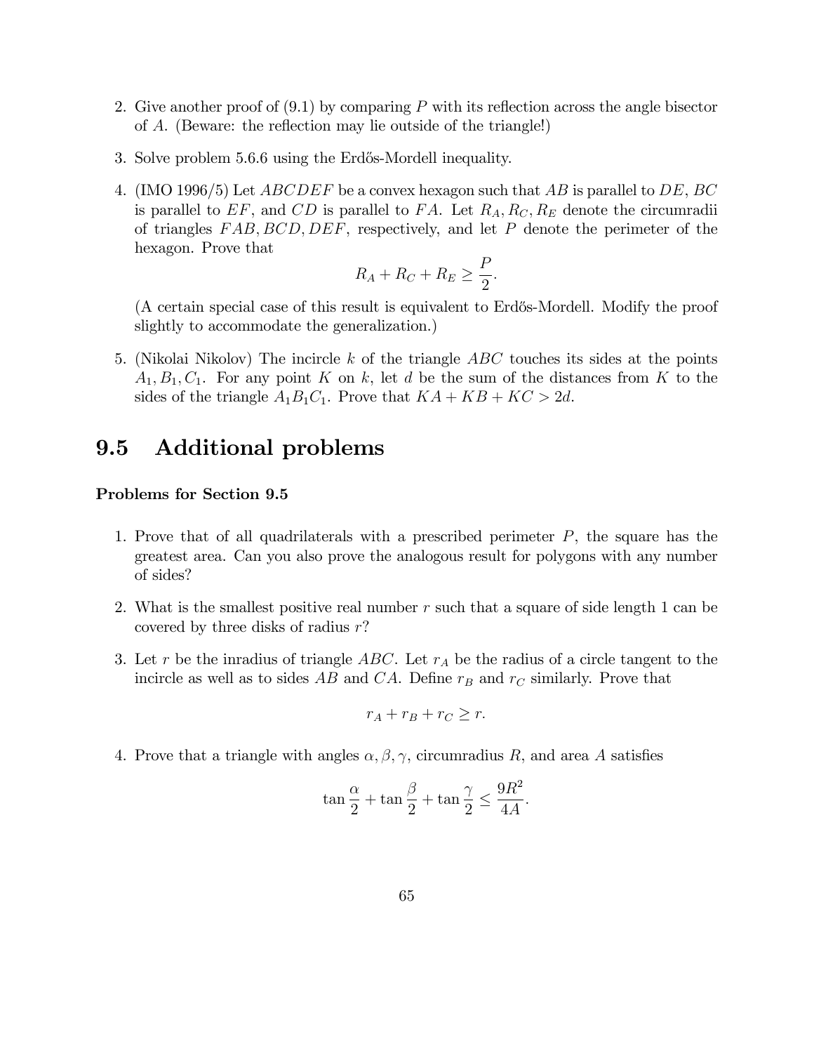2. Give another proof of (9.1) by comparing $P$ with its reflection across the angle bisector of $A$. (Beware: the reflection may lie outside of the triangle!)

3. Solve problem 5.6.6 using the Erdős-Mordell inequality.

4. (IMO 1996/5) Let $ABCDEF$ be a convex hexagon such that $AB$ is parallel to $DE$, $BC$ is parallel to $EF$, and $CD$ is parallel to $FA$. Let $R_A, R_C, R_E$ denote the circumradii of triangles $FAB, BCD, DEF$, respectively, and let $P$ denote the perimeter of the hexagon. Prove that

$$R_A + R_C + R_E \geq \frac{P}{2}.$$

(A certain special case of this result is equivalent to Erdős-Mordell. Modify the proof slightly to accommodate the generalization.)

5. (Nikolai Nikolov) The incircle $k$ of the triangle $ABC$ touches its sides at the points $A_1, B_1, C_1$. For any point $K$ on $k$, let $d$ be the sum of the distances from $K$ to the sides of the triangle $A_1B_1C_1$. Prove that $KA + KB + KC > 2d$.

## 9.5 Additional problems

**Problems for Section 9.5**

1. Prove that of all quadrilaterals with a prescribed perimeter $P$, the square has the greatest area. Can you also prove the analogous result for polygons with any number of sides?

2. What is the smallest positive real number $r$ such that a square of side length 1 can be covered by three disks of radius $r$?

3. Let $r$ be the inradius of triangle $ABC$. Let $r_A$ be the radius of a circle tangent to the incircle as well as to sides $AB$ and $CA$. Define $r_B$ and $r_C$ similarly. Prove that

$$r_A + r_B + r_C \geq r.$$

4. Prove that a triangle with angles $\alpha, \beta, \gamma$, circumradius $R$, and area $A$ satisfies

$$\tan \frac{\alpha}{2} + \tan \frac{\beta}{2} + \tan \frac{\gamma}{2} \leq \frac{9R^2}{4A}.$$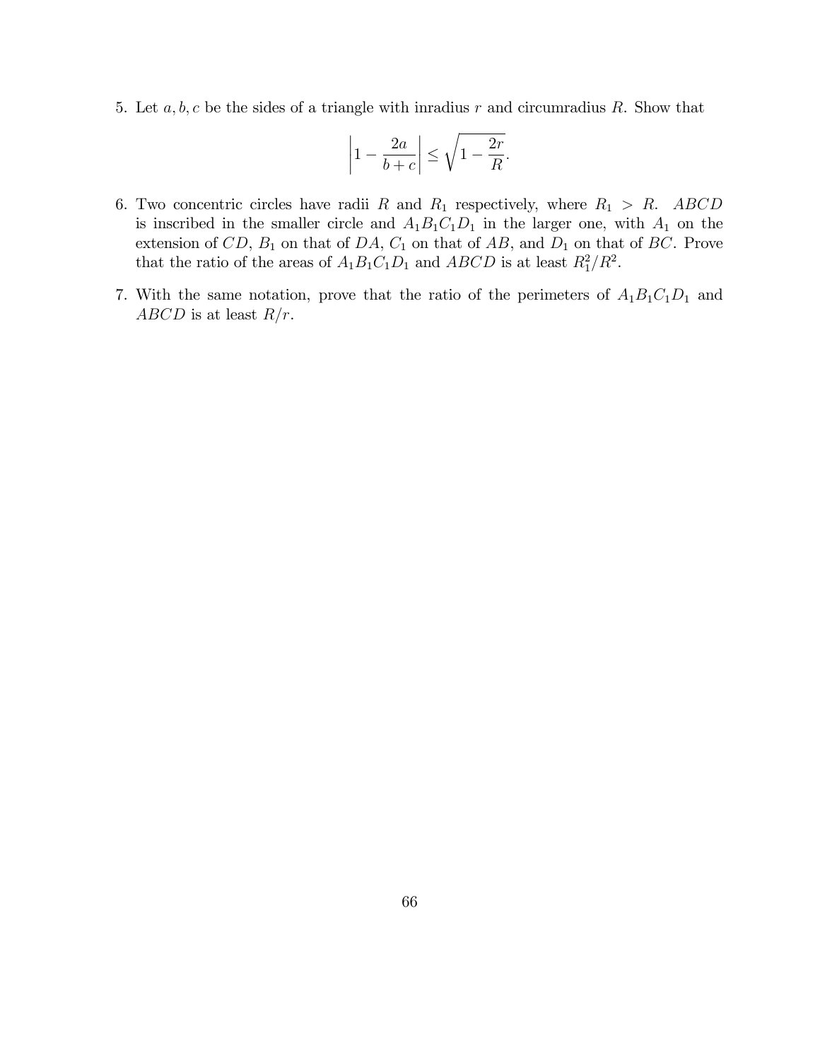5. Let $a, b, c$ be the sides of a triangle with inradius $r$ and circumradius $R$. Show that

$$\left|1 - \frac{2a}{b+c}\right| \leq \sqrt{1 - \frac{2r}{R}}.$$

6. Two concentric circles have radii $R$ and $R_1$ respectively, where $R_1 > R$. $ABCD$ is inscribed in the smaller circle and $A_1B_1C_1D_1$ in the larger one, with $A_1$ on the extension of $CD$, $B_1$ on that of $DA$, $C_1$ on that of $AB$, and $D_1$ on that of $BC$. Prove that the ratio of the areas of $A_1B_1C_1D_1$ and $ABCD$ is at least $R_1^2/R^2$.

7. With the same notation, prove that the ratio of the perimeters of $A_1B_1C_1D_1$ and $ABCD$ is at least $R/r$.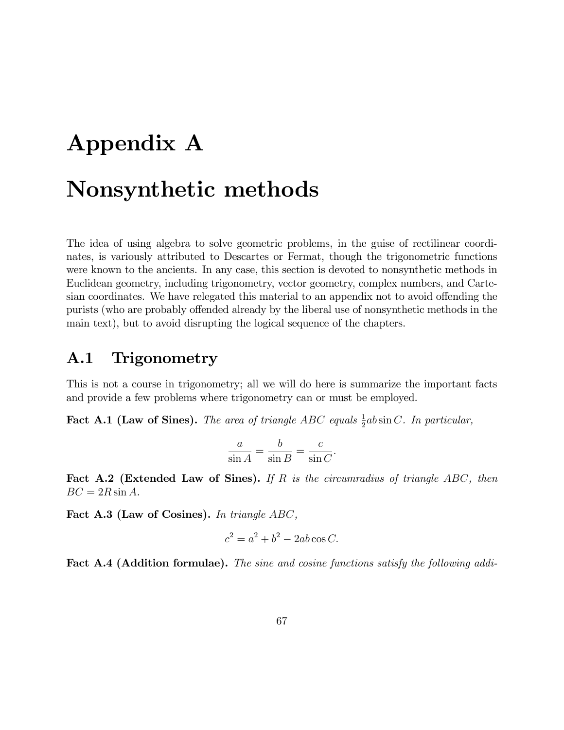# Appendix A

# Nonsynthetic methods

The idea of using algebra to solve geometric problems, in the guise of rectilinear coordinates, is variously attributed to Descartes or Fermat, though the trigonometric functions were known to the ancients. In any case, this section is devoted to nonsynthetic methods in Euclidean geometry, including trigonometry, vector geometry, complex numbers, and Cartesian coordinates. We have relegated this material to an appendix not to avoid offending the purists (who are probably offended already by the liberal use of nonsynthetic methods in the main text), but to avoid disrupting the logical sequence of the chapters.

## A.1 Trigonometry

This is not a course in trigonometry; all we will do here is summarize the important facts and provide a few problems where trigonometry can or must be employed.

**Fact A.1 (Law of Sines).** *The area of triangle $ABC$ equals $\frac{1}{2}ab\sin C$. In particular,*

$$\frac{a}{\sin A} = \frac{b}{\sin B} = \frac{c}{\sin C}.$$

**Fact A.2 (Extended Law of Sines).** *If $R$ is the circumradius of triangle $ABC$, then $BC = 2R\sin A$.*

**Fact A.3 (Law of Cosines).** *In triangle $ABC$,*

$$c^2 = a^2 + b^2 - 2ab\cos C.$$

**Fact A.4 (Addition formulae).** *The sine and cosine functions satisfy the following addi-*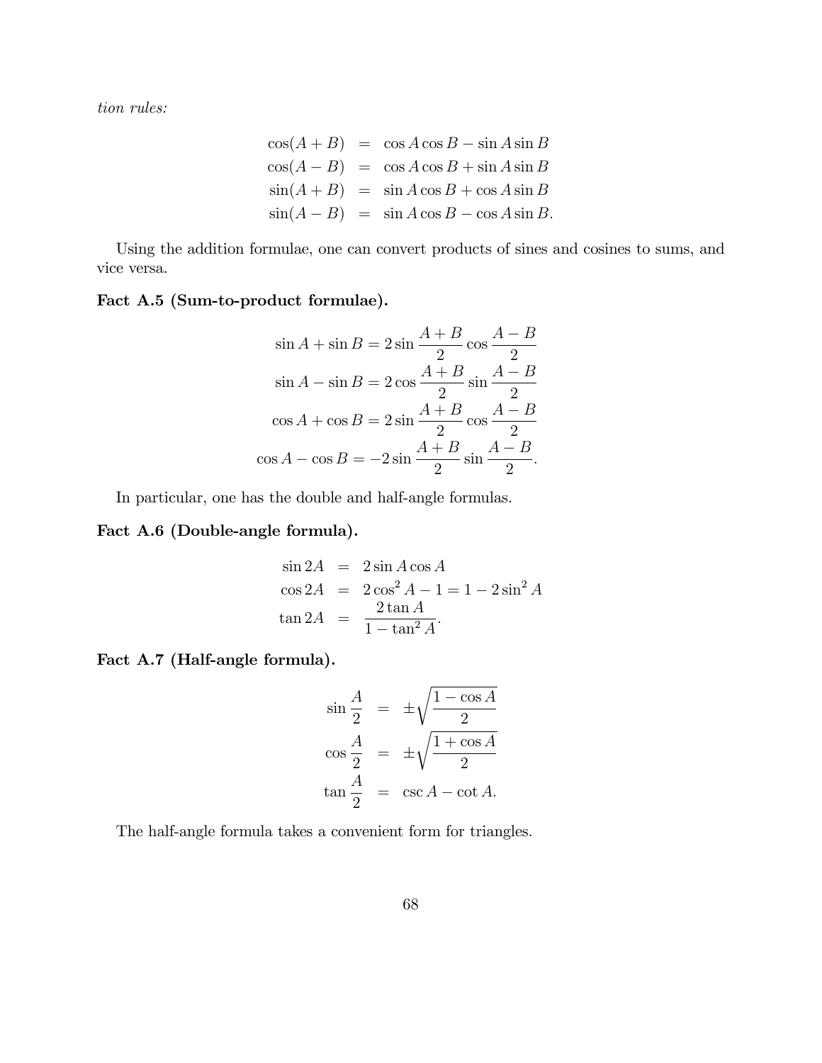*tion rules:*

$$
\begin{aligned}
\cos(A+B) &= \cos A \cos B - \sin A \sin B \\
\cos(A-B) &= \cos A \cos B + \sin A \sin B \\
\sin(A+B) &= \sin A \cos B + \cos A \sin B \\
\sin(A-B) &= \sin A \cos B - \cos A \sin B.
\end{aligned}
$$

Using the addition formulae, one can convert products of sines and cosines to sums, and vice versa.

**Fact A.5 (Sum-to-product formulae).**

$$
\begin{aligned}
\sin A + \sin B &= 2 \sin \frac{A+B}{2} \cos \frac{A-B}{2} \\
\sin A - \sin B &= 2 \cos \frac{A+B}{2} \sin \frac{A-B}{2} \\
\cos A + \cos B &= 2 \sin \frac{A+B}{2} \cos \frac{A-B}{2} \\
\cos A - \cos B &= -2 \sin \frac{A+B}{2} \sin \frac{A-B}{2}.
\end{aligned}
$$

In particular, one has the double and half-angle formulas.

**Fact A.6 (Double-angle formula).**

$$
\begin{aligned}
\sin 2A &= 2 \sin A \cos A \\
\cos 2A &= 2\cos^2 A - 1 = 1 - 2\sin^2 A \\
\tan 2A &= \frac{2 \tan A}{1 - \tan^2 A}.
\end{aligned}
$$

**Fact A.7 (Half-angle formula).**

$$
\begin{aligned}
\sin \frac{A}{2} &= \pm\sqrt{\frac{1-\cos A}{2}} \\
\cos \frac{A}{2} &= \pm\sqrt{\frac{1+\cos A}{2}} \\
\tan \frac{A}{2} &= \csc A - \cot A.
\end{aligned}
$$

The half-angle formula takes a convenient form for triangles.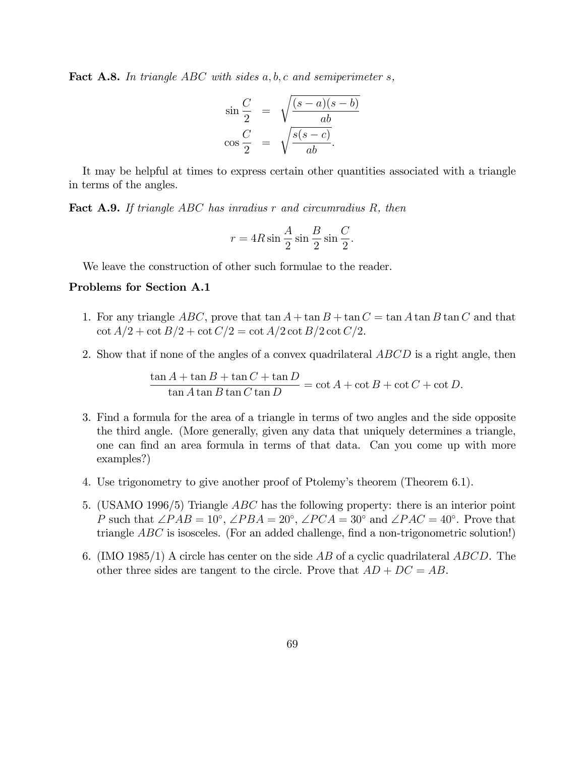**Fact A.8.** *In triangle $ABC$ with sides $a, b, c$ and semiperimeter $s$,*

$$\sin\frac{C}{2} = \sqrt{\frac{(s-a)(s-b)}{ab}}$$
$$\cos\frac{C}{2} = \sqrt{\frac{s(s-c)}{ab}}.$$

It may be helpful at times to express certain other quantities associated with a triangle in terms of the angles.

**Fact A.9.** *If triangle $ABC$ has inradius $r$ and circumradius $R$, then*

$$r = 4R\sin\frac{A}{2}\sin\frac{B}{2}\sin\frac{C}{2}.$$

We leave the construction of other such formulae to the reader.

**Problems for Section A.1**

1. For any triangle $ABC$, prove that $\tan A + \tan B + \tan C = \tan A \tan B \tan C$ and that $\cot A/2 + \cot B/2 + \cot C/2 = \cot A/2 \cot B/2 \cot C/2$.

2. Show that if none of the angles of a convex quadrilateral $ABCD$ is a right angle, then

$$\frac{\tan A + \tan B + \tan C + \tan D}{\tan A \tan B \tan C \tan D} = \cot A + \cot B + \cot C + \cot D.$$

3. Find a formula for the area of a triangle in terms of two angles and the side opposite the third angle. (More generally, given any data that uniquely determines a triangle, one can find an area formula in terms of that data. Can you come up with more examples?)

4. Use trigonometry to give another proof of Ptolemy's theorem (Theorem 6.1).

5. (USAMO 1996/5) Triangle $ABC$ has the following property: there is an interior point $P$ such that $\angle PAB = 10^\circ$, $\angle PBA = 20^\circ$, $\angle PCA = 30^\circ$ and $\angle PAC = 40^\circ$. Prove that triangle $ABC$ is isosceles. (For an added challenge, find a non-trigonometric solution!)

6. (IMO 1985/1) A circle has center on the side $AB$ of a cyclic quadrilateral $ABCD$. The other three sides are tangent to the circle. Prove that $AD + DC = AB$.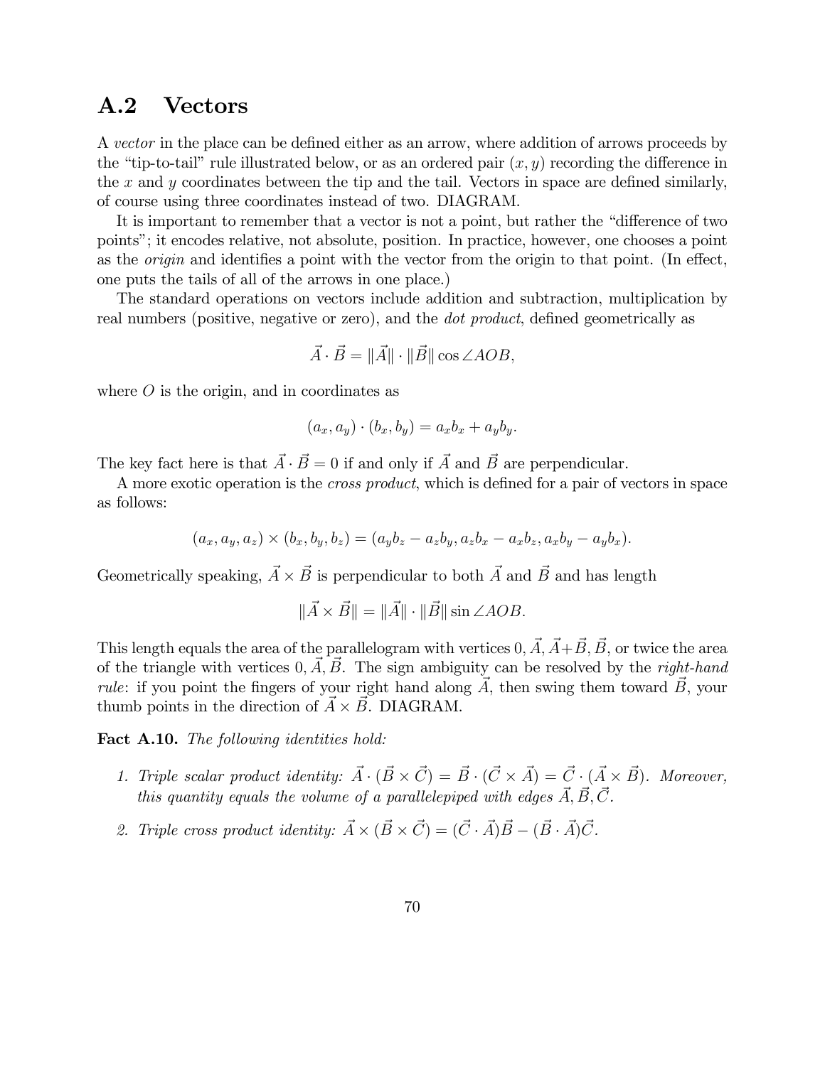## A.2 Vectors

A *vector* in the place can be defined either as an arrow, where addition of arrows proceeds by the "tip-to-tail" rule illustrated below, or as an ordered pair $(x, y)$ recording the difference in the $x$ and $y$ coordinates between the tip and the tail. Vectors in space are defined similarly, of course using three coordinates instead of two. DIAGRAM.

It is important to remember that a vector is not a point, but rather the "difference of two points"; it encodes relative, not absolute, position. In practice, however, one chooses a point as the *origin* and identifies a point with the vector from the origin to that point. (In effect, one puts the tails of all of the arrows in one place.)

The standard operations on vectors include addition and subtraction, multiplication by real numbers (positive, negative or zero), and the *dot product*, defined geometrically as

$$\vec{A} \cdot \vec{B} = \|\vec{A}\| \cdot \|\vec{B}\| \cos \angle AOB,$$

where $O$ is the origin, and in coordinates as

$$(a_x, a_y) \cdot (b_x, b_y) = a_x b_x + a_y b_y.$$

The key fact here is that $\vec{A} \cdot \vec{B} = 0$ if and only if $\vec{A}$ and $\vec{B}$ are perpendicular.

A more exotic operation is the *cross product*, which is defined for a pair of vectors in space as follows:

$$(a_x, a_y, a_z) \times (b_x, b_y, b_z) = (a_y b_z - a_z b_y, a_z b_x - a_x b_z, a_x b_y - a_y b_x).$$

Geometrically speaking, $\vec{A} \times \vec{B}$ is perpendicular to both $\vec{A}$ and $\vec{B}$ and has length

$$\|\vec{A} \times \vec{B}\| = \|\vec{A}\| \cdot \|\vec{B}\| \sin \angle AOB.$$

This length equals the area of the parallelogram with vertices $0, \vec{A}, \vec{A}+\vec{B}, \vec{B}$, or twice the area of the triangle with vertices $0, \vec{A}, \vec{B}$. The sign ambiguity can be resolved by the *right-hand rule*: if you point the fingers of your right hand along $\vec{A}$, then swing them toward $\vec{B}$, your thumb points in the direction of $\vec{A} \times \vec{B}$. DIAGRAM.

**Fact A.10.** *The following identities hold:*

1. *Triple scalar product identity:* $\vec{A} \cdot (\vec{B} \times \vec{C}) = \vec{B} \cdot (\vec{C} \times \vec{A}) = \vec{C} \cdot (\vec{A} \times \vec{B})$. *Moreover, this quantity equals the volume of a parallelepiped with edges* $\vec{A}, \vec{B}, \vec{C}$.

2. *Triple cross product identity:* $\vec{A} \times (\vec{B} \times \vec{C}) = (\vec{C} \cdot \vec{A})\vec{B} - (\vec{B} \cdot \vec{A})\vec{C}$.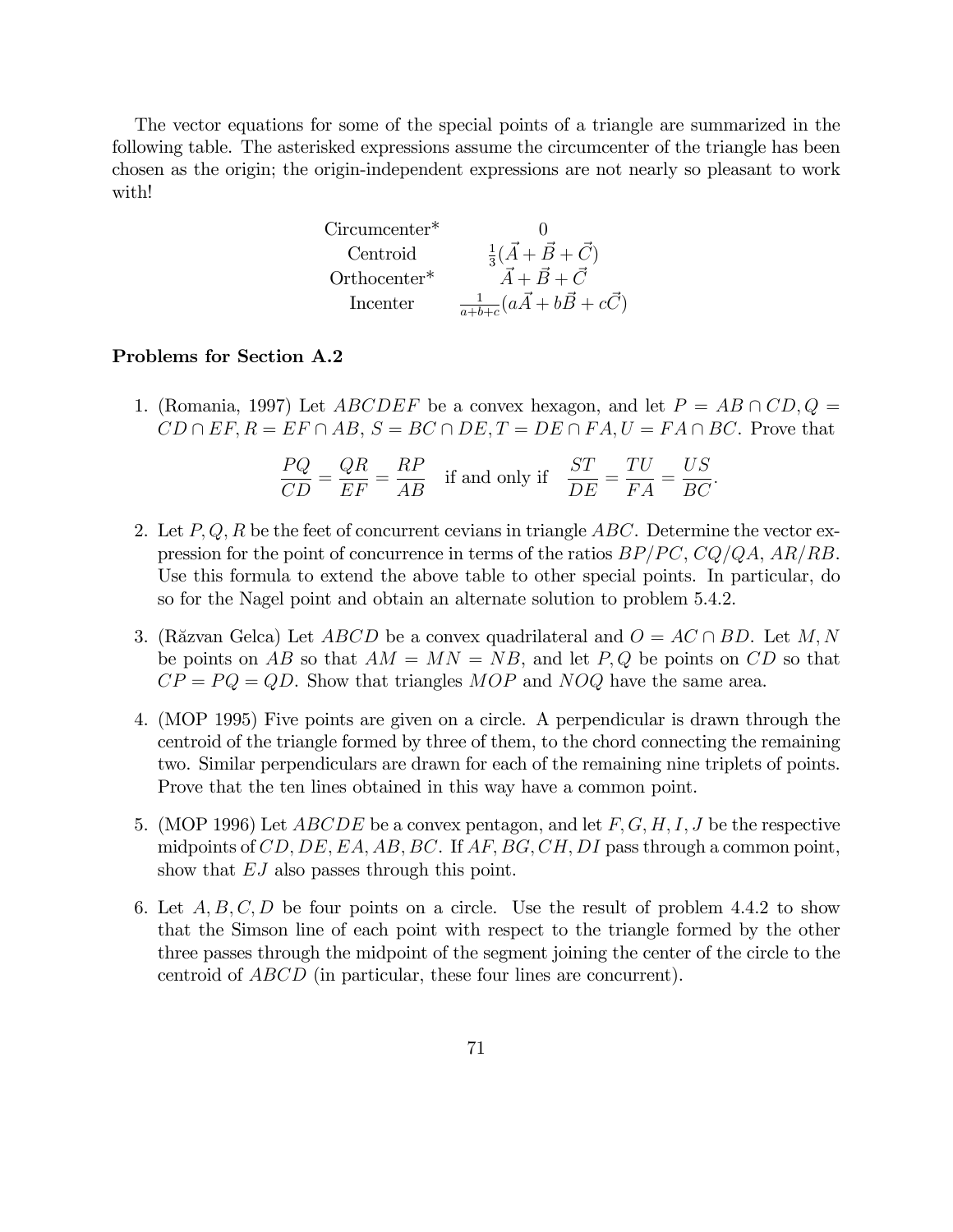The vector equations for some of the special points of a triangle are summarized in the following table. The asterisked expressions assume the circumcenter of the triangle has been chosen as the origin; the origin-independent expressions are not nearly so pleasant to work with!

| | |
|---|---|
| Circumcenter* | $0$ |
| Centroid | $\frac{1}{3}(\vec{A}+\vec{B}+\vec{C})$ |
| Orthocenter* | $\vec{A}+\vec{B}+\vec{C}$ |
| Incenter | $\frac{1}{a+b+c}(a\vec{A}+b\vec{B}+c\vec{C})$ |

**Problems for Section A.2**

1. (Romania, 1997) Let $ABCDEF$ be a convex hexagon, and let $P = AB \cap CD, Q = CD \cap EF, R = EF \cap AB, S = BC \cap DE, T = DE \cap FA, U = FA \cap BC$. Prove that

$$\frac{PQ}{CD} = \frac{QR}{EF} = \frac{RP}{AB} \quad \text{if and only if} \quad \frac{ST}{DE} = \frac{TU}{FA} = \frac{US}{BC}.$$

2. Let $P, Q, R$ be the feet of concurrent cevians in triangle $ABC$. Determine the vector expression for the point of concurrence in terms of the ratios $BP/PC$, $CQ/QA$, $AR/RB$. Use this formula to extend the above table to other special points. In particular, do so for the Nagel point and obtain an alternate solution to problem 5.4.2.

3. (Răzvan Gelca) Let $ABCD$ be a convex quadrilateral and $O = AC \cap BD$. Let $M, N$ be points on $AB$ so that $AM = MN = NB$, and let $P, Q$ be points on $CD$ so that $CP = PQ = QD$. Show that triangles $MOP$ and $NOQ$ have the same area.

4. (MOP 1995) Five points are given on a circle. A perpendicular is drawn through the centroid of the triangle formed by three of them, to the chord connecting the remaining two. Similar perpendiculars are drawn for each of the remaining nine triplets of points. Prove that the ten lines obtained in this way have a common point.

5. (MOP 1996) Let $ABCDE$ be a convex pentagon, and let $F, G, H, I, J$ be the respective midpoints of $CD, DE, EA, AB, BC$. If $AF, BG, CH, DI$ pass through a common point, show that $EJ$ also passes through this point.

6. Let $A, B, C, D$ be four points on a circle. Use the result of problem 4.4.2 to show that the Simson line of each point with respect to the triangle formed by the other three passes through the midpoint of the segment joining the center of the circle to the centroid of $ABCD$ (in particular, these four lines are concurrent).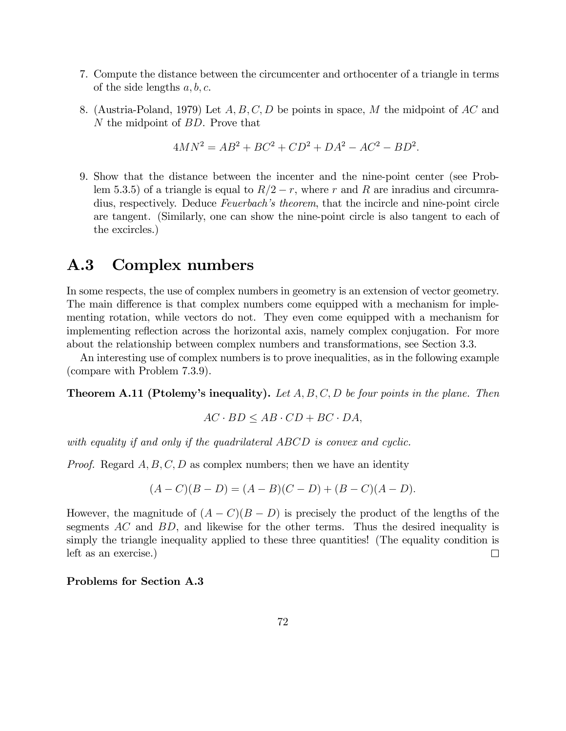7. Compute the distance between the circumcenter and orthocenter of a triangle in terms of the side lengths $a, b, c$.

8. (Austria-Poland, 1979) Let $A, B, C, D$ be points in space, $M$ the midpoint of $AC$ and $N$ the midpoint of $BD$. Prove that

$$4MN^2 = AB^2 + BC^2 + CD^2 + DA^2 - AC^2 - BD^2.$$

9. Show that the distance between the incenter and the nine-point center (see Problem 5.3.5) of a triangle is equal to $R/2 - r$, where $r$ and $R$ are inradius and circumradius, respectively. Deduce *Feuerbach's theorem*, that the incircle and nine-point circle are tangent. (Similarly, one can show the nine-point circle is also tangent to each of the excircles.)

## A.3 Complex numbers

In some respects, the use of complex numbers in geometry is an extension of vector geometry. The main difference is that complex numbers come equipped with a mechanism for implementing rotation, while vectors do not. They even come equipped with a mechanism for implementing reflection across the horizontal axis, namely complex conjugation. For more about the relationship between complex numbers and transformations, see Section 3.3.

An interesting use of complex numbers is to prove inequalities, as in the following example (compare with Problem 7.3.9).

**Theorem A.11 (Ptolemy's inequality).** *Let $A, B, C, D$ be four points in the plane. Then*

$$AC \cdot BD \leq AB \cdot CD + BC \cdot DA,$$

*with equality if and only if the quadrilateral $ABCD$ is convex and cyclic.*

*Proof.* Regard $A, B, C, D$ as complex numbers; then we have an identity

$$(A - C)(B - D) = (A - B)(C - D) + (B - C)(A - D).$$

However, the magnitude of $(A - C)(B - D)$ is precisely the product of the lengths of the segments $AC$ and $BD$, and likewise for the other terms. Thus the desired inequality is simply the triangle inequality applied to these three quantities! (The equality condition is left as an exercise.) □

**Problems for Section A.3**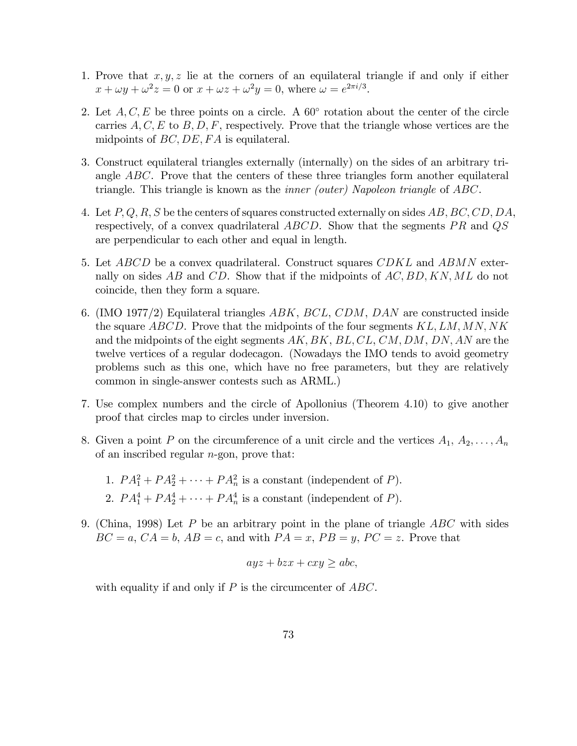1. Prove that $x, y, z$ lie at the corners of an equilateral triangle if and only if either $x + \omega y + \omega^2 z = 0$ or $x + \omega z + \omega^2 y = 0$, where $\omega = e^{2\pi i/3}$.

2. Let $A, C, E$ be three points on a circle. A $60°$ rotation about the center of the circle carries $A, C, E$ to $B, D, F$, respectively. Prove that the triangle whose vertices are the midpoints of $BC, DE, FA$ is equilateral.

3. Construct equilateral triangles externally (internally) on the sides of an arbitrary triangle $ABC$. Prove that the centers of these three triangles form another equilateral triangle. This triangle is known as the *inner (outer) Napoleon triangle* of $ABC$.

4. Let $P, Q, R, S$ be the centers of squares constructed externally on sides $AB, BC, CD, DA$, respectively, of a convex quadrilateral $ABCD$. Show that the segments $PR$ and $QS$ are perpendicular to each other and equal in length.

5. Let $ABCD$ be a convex quadrilateral. Construct squares $CDKL$ and $ABMN$ externally on sides $AB$ and $CD$. Show that if the midpoints of $AC, BD, KN, ML$ do not coincide, then they form a square.

6. (IMO 1977/2) Equilateral triangles $ABK$, $BCL$, $CDM$, $DAN$ are constructed inside the square $ABCD$. Prove that the midpoints of the four segments $KL, LM, MN, NK$ and the midpoints of the eight segments $AK$, $BK$, $BL, CL$, $CM$, $DM$, $DN$, $AN$ are the twelve vertices of a regular dodecagon. (Nowadays the IMO tends to avoid geometry problems such as this one, which have no free parameters, but they are relatively common in single-answer contests such as ARML.)

7. Use complex numbers and the circle of Apollonius (Theorem 4.10) to give another proof that circles map to circles under inversion.

8. Given a point $P$ on the circumference of a unit circle and the vertices $A_1, A_2, \ldots, A_n$ of an inscribed regular $n$-gon, prove that:

   1. $PA_1^2 + PA_2^2 + \cdots + PA_n^2$ is a constant (independent of $P$).
   2. $PA_1^4 + PA_2^4 + \cdots + PA_n^4$ is a constant (independent of $P$).

9. (China, 1998) Let $P$ be an arbitrary point in the plane of triangle $ABC$ with sides $BC = a$, $CA = b$, $AB = c$, and with $PA = x$, $PB = y$, $PC = z$. Prove that

$$ayz + bzx + cxy \geq abc,$$

with equality if and only if $P$ is the circumcenter of $ABC$.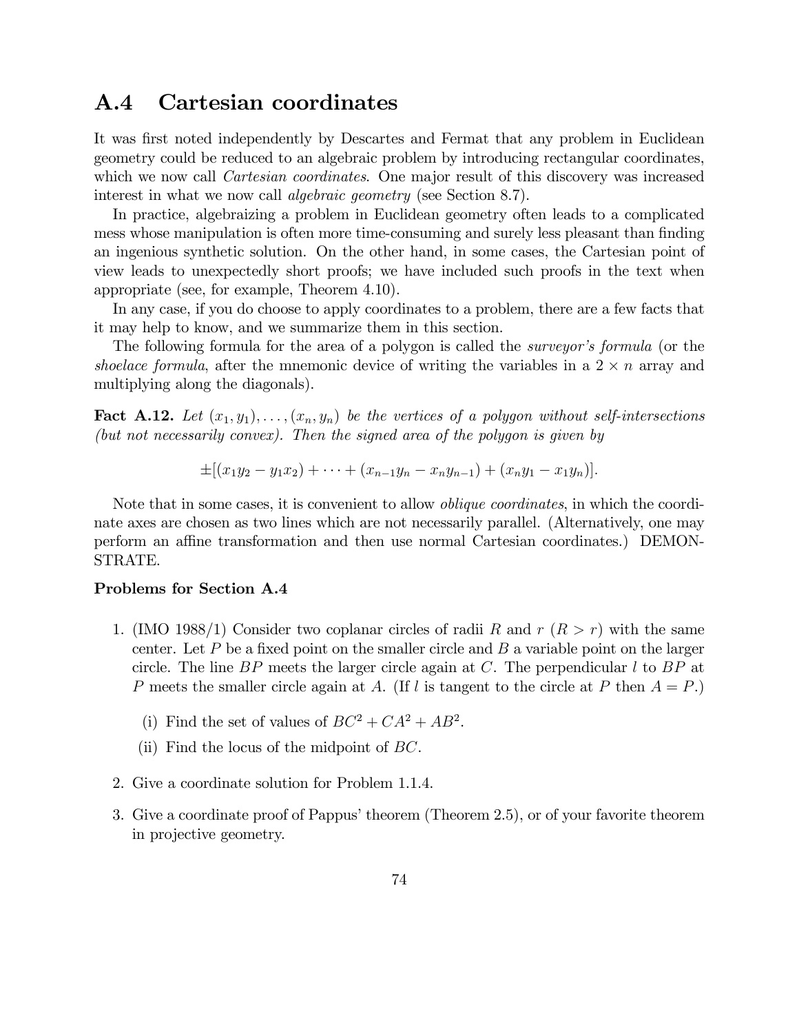## A.4 Cartesian coordinates

It was first noted independently by Descartes and Fermat that any problem in Euclidean geometry could be reduced to an algebraic problem by introducing rectangular coordinates, which we now call *Cartesian coordinates*. One major result of this discovery was increased interest in what we now call *algebraic geometry* (see Section 8.7).

In practice, algebraizing a problem in Euclidean geometry often leads to a complicated mess whose manipulation is often more time-consuming and surely less pleasant than finding an ingenious synthetic solution. On the other hand, in some cases, the Cartesian point of view leads to unexpectedly short proofs; we have included such proofs in the text when appropriate (see, for example, Theorem 4.10).

In any case, if you do choose to apply coordinates to a problem, there are a few facts that it may help to know, and we summarize them in this section.

The following formula for the area of a polygon is called the *surveyor's formula* (or the *shoelace formula*, after the mnemonic device of writing the variables in a $2 \times n$ array and multiplying along the diagonals).

**Fact A.12.** *Let $(x_1, y_1), \ldots, (x_n, y_n)$ be the vertices of a polygon without self-intersections (but not necessarily convex). Then the signed area of the polygon is given by*

$$\pm[(x_1y_2 - y_1x_2) + \cdots + (x_{n-1}y_n - x_ny_{n-1}) + (x_ny_1 - x_1y_n)].$$

Note that in some cases, it is convenient to allow *oblique coordinates*, in which the coordinate axes are chosen as two lines which are not necessarily parallel. (Alternatively, one may perform an affine transformation and then use normal Cartesian coordinates.) DEMONSTRATE.

### Problems for Section A.4

1. (IMO 1988/1) Consider two coplanar circles of radii $R$ and $r$ ($R > r$) with the same center. Let $P$ be a fixed point on the smaller circle and $B$ a variable point on the larger circle. The line $BP$ meets the larger circle again at $C$. The perpendicular $l$ to $BP$ at $P$ meets the smaller circle again at $A$. (If $l$ is tangent to the circle at $P$ then $A = P$.)

   (i) Find the set of values of $BC^2 + CA^2 + AB^2$.

   (ii) Find the locus of the midpoint of $BC$.

2. Give a coordinate solution for Problem 1.1.4.

3. Give a coordinate proof of Pappus' theorem (Theorem 2.5), or of your favorite theorem in projective geometry.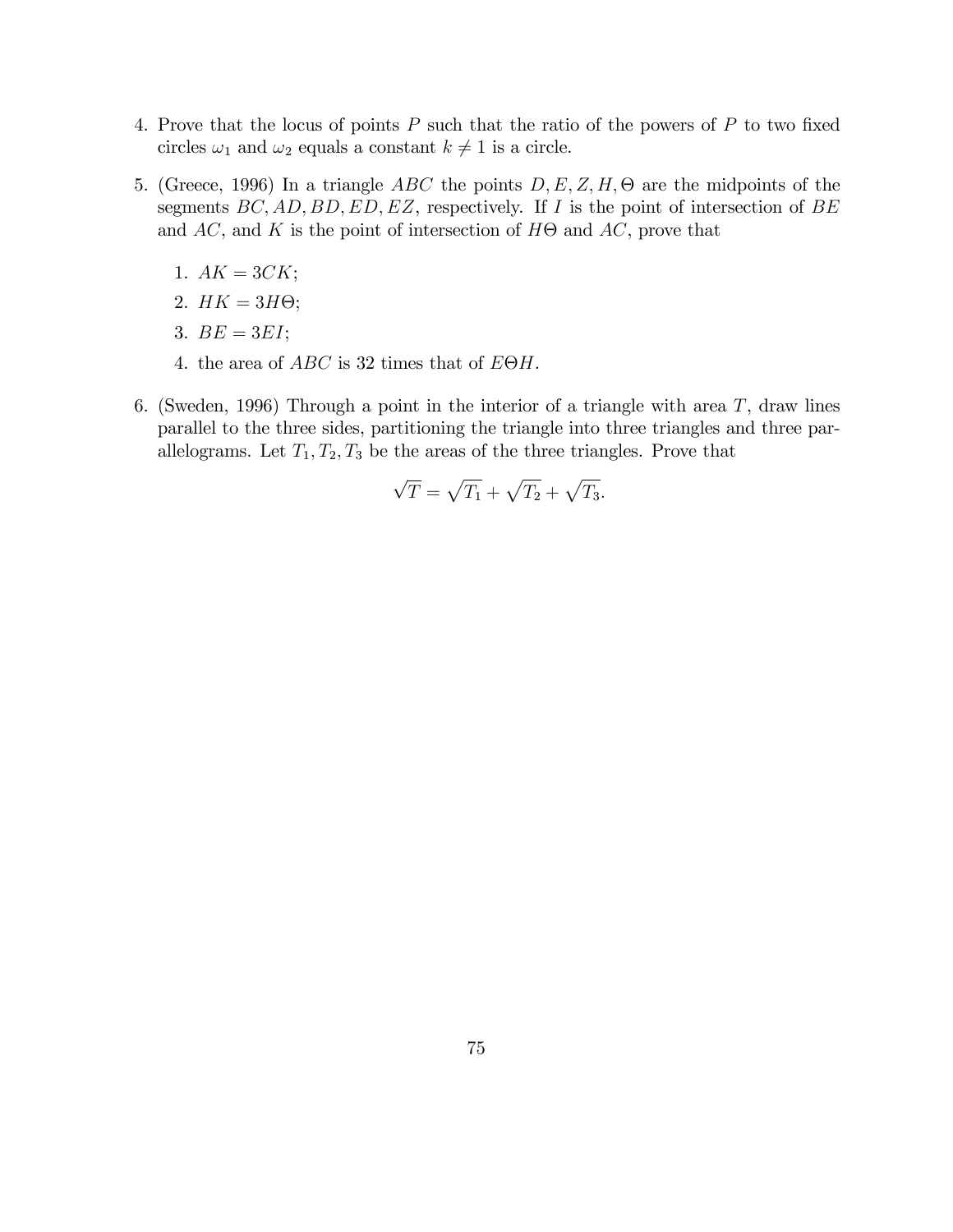4. Prove that the locus of points $P$ such that the ratio of the powers of $P$ to two fixed circles $\omega_1$ and $\omega_2$ equals a constant $k \neq 1$ is a circle.

5. (Greece, 1996) In a triangle $ABC$ the points $D, E, Z, H, \Theta$ are the midpoints of the segments $BC, AD, BD, ED, EZ$, respectively. If $I$ is the point of intersection of $BE$ and $AC$, and $K$ is the point of intersection of $H\Theta$ and $AC$, prove that

   1. $AK = 3CK$;
   2. $HK = 3H\Theta$;
   3. $BE = 3EI$;
   4. the area of $ABC$ is 32 times that of $E\Theta H$.

6. (Sweden, 1996) Through a point in the interior of a triangle with area $T$, draw lines parallel to the three sides, partitioning the triangle into three triangles and three parallelograms. Let $T_1, T_2, T_3$ be the areas of the three triangles. Prove that

$$\sqrt{T} = \sqrt{T_1} + \sqrt{T_2} + \sqrt{T_3}.$$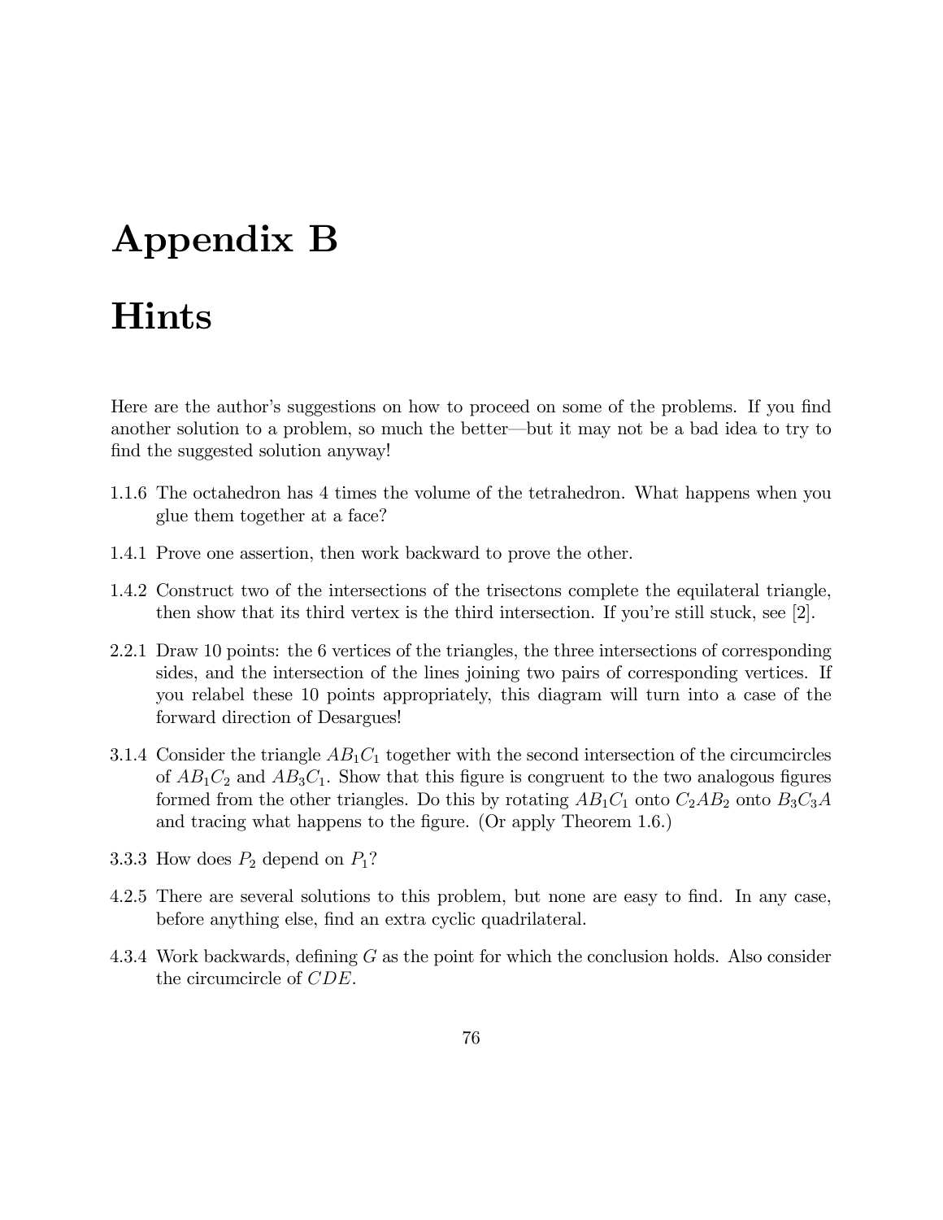# Appendix B

# Hints

Here are the author's suggestions on how to proceed on some of the problems. If you find another solution to a problem, so much the better—but it may not be a bad idea to try to find the suggested solution anyway!

1.1.6 The octahedron has 4 times the volume of the tetrahedron. What happens when you glue them together at a face?

1.4.1 Prove one assertion, then work backward to prove the other.

1.4.2 Construct two of the intersections of the trisectons complete the equilateral triangle, then show that its third vertex is the third intersection. If you're still stuck, see [2].

2.2.1 Draw 10 points: the 6 vertices of the triangles, the three intersections of corresponding sides, and the intersection of the lines joining two pairs of corresponding vertices. If you relabel these 10 points appropriately, this diagram will turn into a case of the forward direction of Desargues!

3.1.4 Consider the triangle $AB_1C_1$ together with the second intersection of the circumcircles of $AB_1C_2$ and $AB_3C_1$. Show that this figure is congruent to the two analogous figures formed from the other triangles. Do this by rotating $AB_1C_1$ onto $C_2AB_2$ onto $B_3C_3A$ and tracing what happens to the figure. (Or apply Theorem 1.6.)

3.3.3 How does $P_2$ depend on $P_1$?

4.2.5 There are several solutions to this problem, but none are easy to find. In any case, before anything else, find an extra cyclic quadrilateral.

4.3.4 Work backwards, defining $G$ as the point for which the conclusion holds. Also consider the circumcircle of $CDE$.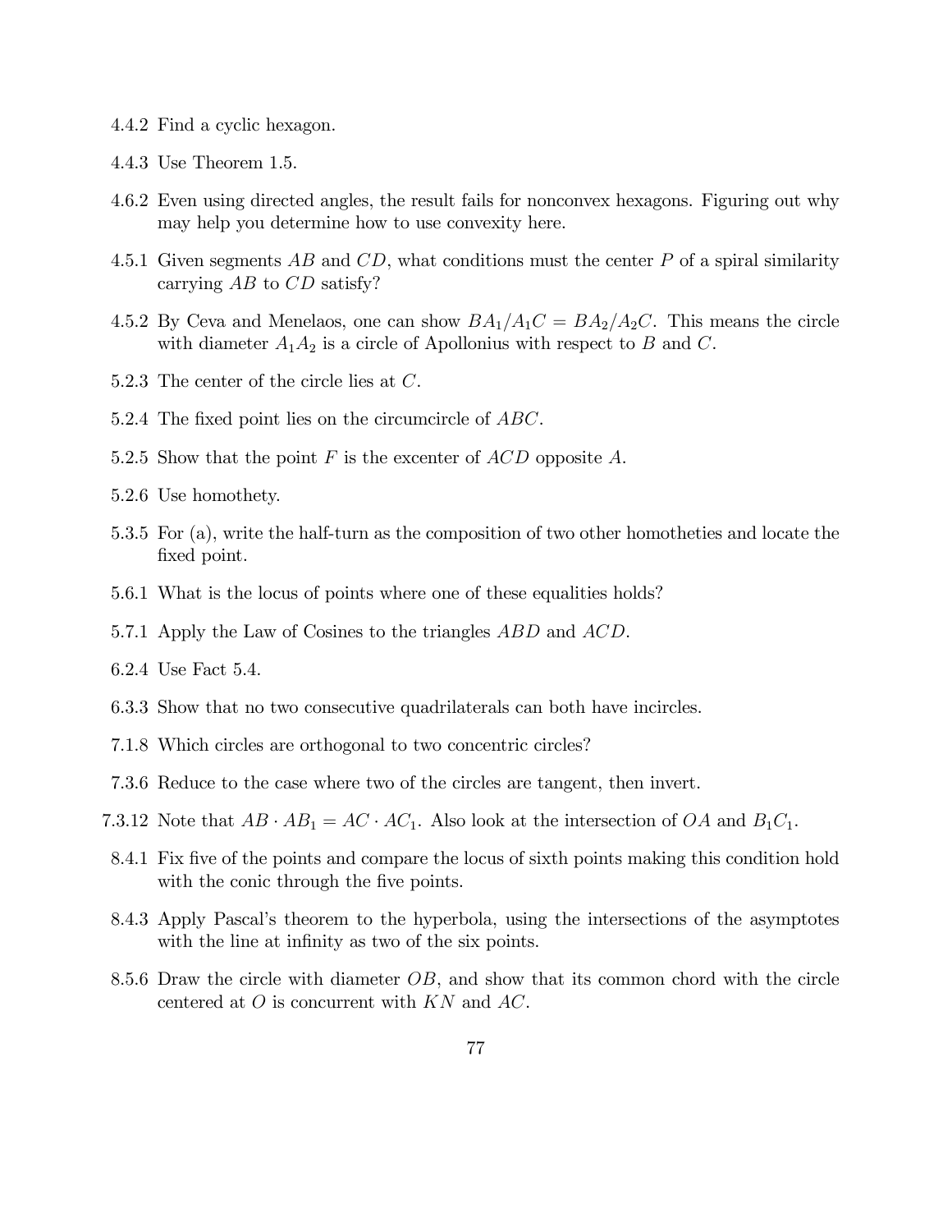4.4.2 Find a cyclic hexagon.

4.4.3 Use Theorem 1.5.

4.6.2 Even using directed angles, the result fails for nonconvex hexagons. Figuring out why may help you determine how to use convexity here.

4.5.1 Given segments $AB$ and $CD$, what conditions must the center $P$ of a spiral similarity carrying $AB$ to $CD$ satisfy?

4.5.2 By Ceva and Menelaos, one can show $BA_1/A_1C = BA_2/A_2C$. This means the circle with diameter $A_1A_2$ is a circle of Apollonius with respect to $B$ and $C$.

5.2.3 The center of the circle lies at $C$.

5.2.4 The fixed point lies on the circumcircle of $ABC$.

5.2.5 Show that the point $F$ is the excenter of $ACD$ opposite $A$.

5.2.6 Use homothety.

5.3.5 For (a), write the half-turn as the composition of two other homotheties and locate the fixed point.

5.6.1 What is the locus of points where one of these equalities holds?

5.7.1 Apply the Law of Cosines to the triangles $ABD$ and $ACD$.

6.2.4 Use Fact 5.4.

6.3.3 Show that no two consecutive quadrilaterals can both have incircles.

7.1.8 Which circles are orthogonal to two concentric circles?

7.3.6 Reduce to the case where two of the circles are tangent, then invert.

7.3.12 Note that $AB \cdot AB_1 = AC \cdot AC_1$. Also look at the intersection of $OA$ and $B_1C_1$.

8.4.1 Fix five of the points and compare the locus of sixth points making this condition hold with the conic through the five points.

8.4.3 Apply Pascal's theorem to the hyperbola, using the intersections of the asymptotes with the line at infinity as two of the six points.

8.5.6 Draw the circle with diameter $OB$, and show that its common chord with the circle centered at $O$ is concurrent with $KN$ and $AC$.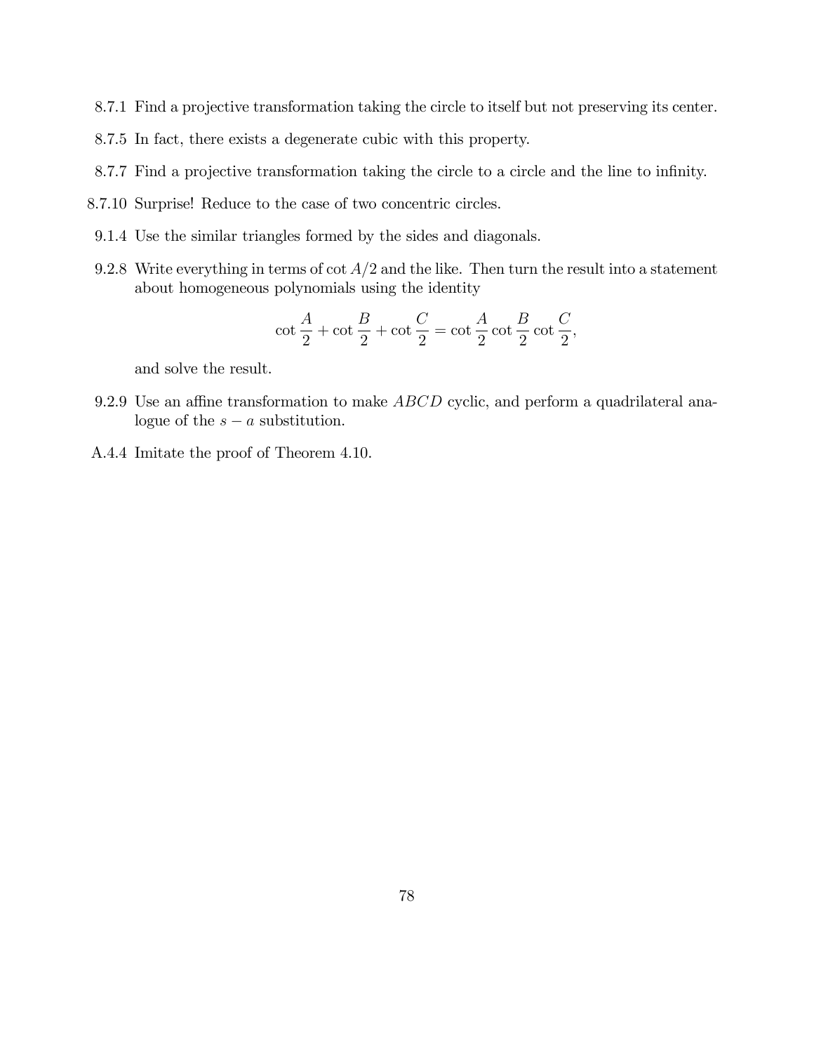8.7.1 Find a projective transformation taking the circle to itself but not preserving its center.

8.7.5 In fact, there exists a degenerate cubic with this property.

8.7.7 Find a projective transformation taking the circle to a circle and the line to infinity.

8.7.10 Surprise! Reduce to the case of two concentric circles.

9.1.4 Use the similar triangles formed by the sides and diagonals.

9.2.8 Write everything in terms of $\cot A/2$ and the like. Then turn the result into a statement about homogeneous polynomials using the identity

$$\cot \frac{A}{2} + \cot \frac{B}{2} + \cot \frac{C}{2} = \cot \frac{A}{2} \cot \frac{B}{2} \cot \frac{C}{2},$$

and solve the result.

9.2.9 Use an affine transformation to make $ABCD$ cyclic, and perform a quadrilateral analogue of the $s - a$ substitution.

A.4.4 Imitate the proof of Theorem 4.10.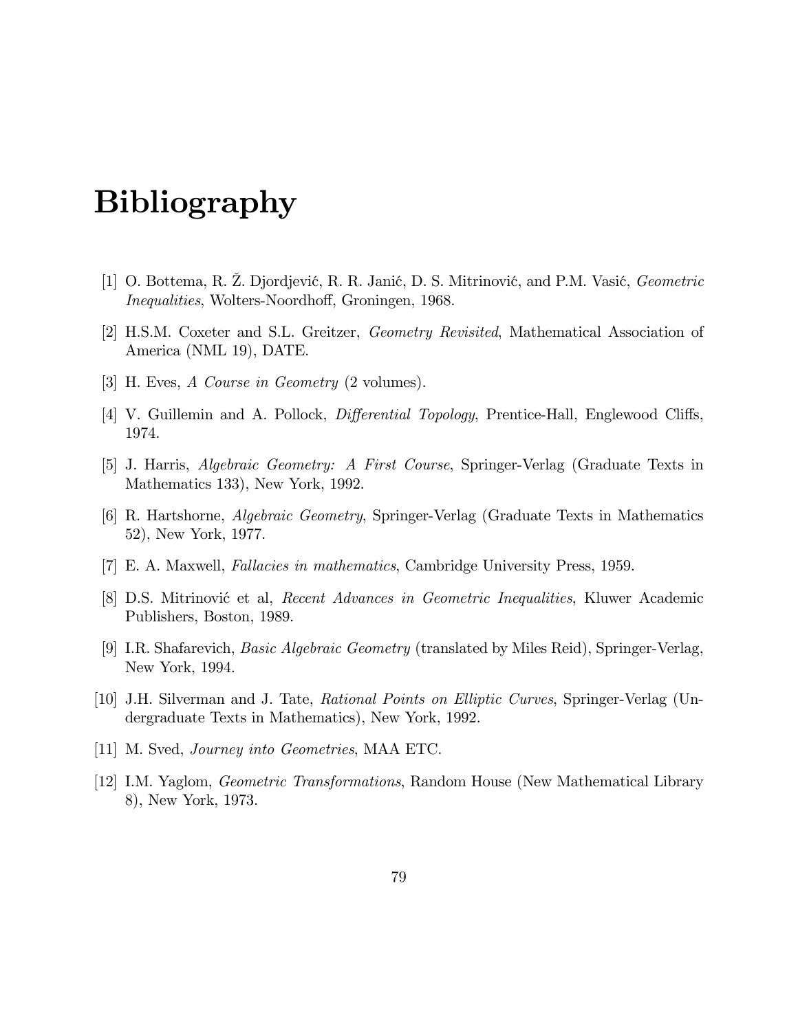# Bibliography

[1] O. Bottema, R. Ž. Djordjević, R. R. Janić, D. S. Mitrinović, and P.M. Vasić, *Geometric Inequalities*, Wolters-Noordhoff, Groningen, 1968.

[2] H.S.M. Coxeter and S.L. Greitzer, *Geometry Revisited*, Mathematical Association of America (NML 19), DATE.

[3] H. Eves, *A Course in Geometry* (2 volumes).

[4] V. Guillemin and A. Pollock, *Differential Topology*, Prentice-Hall, Englewood Cliffs, 1974.

[5] J. Harris, *Algebraic Geometry: A First Course*, Springer-Verlag (Graduate Texts in Mathematics 133), New York, 1992.

[6] R. Hartshorne, *Algebraic Geometry*, Springer-Verlag (Graduate Texts in Mathematics 52), New York, 1977.

[7] E. A. Maxwell, *Fallacies in mathematics*, Cambridge University Press, 1959.

[8] D.S. Mitrinović et al, *Recent Advances in Geometric Inequalities*, Kluwer Academic Publishers, Boston, 1989.

[9] I.R. Shafarevich, *Basic Algebraic Geometry* (translated by Miles Reid), Springer-Verlag, New York, 1994.

[10] J.H. Silverman and J. Tate, *Rational Points on Elliptic Curves*, Springer-Verlag (Undergraduate Texts in Mathematics), New York, 1992.

[11] M. Sved, *Journey into Geometries*, MAA ETC.

[12] I.M. Yaglom, *Geometric Transformations*, Random House (New Mathematical Library 8), New York, 1973.